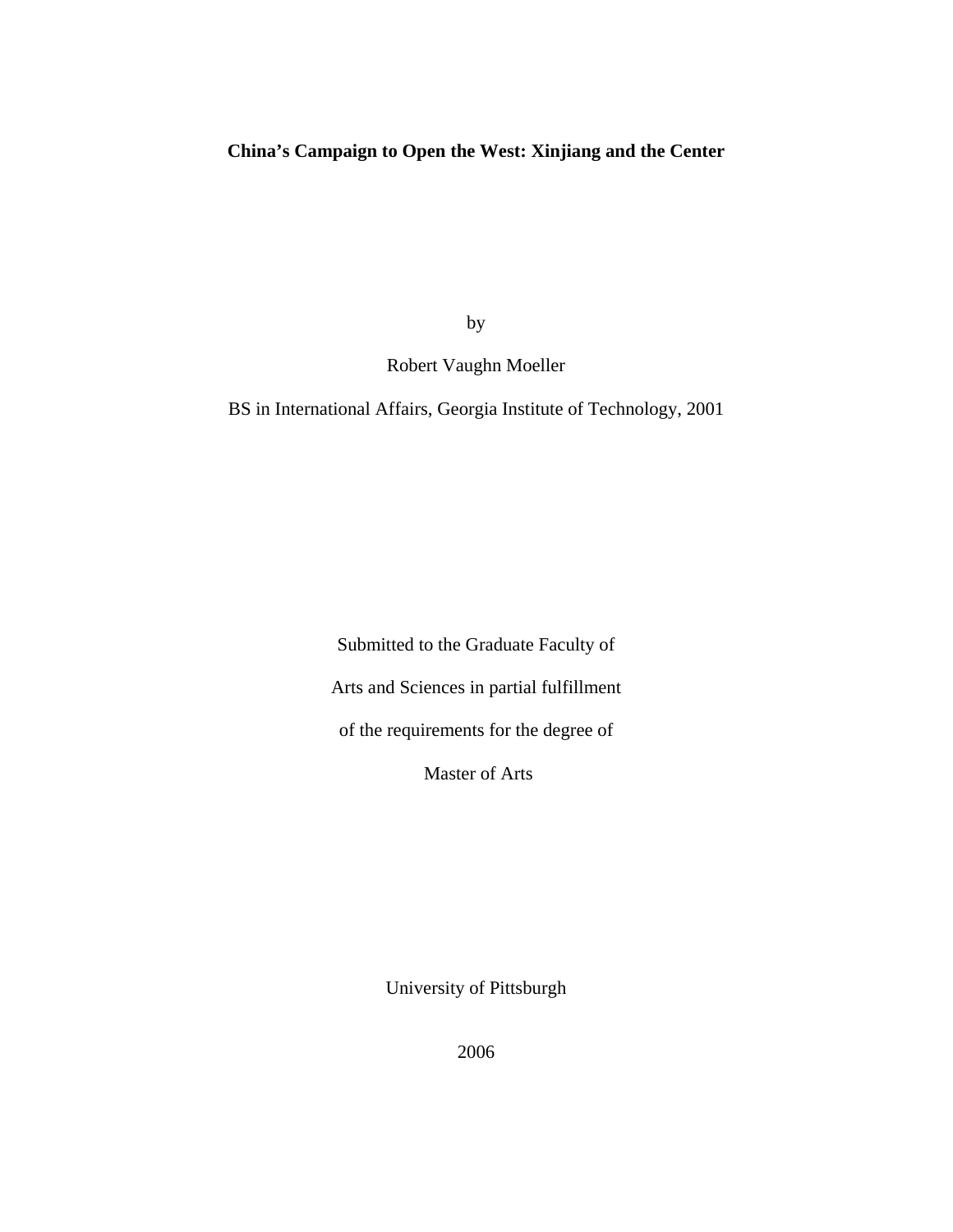**China's Campaign to Open the West: Xinjiang and the Center**

by

Robert Vaughn Moeller

BS in International Affairs, Georgia Institute of Technology, 2001

Submitted to the Graduate Faculty of

Arts and Sciences in partial fulfillment

of the requirements for the degree of

Master of Arts

University of Pittsburgh

2006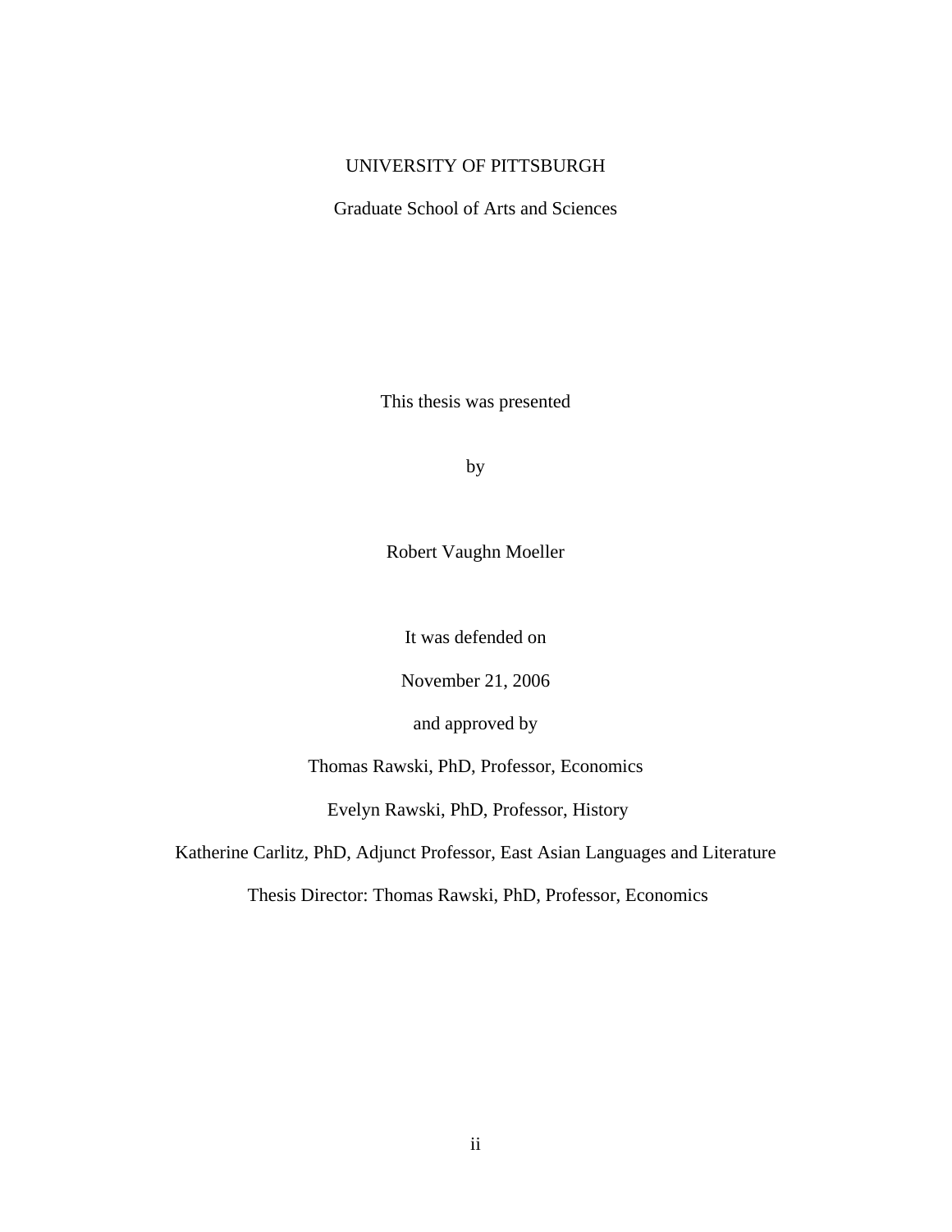UNIVERSITY OF PITTSBURGH

Graduate School of Arts and Sciences

This thesis was presented

by

Robert Vaughn Moeller

It was defended on

November 21, 2006

and approved by

Thomas Rawski, PhD, Professor, Economics

Evelyn Rawski, PhD, Professor, History

Katherine Carlitz, PhD, Adjunct Professor, East Asian Languages and Literature

Thesis Director: Thomas Rawski, PhD, Professor, Economics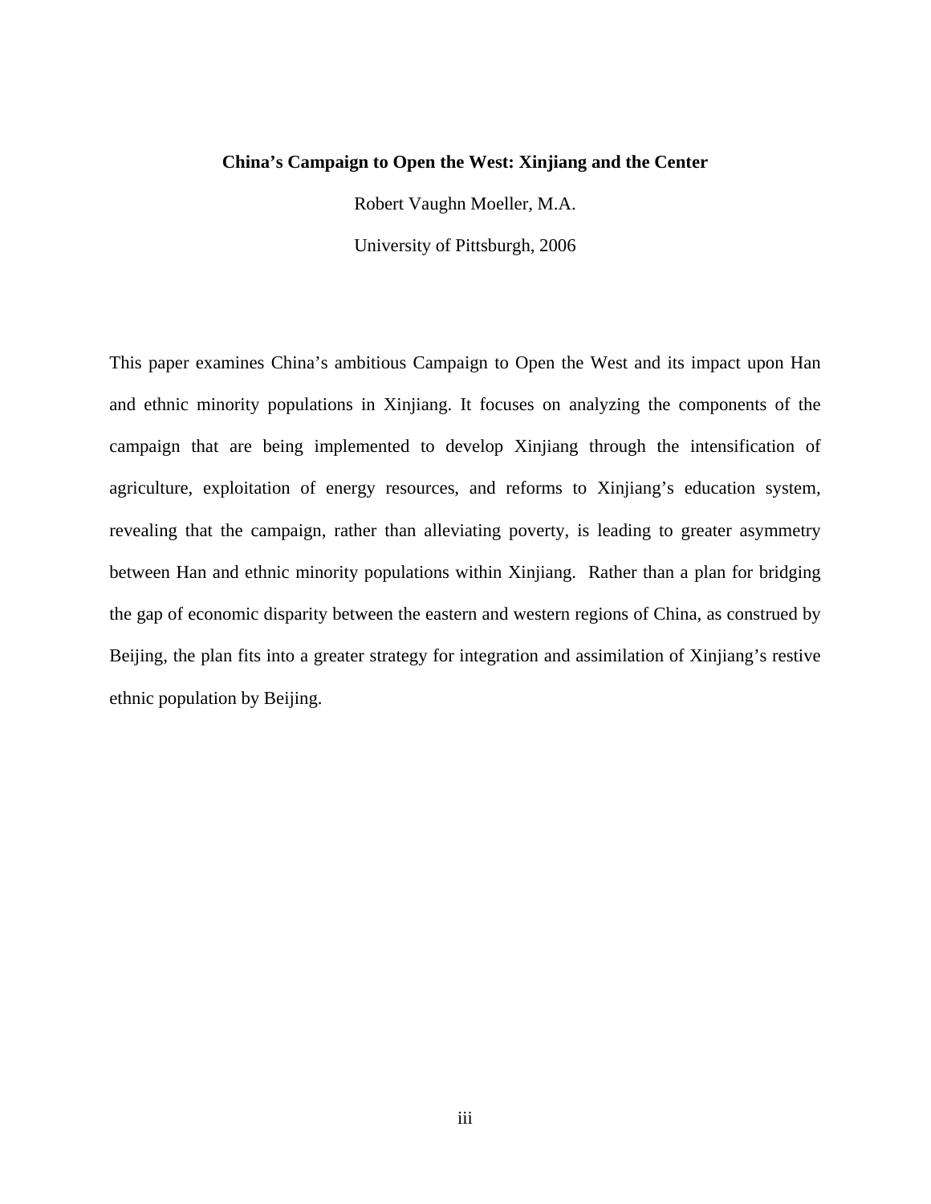**China's Campaign to Open the West: Xinjiang and the Center**

Robert Vaughn Moeller, M.A.

University of Pittsburgh, 2006

This paper examines China's ambitious Campaign to Open the West and its impact upon Han and ethnic minority populations in Xinjiang. It focuses on analyzing the components of the campaign that are being implemented to develop Xinjiang through the intensification of agriculture, exploitation of energy resources, and reforms to Xinjiang's education system, revealing that the campaign, rather than alleviating poverty, is leading to greater asymmetry between Han and ethnic minority populations within Xinjiang. Rather than a plan for bridging the gap of economic disparity between the eastern and western regions of China, as construed by Beijing, the plan fits into a greater strategy for integration and assimilation of Xinjiang's restive ethnic population by Beijing.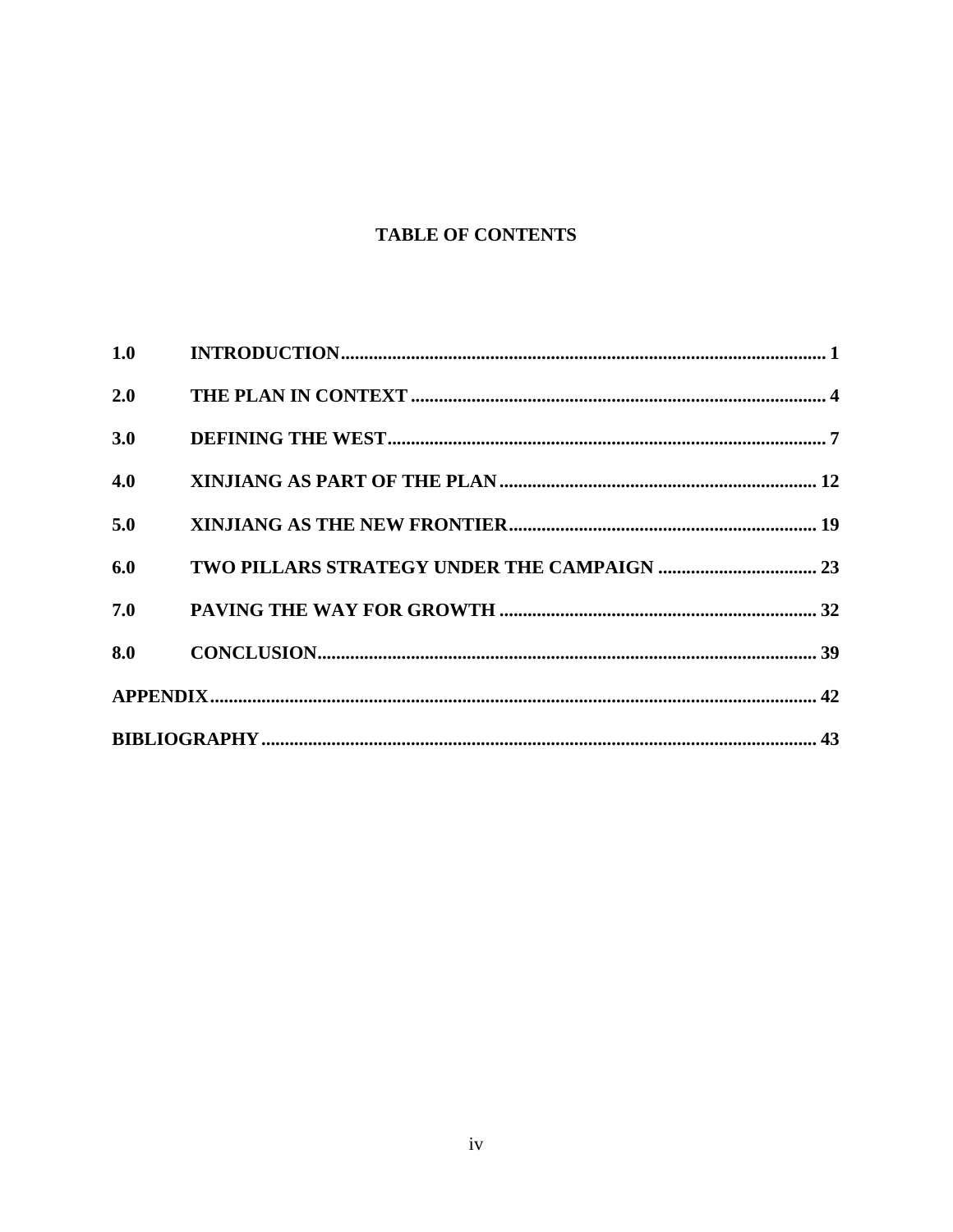# TABLE OF CONTENTS

| | | |
|---|---|---|
| 1.0 | INTRODUCTION | 1 |
| 2.0 | THE PLAN IN CONTEXT | 4 |
| 3.0 | DEFINING THE WEST | 7 |
| 4.0 | XINJIANG AS PART OF THE PLAN | 12 |
| 5.0 | XINJIANG AS THE NEW FRONTIER | 19 |
| 6.0 | TWO PILLARS STRATEGY UNDER THE CAMPAIGN | 23 |
| 7.0 | PAVING THE WAY FOR GROWTH | 32 |
| 8.0 | CONCLUSION | 39 |
| APPENDIX | | 42 |
| BIBLIOGRAPHY | | 43 |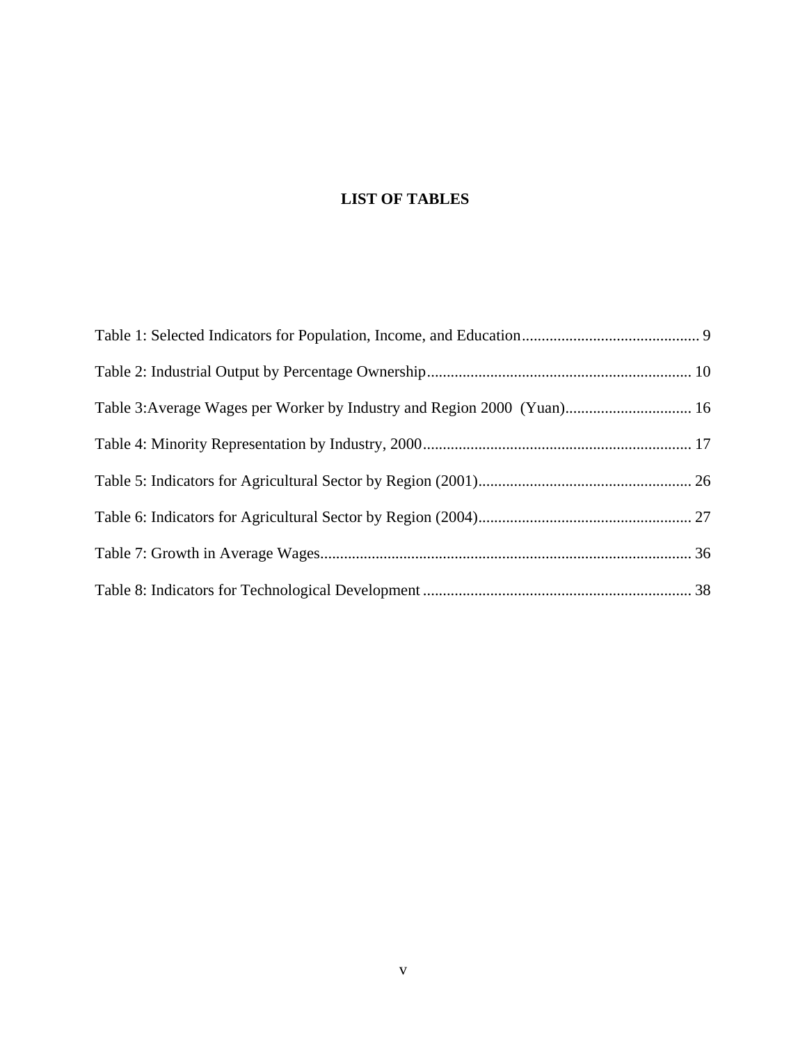# LIST OF TABLES

Table 1: Selected Indicators for Population, Income, and Education ............................................. 9

Table 2: Industrial Output by Percentage Ownership.................................................................. 10

Table 3:Average Wages per Worker by Industry and Region 2000 (Yuan)................................ 16

Table 4: Minority Representation by Industry, 2000.................................................................... 17

Table 5: Indicators for Agricultural Sector by Region (2001)...................................................... 26

Table 6: Indicators for Agricultural Sector by Region (2004)...................................................... 27

Table 7: Growth in Average Wages.............................................................................................. 36

Table 8: Indicators for Technological Development .................................................................... 38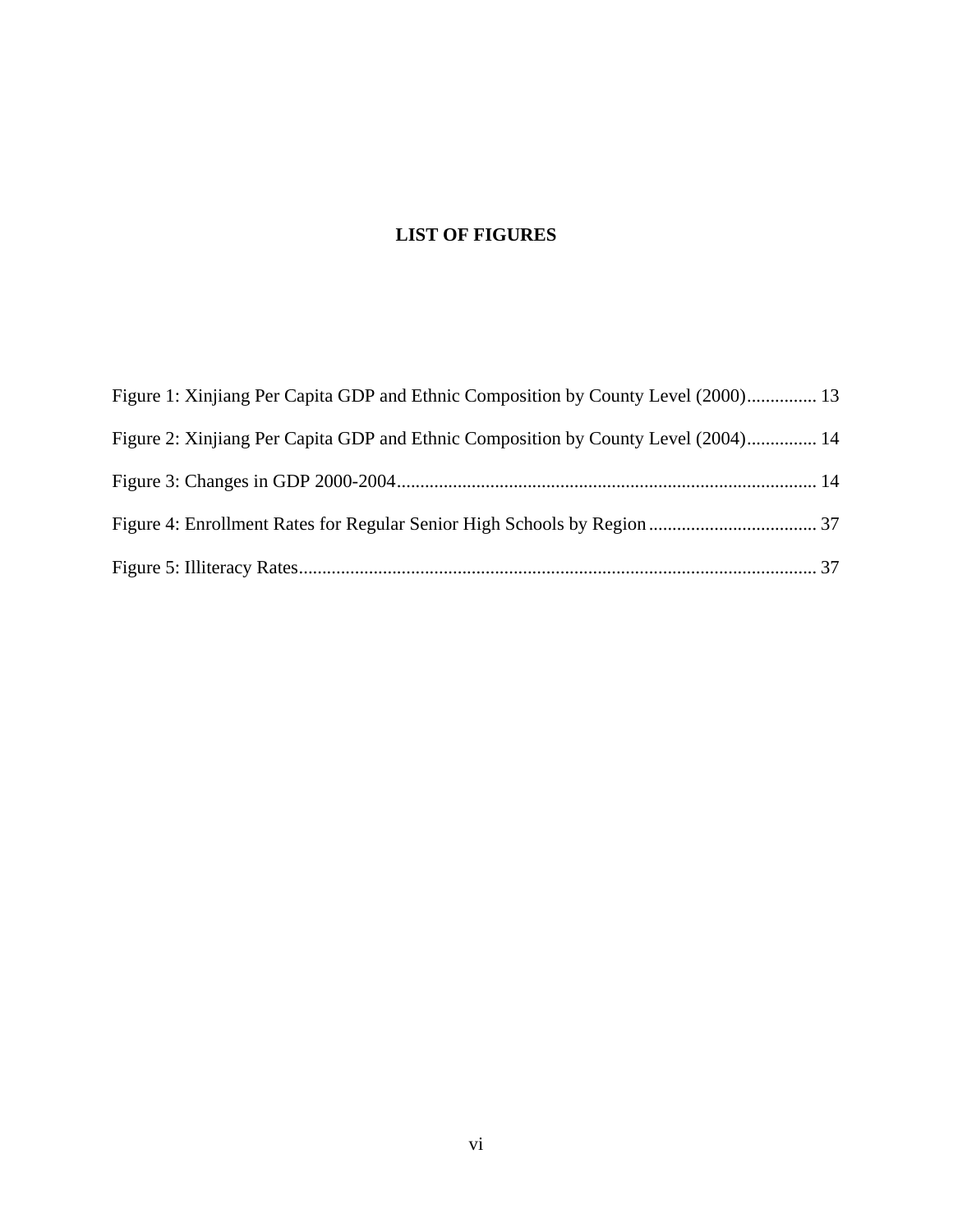# LIST OF FIGURES

Figure 1: Xinjiang Per Capita GDP and Ethnic Composition by County Level (2000)............... 13

Figure 2: Xinjiang Per Capita GDP and Ethnic Composition by County Level (2004)............... 14

Figure 3: Changes in GDP 2000-2004.......................................................................................... 14

Figure 4: Enrollment Rates for Regular Senior High Schools by Region.................................... 37

Figure 5: Illiteracy Rates............................................................................................................... 37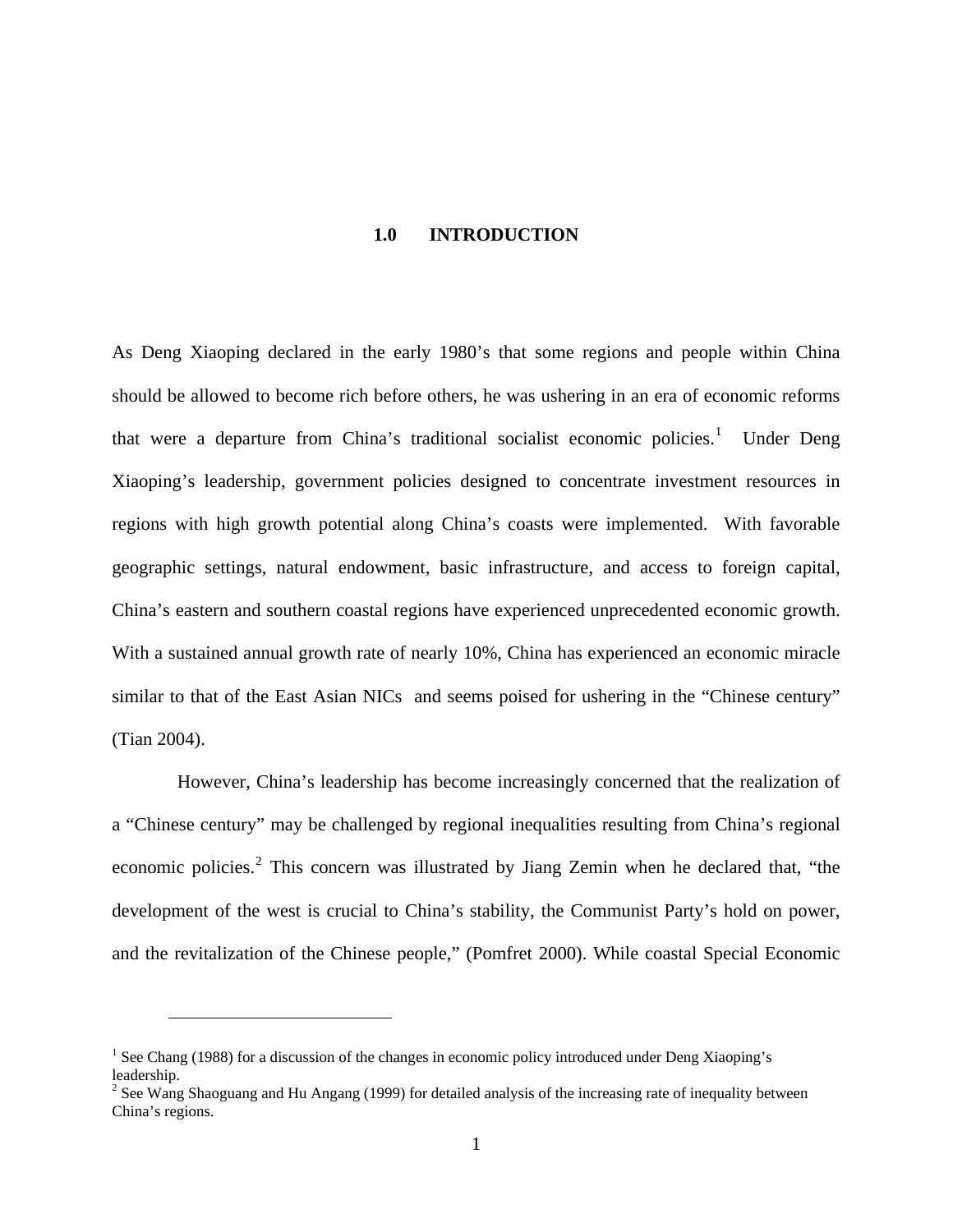# 1.0 INTRODUCTION

As Deng Xiaoping declared in the early 1980's that some regions and people within China should be allowed to become rich before others, he was ushering in an era of economic reforms that were a departure from China's traditional socialist economic policies.[1] Under Deng Xiaoping's leadership, government policies designed to concentrate investment resources in regions with high growth potential along China's coasts were implemented. With favorable geographic settings, natural endowment, basic infrastructure, and access to foreign capital, China's eastern and southern coastal regions have experienced unprecedented economic growth. With a sustained annual growth rate of nearly 10%, China has experienced an economic miracle similar to that of the East Asian NICs and seems poised for ushering in the "Chinese century" (Tian 2004).

However, China's leadership has become increasingly concerned that the realization of a "Chinese century" may be challenged by regional inequalities resulting from China's regional economic policies.[2] This concern was illustrated by Jiang Zemin when he declared that, "the development of the west is crucial to China's stability, the Communist Party's hold on power, and the revitalization of the Chinese people," (Pomfret 2000). While coastal Special Economic

---

[1] See Chang (1988) for a discussion of the changes in economic policy introduced under Deng Xiaoping's leadership.

[2] See Wang Shaoguang and Hu Angang (1999) for detailed analysis of the increasing rate of inequality between China's regions.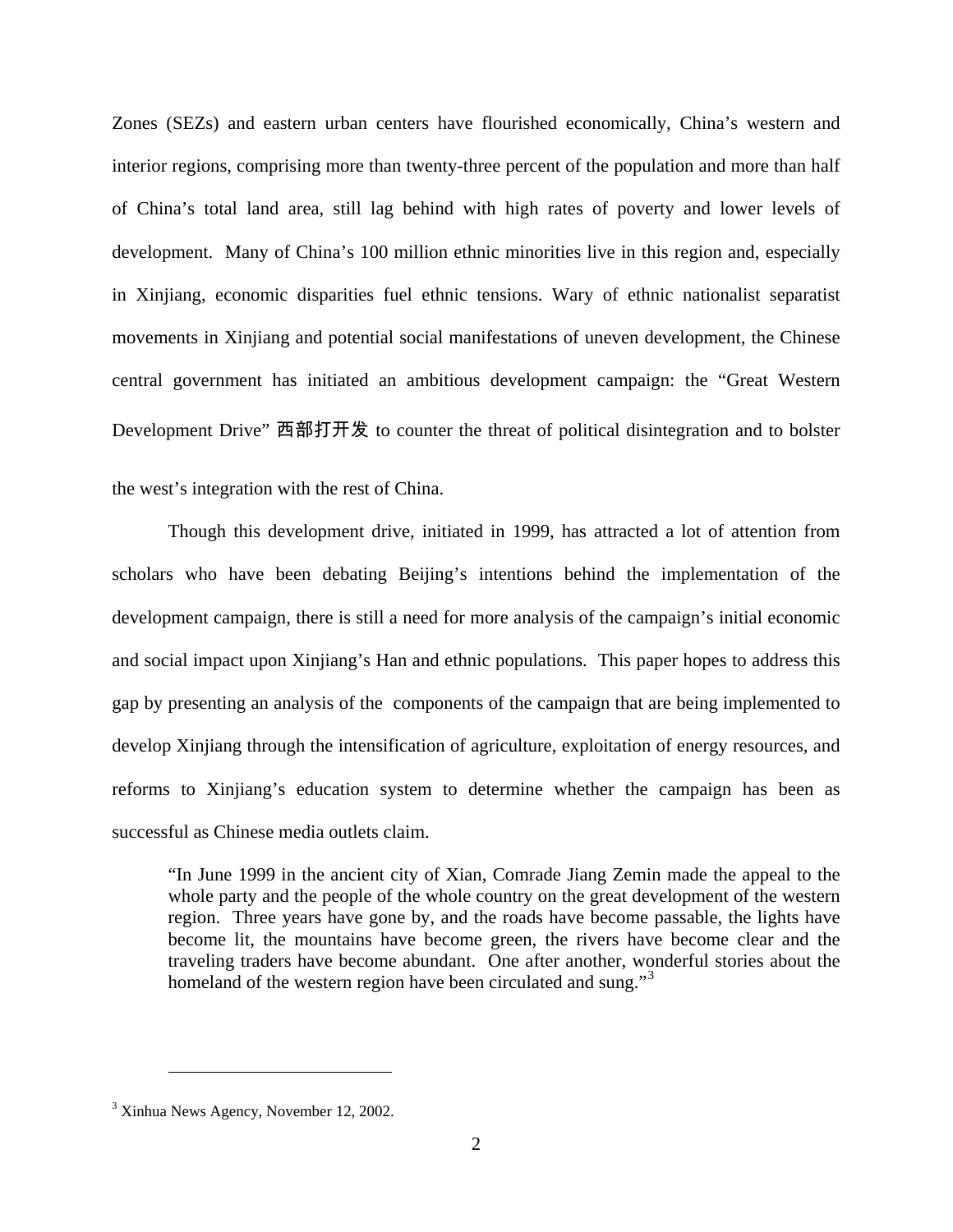Zones (SEZs) and eastern urban centers have flourished economically, China's western and interior regions, comprising more than twenty-three percent of the population and more than half of China's total land area, still lag behind with high rates of poverty and lower levels of development. Many of China's 100 million ethnic minorities live in this region and, especially in Xinjiang, economic disparities fuel ethnic tensions. Wary of ethnic nationalist separatist movements in Xinjiang and potential social manifestations of uneven development, the Chinese central government has initiated an ambitious development campaign: the "Great Western Development Drive" 西部打开发 to counter the threat of political disintegration and to bolster the west's integration with the rest of China.

Though this development drive, initiated in 1999, has attracted a lot of attention from scholars who have been debating Beijing's intentions behind the implementation of the development campaign, there is still a need for more analysis of the campaign's initial economic and social impact upon Xinjiang's Han and ethnic populations. This paper hopes to address this gap by presenting an analysis of the components of the campaign that are being implemented to develop Xinjiang through the intensification of agriculture, exploitation of energy resources, and reforms to Xinjiang's education system to determine whether the campaign has been as successful as Chinese media outlets claim.

> "In June 1999 in the ancient city of Xian, Comrade Jiang Zemin made the appeal to the whole party and the people of the whole country on the great development of the western region. Three years have gone by, and the roads have become passable, the lights have become lit, the mountains have become green, the rivers have become clear and the traveling traders have become abundant. One after another, wonderful stories about the homeland of the western region have been circulated and sung."[3]

[3] Xinhua News Agency, November 12, 2002.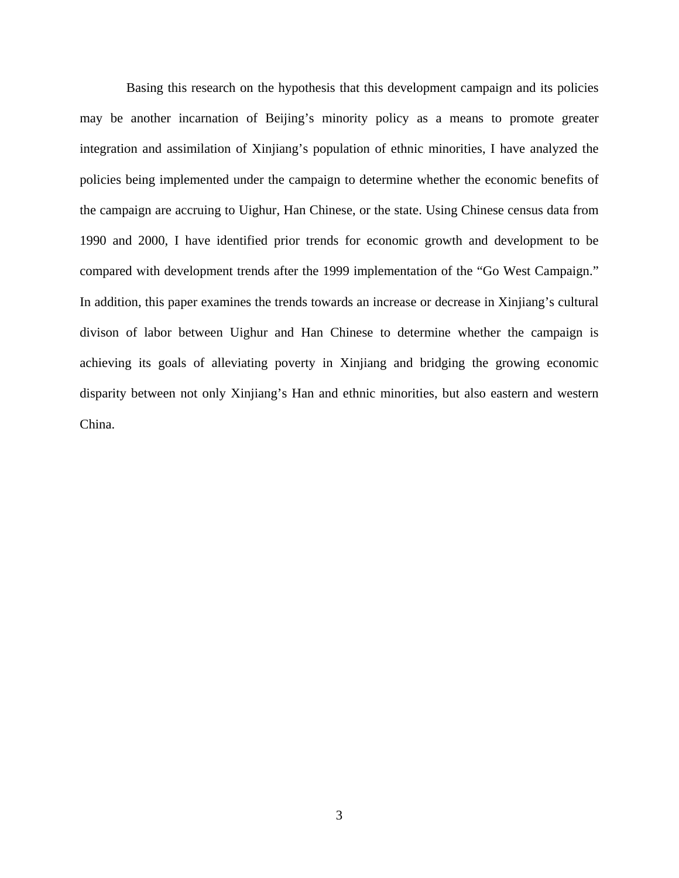Basing this research on the hypothesis that this development campaign and its policies may be another incarnation of Beijing's minority policy as a means to promote greater integration and assimilation of Xinjiang's population of ethnic minorities, I have analyzed the policies being implemented under the campaign to determine whether the economic benefits of the campaign are accruing to Uighur, Han Chinese, or the state. Using Chinese census data from 1990 and 2000, I have identified prior trends for economic growth and development to be compared with development trends after the 1999 implementation of the "Go West Campaign." In addition, this paper examines the trends towards an increase or decrease in Xinjiang's cultural divison of labor between Uighur and Han Chinese to determine whether the campaign is achieving its goals of alleviating poverty in Xinjiang and bridging the growing economic disparity between not only Xinjiang's Han and ethnic minorities, but also eastern and western China.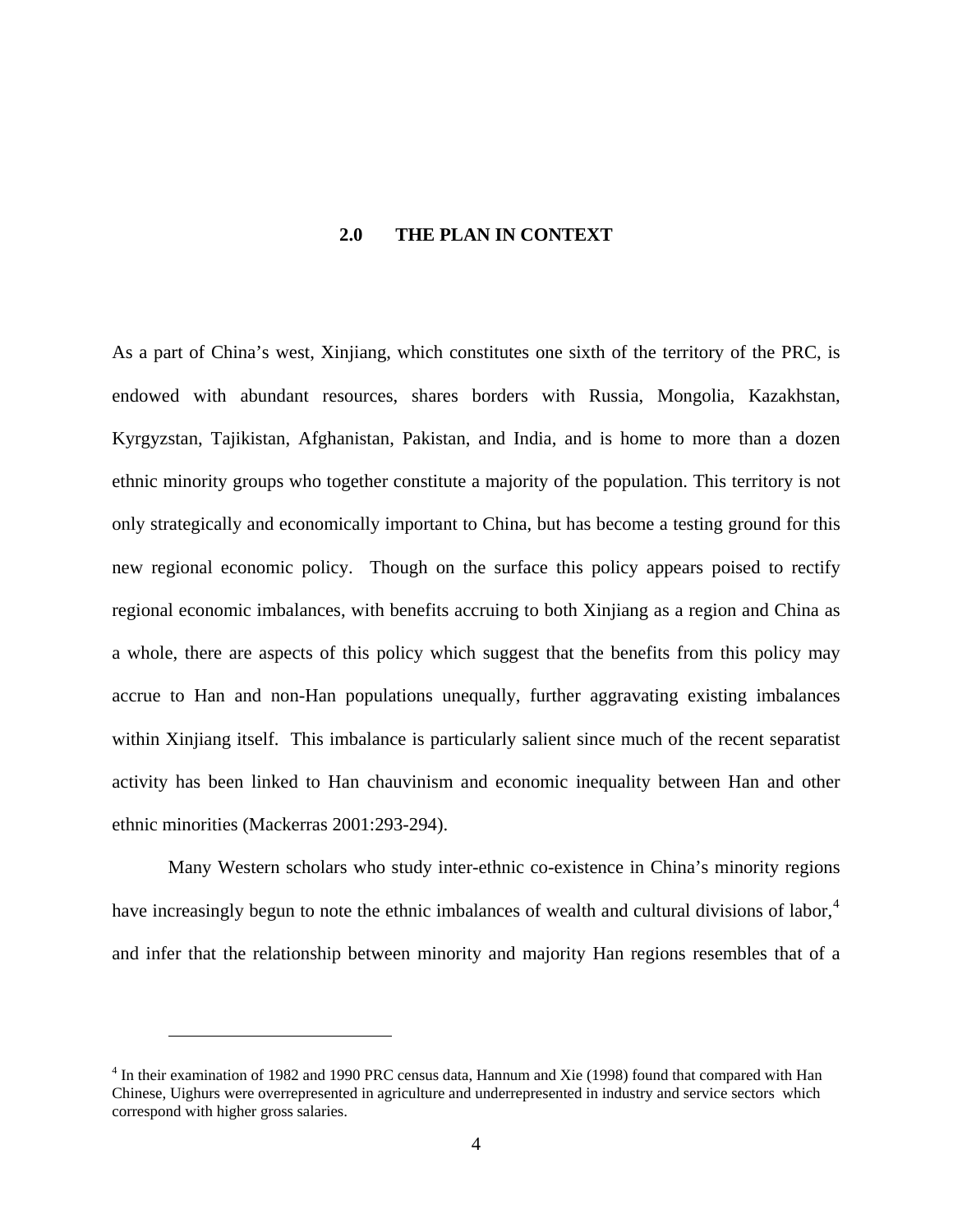## 2.0 THE PLAN IN CONTEXT

As a part of China's west, Xinjiang, which constitutes one sixth of the territory of the PRC, is endowed with abundant resources, shares borders with Russia, Mongolia, Kazakhstan, Kyrgyzstan, Tajikistan, Afghanistan, Pakistan, and India, and is home to more than a dozen ethnic minority groups who together constitute a majority of the population. This territory is not only strategically and economically important to China, but has become a testing ground for this new regional economic policy. Though on the surface this policy appears poised to rectify regional economic imbalances, with benefits accruing to both Xinjiang as a region and China as a whole, there are aspects of this policy which suggest that the benefits from this policy may accrue to Han and non-Han populations unequally, further aggravating existing imbalances within Xinjiang itself. This imbalance is particularly salient since much of the recent separatist activity has been linked to Han chauvinism and economic inequality between Han and other ethnic minorities (Mackerras 2001:293-294).

Many Western scholars who study inter-ethnic co-existence in China's minority regions have increasingly begun to note the ethnic imbalances of wealth and cultural divisions of labor,[4] and infer that the relationship between minority and majority Han regions resembles that of a

[4] In their examination of 1982 and 1990 PRC census data, Hannum and Xie (1998) found that compared with Han Chinese, Uighurs were overrepresented in agriculture and underrepresented in industry and service sectors which correspond with higher gross salaries.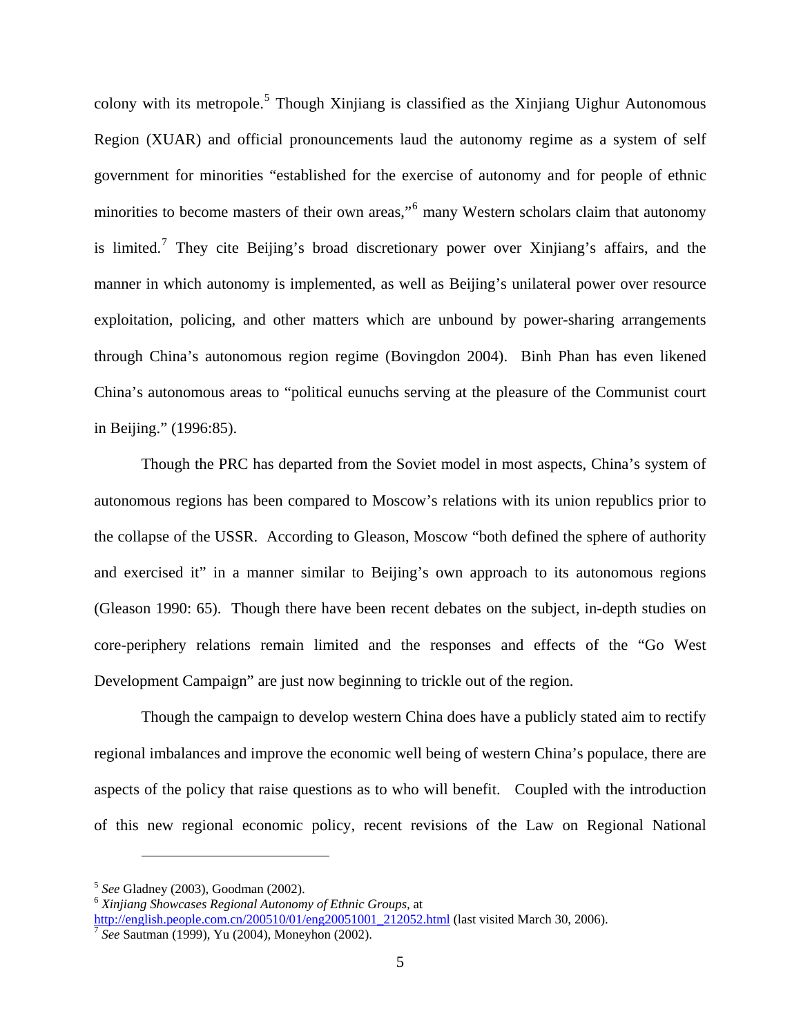colony with its metropole.[5] Though Xinjiang is classified as the Xinjiang Uighur Autonomous Region (XUAR) and official pronouncements laud the autonomy regime as a system of self government for minorities "established for the exercise of autonomy and for people of ethnic minorities to become masters of their own areas,"[6] many Western scholars claim that autonomy is limited.[7] They cite Beijing's broad discretionary power over Xinjiang's affairs, and the manner in which autonomy is implemented, as well as Beijing's unilateral power over resource exploitation, policing, and other matters which are unbound by power-sharing arrangements through China's autonomous region regime (Bovingdon 2004). Binh Phan has even likened China's autonomous areas to "political eunuchs serving at the pleasure of the Communist court in Beijing." (1996:85).

Though the PRC has departed from the Soviet model in most aspects, China's system of autonomous regions has been compared to Moscow's relations with its union republics prior to the collapse of the USSR. According to Gleason, Moscow "both defined the sphere of authority and exercised it" in a manner similar to Beijing's own approach to its autonomous regions (Gleason 1990: 65). Though there have been recent debates on the subject, in-depth studies on core-periphery relations remain limited and the responses and effects of the "Go West Development Campaign" are just now beginning to trickle out of the region.

Though the campaign to develop western China does have a publicly stated aim to rectify regional imbalances and improve the economic well being of western China's populace, there are aspects of the policy that raise questions as to who will benefit. Coupled with the introduction of this new regional economic policy, recent revisions of the Law on Regional National

---

[5] *See* Gladney (2003), Goodman (2002).

[6] *Xinjiang Showcases Regional Autonomy of Ethnic Groups*, at http://english.people.com.cn/200510/01/eng20051001_212052.html (last visited March 30, 2006).

[7] *See* Sautman (1999), Yu (2004), Moneyhon (2002).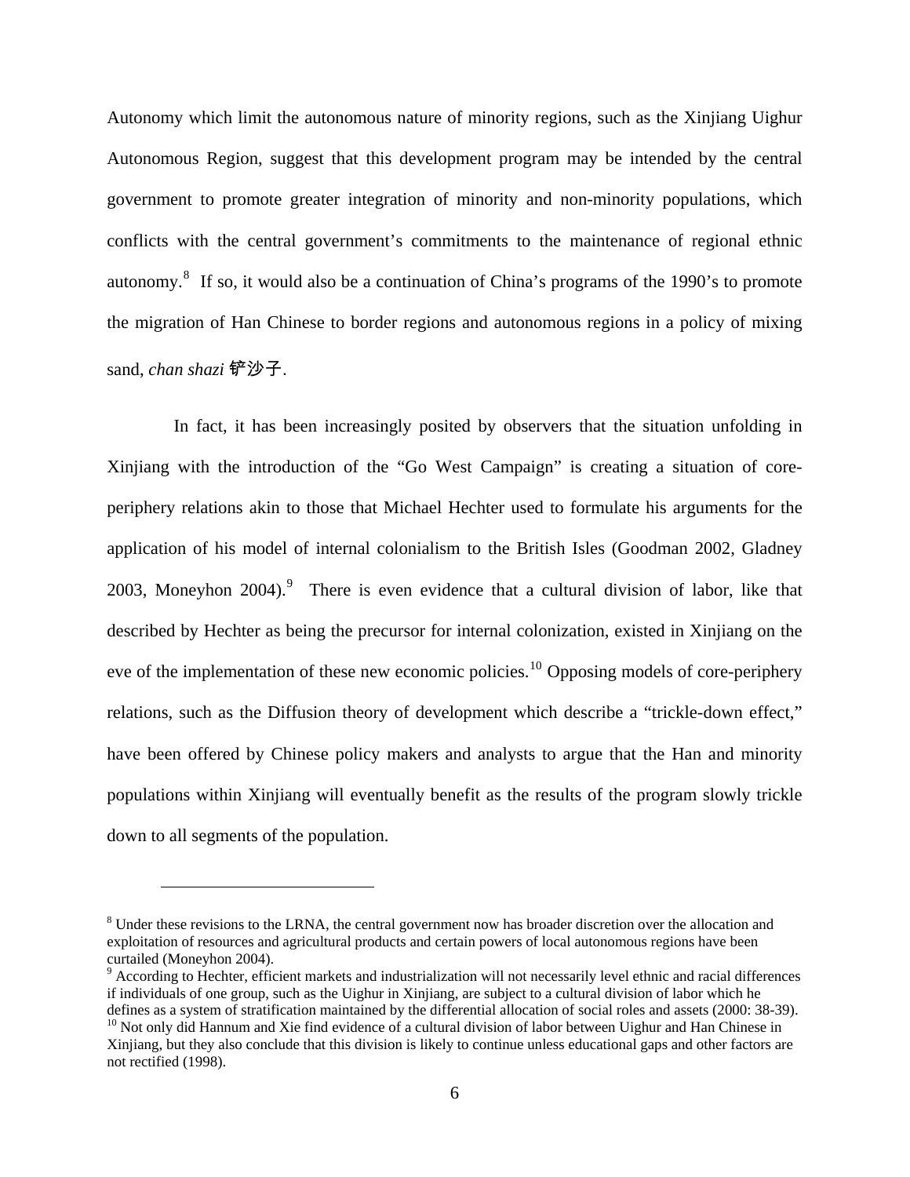Autonomy which limit the autonomous nature of minority regions, such as the Xinjiang Uighur Autonomous Region, suggest that this development program may be intended by the central government to promote greater integration of minority and non-minority populations, which conflicts with the central government's commitments to the maintenance of regional ethnic autonomy.[8] If so, it would also be a continuation of China's programs of the 1990's to promote the migration of Han Chinese to border regions and autonomous regions in a policy of mixing sand, *chan shazi* 铲沙子.

In fact, it has been increasingly posited by observers that the situation unfolding in Xinjiang with the introduction of the "Go West Campaign" is creating a situation of core-periphery relations akin to those that Michael Hechter used to formulate his arguments for the application of his model of internal colonialism to the British Isles (Goodman 2002, Gladney 2003, Moneyhon 2004).[9] There is even evidence that a cultural division of labor, like that described by Hechter as being the precursor for internal colonization, existed in Xinjiang on the eve of the implementation of these new economic policies.[10] Opposing models of core-periphery relations, such as the Diffusion theory of development which describe a "trickle-down effect," have been offered by Chinese policy makers and analysts to argue that the Han and minority populations within Xinjiang will eventually benefit as the results of the program slowly trickle down to all segments of the population.

---

[8] Under these revisions to the LRNA, the central government now has broader discretion over the allocation and exploitation of resources and agricultural products and certain powers of local autonomous regions have been curtailed (Moneyhon 2004).

[9] According to Hechter, efficient markets and industrialization will not necessarily level ethnic and racial differences if individuals of one group, such as the Uighur in Xinjiang, are subject to a cultural division of labor which he defines as a system of stratification maintained by the differential allocation of social roles and assets (2000: 38-39).

[10] Not only did Hannum and Xie find evidence of a cultural division of labor between Uighur and Han Chinese in Xinjiang, but they also conclude that this division is likely to continue unless educational gaps and other factors are not rectified (1998).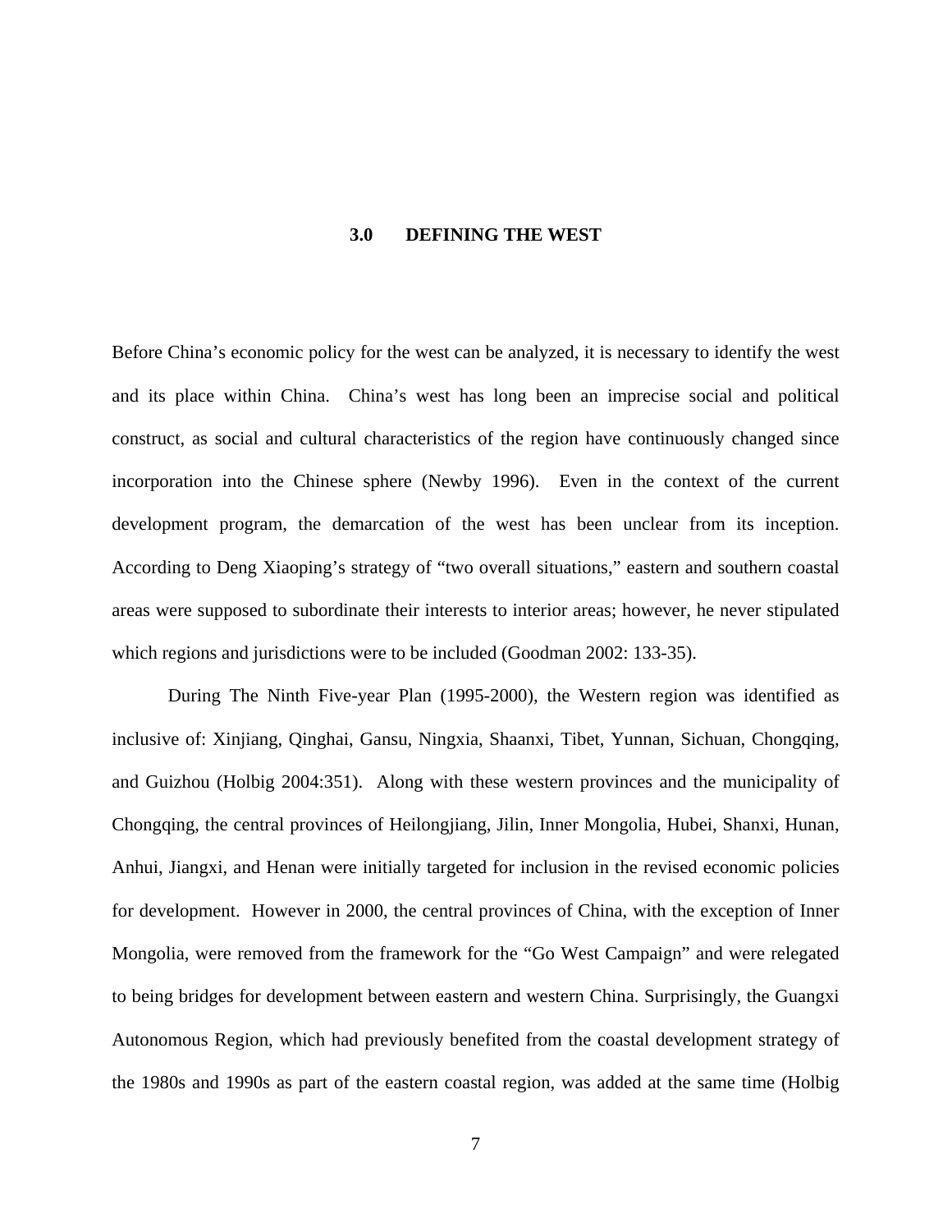# 3.0 DEFINING THE WEST

Before China's economic policy for the west can be analyzed, it is necessary to identify the west and its place within China. China's west has long been an imprecise social and political construct, as social and cultural characteristics of the region have continuously changed since incorporation into the Chinese sphere (Newby 1996). Even in the context of the current development program, the demarcation of the west has been unclear from its inception. According to Deng Xiaoping's strategy of "two overall situations," eastern and southern coastal areas were supposed to subordinate their interests to interior areas; however, he never stipulated which regions and jurisdictions were to be included (Goodman 2002: 133-35).

During The Ninth Five-year Plan (1995-2000), the Western region was identified as inclusive of: Xinjiang, Qinghai, Gansu, Ningxia, Shaanxi, Tibet, Yunnan, Sichuan, Chongqing, and Guizhou (Holbig 2004:351). Along with these western provinces and the municipality of Chongqing, the central provinces of Heilongjiang, Jilin, Inner Mongolia, Hubei, Shanxi, Hunan, Anhui, Jiangxi, and Henan were initially targeted for inclusion in the revised economic policies for development. However in 2000, the central provinces of China, with the exception of Inner Mongolia, were removed from the framework for the "Go West Campaign" and were relegated to being bridges for development between eastern and western China. Surprisingly, the Guangxi Autonomous Region, which had previously benefited from the coastal development strategy of the 1980s and 1990s as part of the eastern coastal region, was added at the same time (Holbig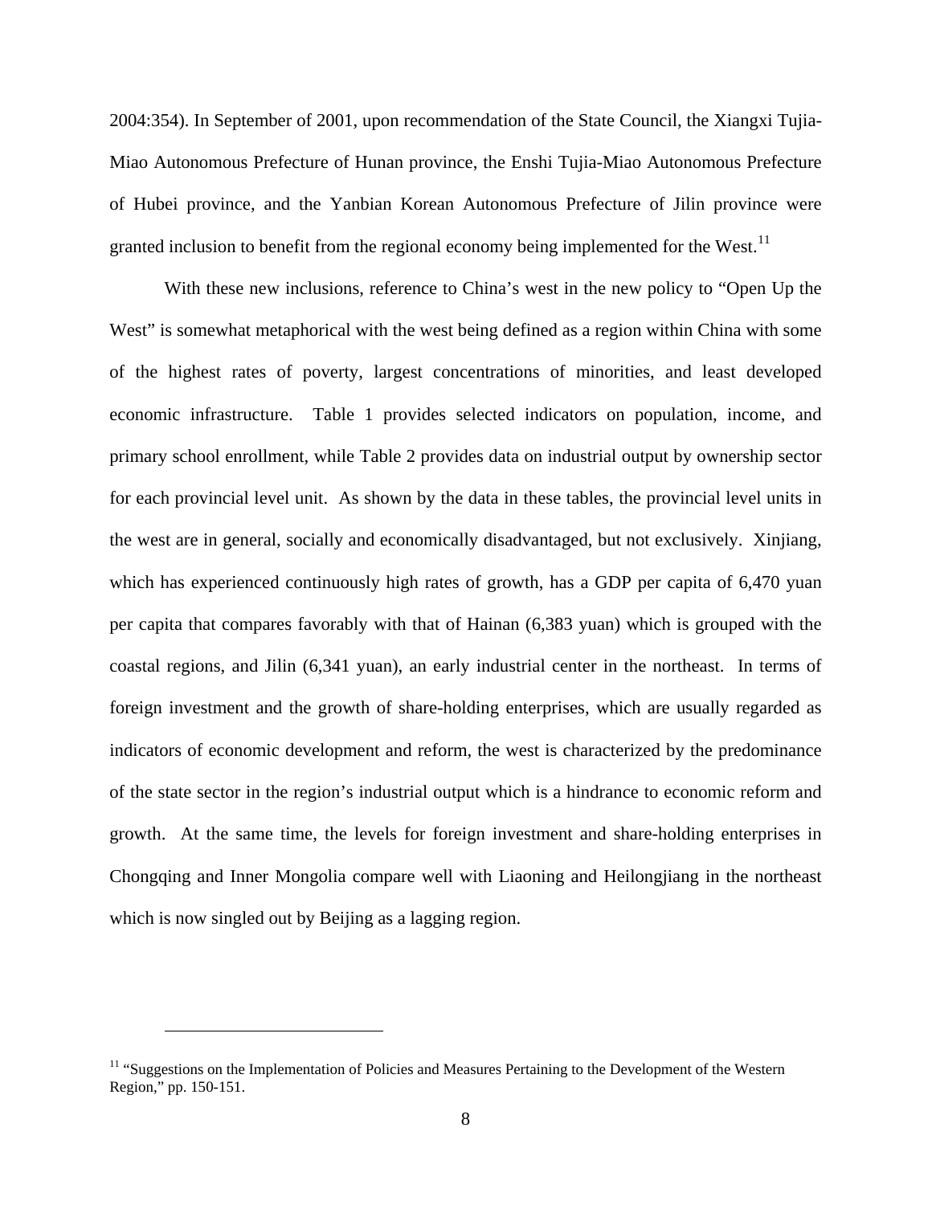2004:354). In September of 2001, upon recommendation of the State Council, the Xiangxi Tujia-Miao Autonomous Prefecture of Hunan province, the Enshi Tujia-Miao Autonomous Prefecture of Hubei province, and the Yanbian Korean Autonomous Prefecture of Jilin province were granted inclusion to benefit from the regional economy being implemented for the West.[11]

With these new inclusions, reference to China's west in the new policy to "Open Up the West" is somewhat metaphorical with the west being defined as a region within China with some of the highest rates of poverty, largest concentrations of minorities, and least developed economic infrastructure. Table 1 provides selected indicators on population, income, and primary school enrollment, while Table 2 provides data on industrial output by ownership sector for each provincial level unit. As shown by the data in these tables, the provincial level units in the west are in general, socially and economically disadvantaged, but not exclusively. Xinjiang, which has experienced continuously high rates of growth, has a GDP per capita of 6,470 yuan per capita that compares favorably with that of Hainan (6,383 yuan) which is grouped with the coastal regions, and Jilin (6,341 yuan), an early industrial center in the northeast. In terms of foreign investment and the growth of share-holding enterprises, which are usually regarded as indicators of economic development and reform, the west is characterized by the predominance of the state sector in the region's industrial output which is a hindrance to economic reform and growth. At the same time, the levels for foreign investment and share-holding enterprises in Chongqing and Inner Mongolia compare well with Liaoning and Heilongjiang in the northeast which is now singled out by Beijing as a lagging region.

---

[11] "Suggestions on the Implementation of Policies and Measures Pertaining to the Development of the Western Region," pp. 150-151.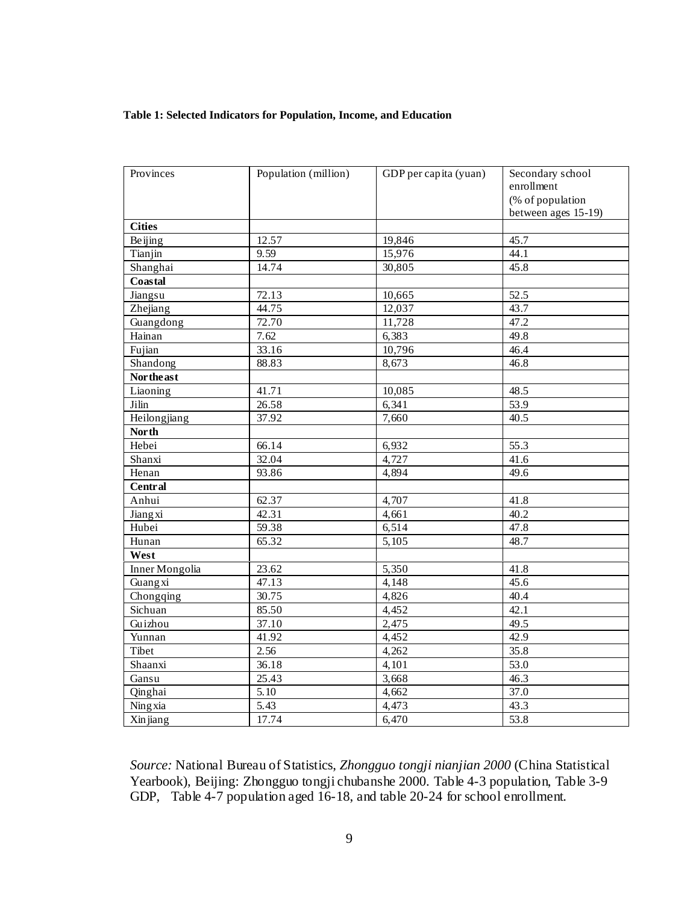**Table 1: Selected Indicators for Population, Income, and Education**

| Provinces | Population (million) | GDP per capita (yuan) | Secondary school enrollment (% of population between ages 15-19) |
|---|---|---|---|
| **Cities** | | | |
| Beijing | 12.57 | 19,846 | 45.7 |
| Tianjin | 9.59 | 15,976 | 44.1 |
| Shanghai | 14.74 | 30,805 | 45.8 |
| **Coastal** | | | |
| Jiangsu | 72.13 | 10,665 | 52.5 |
| Zhejiang | 44.75 | 12,037 | 43.7 |
| Guangdong | 72.70 | 11,728 | 47.2 |
| Hainan | 7.62 | 6,383 | 49.8 |
| Fujian | 33.16 | 10,796 | 46.4 |
| Shandong | 88.83 | 8,673 | 46.8 |
| **Northeast** | | | |
| Liaoning | 41.71 | 10,085 | 48.5 |
| Jilin | 26.58 | 6,341 | 53.9 |
| Heilongjiang | 37.92 | 7,660 | 40.5 |
| **North** | | | |
| Hebei | 66.14 | 6,932 | 55.3 |
| Shanxi | 32.04 | 4,727 | 41.6 |
| Henan | 93.86 | 4,894 | 49.6 |
| **Central** | | | |
| Anhui | 62.37 | 4,707 | 41.8 |
| Jiangxi | 42.31 | 4,661 | 40.2 |
| Hubei | 59.38 | 6,514 | 47.8 |
| Hunan | 65.32 | 5,105 | 48.7 |
| **West** | | | |
| Inner Mongolia | 23.62 | 5,350 | 41.8 |
| Guangxi | 47.13 | 4,148 | 45.6 |
| Chongqing | 30.75 | 4,826 | 40.4 |
| Sichuan | 85.50 | 4,452 | 42.1 |
| Guizhou | 37.10 | 2,475 | 49.5 |
| Yunnan | 41.92 | 4,452 | 42.9 |
| Tibet | 2.56 | 4,262 | 35.8 |
| Shaanxi | 36.18 | 4,101 | 53.0 |
| Gansu | 25.43 | 3,668 | 46.3 |
| Qinghai | 5.10 | 4,662 | 37.0 |
| Ningxia | 5.43 | 4,473 | 43.3 |
| Xinjiang | 17.74 | 6,470 | 53.8 |

*Source:* National Bureau of Statistics, *Zhongguo tongji nianjian 2000* (China Statistical Yearbook), Beijing: Zhongguo tongji chubanshe 2000. Table 4-3 population, Table 3-9 GDP, Table 4-7 population aged 16-18, and table 20-24 for school enrollment.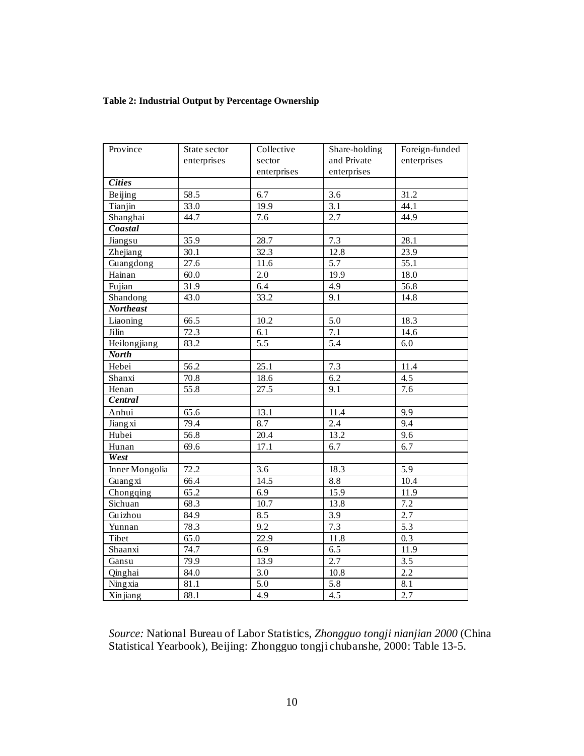**Table 2: Industrial Output by Percentage Ownership**

| Province | State sector enterprises | Collective sector enterprises | Share-holding and Private enterprises | Foreign-funded enterprises |
|---|---|---|---|---|
| ***Cities*** | | | | |
| Beijing | 58.5 | 6.7 | 3.6 | 31.2 |
| Tianjin | 33.0 | 19.9 | 3.1 | 44.1 |
| Shanghai | 44.7 | 7.6 | 2.7 | 44.9 |
| ***Coastal*** | | | | |
| Jiangsu | 35.9 | 28.7 | 7.3 | 28.1 |
| Zhejiang | 30.1 | 32.3 | 12.8 | 23.9 |
| Guangdong | 27.6 | 11.6 | 5.7 | 55.1 |
| Hainan | 60.0 | 2.0 | 19.9 | 18.0 |
| Fujian | 31.9 | 6.4 | 4.9 | 56.8 |
| Shandong | 43.0 | 33.2 | 9.1 | 14.8 |
| ***Northeast*** | | | | |
| Liaoning | 66.5 | 10.2 | 5.0 | 18.3 |
| Jilin | 72.3 | 6.1 | 7.1 | 14.6 |
| Heilongjiang | 83.2 | 5.5 | 5.4 | 6.0 |
| ***North*** | | | | |
| Hebei | 56.2 | 25.1 | 7.3 | 11.4 |
| Shanxi | 70.8 | 18.6 | 6.2 | 4.5 |
| Henan | 55.8 | 27.5 | 9.1 | 7.6 |
| ***Central*** | | | | |
| Anhui | 65.6 | 13.1 | 11.4 | 9.9 |
| Jiangxi | 79.4 | 8.7 | 2.4 | 9.4 |
| Hubei | 56.8 | 20.4 | 13.2 | 9.6 |
| Hunan | 69.6 | 17.1 | 6.7 | 6.7 |
| ***West*** | | | | |
| Inner Mongolia | 72.2 | 3.6 | 18.3 | 5.9 |
| Guangxi | 66.4 | 14.5 | 8.8 | 10.4 |
| Chongqing | 65.2 | 6.9 | 15.9 | 11.9 |
| Sichuan | 68.3 | 10.7 | 13.8 | 7.2 |
| Guizhou | 84.9 | 8.5 | 3.9 | 2.7 |
| Yunnan | 78.3 | 9.2 | 7.3 | 5.3 |
| Tibet | 65.0 | 22.9 | 11.8 | 0.3 |
| Shaanxi | 74.7 | 6.9 | 6.5 | 11.9 |
| Gansu | 79.9 | 13.9 | 2.7 | 3.5 |
| Qinghai | 84.0 | 3.0 | 10.8 | 2.2 |
| Ningxia | 81.1 | 5.0 | 5.8 | 8.1 |
| Xinjiang | 88.1 | 4.9 | 4.5 | 2.7 |

*Source:* National Bureau of Labor Statistics, *Zhongguo tongji nianjian 2000* (China Statistical Yearbook), Beijing: Zhongguo tongji chubanshe, 2000: Table 13-5.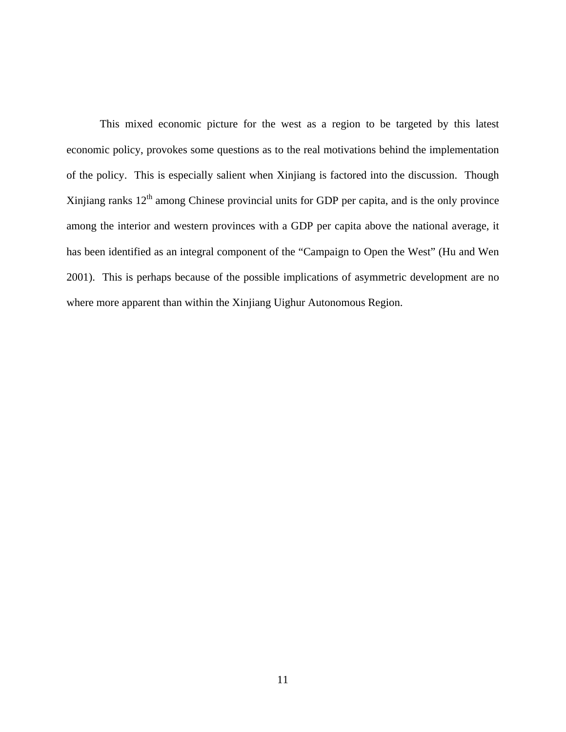This mixed economic picture for the west as a region to be targeted by this latest economic policy, provokes some questions as to the real motivations behind the implementation of the policy. This is especially salient when Xinjiang is factored into the discussion. Though Xinjiang ranks 12$^{th}$ among Chinese provincial units for GDP per capita, and is the only province among the interior and western provinces with a GDP per capita above the national average, it has been identified as an integral component of the "Campaign to Open the West" (Hu and Wen 2001). This is perhaps because of the possible implications of asymmetric development are no where more apparent than within the Xinjiang Uighur Autonomous Region.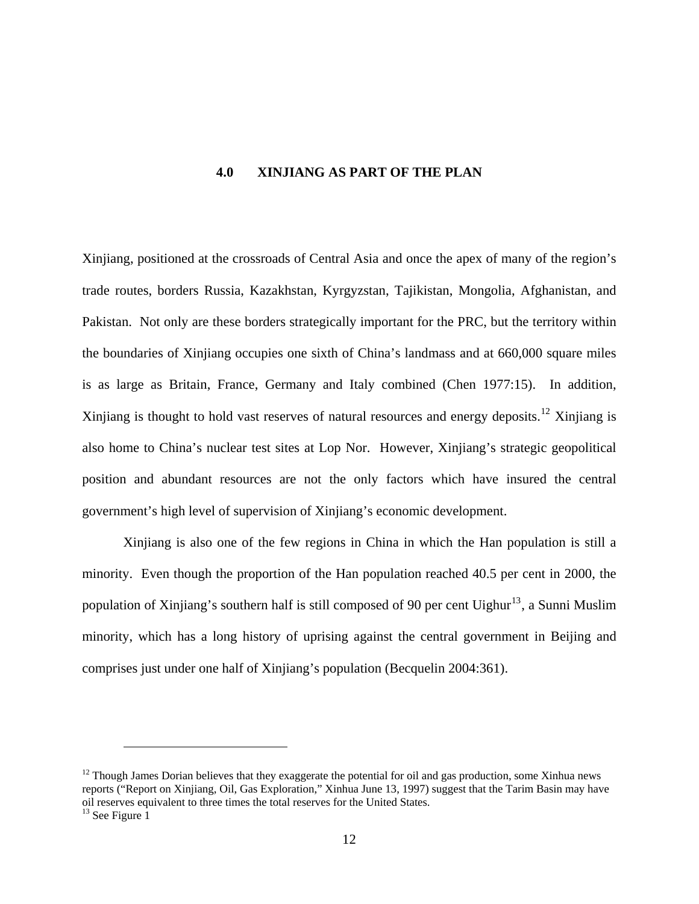# 4.0 XINJIANG AS PART OF THE PLAN

Xinjiang, positioned at the crossroads of Central Asia and once the apex of many of the region's trade routes, borders Russia, Kazakhstan, Kyrgyzstan, Tajikistan, Mongolia, Afghanistan, and Pakistan. Not only are these borders strategically important for the PRC, but the territory within the boundaries of Xinjiang occupies one sixth of China's landmass and at 660,000 square miles is as large as Britain, France, Germany and Italy combined (Chen 1977:15). In addition, Xinjiang is thought to hold vast reserves of natural resources and energy deposits.[12] Xinjiang is also home to China's nuclear test sites at Lop Nor. However, Xinjiang's strategic geopolitical position and abundant resources are not the only factors which have insured the central government's high level of supervision of Xinjiang's economic development.

Xinjiang is also one of the few regions in China in which the Han population is still a minority. Even though the proportion of the Han population reached 40.5 per cent in 2000, the population of Xinjiang's southern half is still composed of 90 per cent Uighur[13], a Sunni Muslim minority, which has a long history of uprising against the central government in Beijing and comprises just under one half of Xinjiang's population (Becquelin 2004:361).

---

[12] Though James Dorian believes that they exaggerate the potential for oil and gas production, some Xinhua news reports ("Report on Xinjiang, Oil, Gas Exploration," Xinhua June 13, 1997) suggest that the Tarim Basin may have oil reserves equivalent to three times the total reserves for the United States.

[13] See Figure 1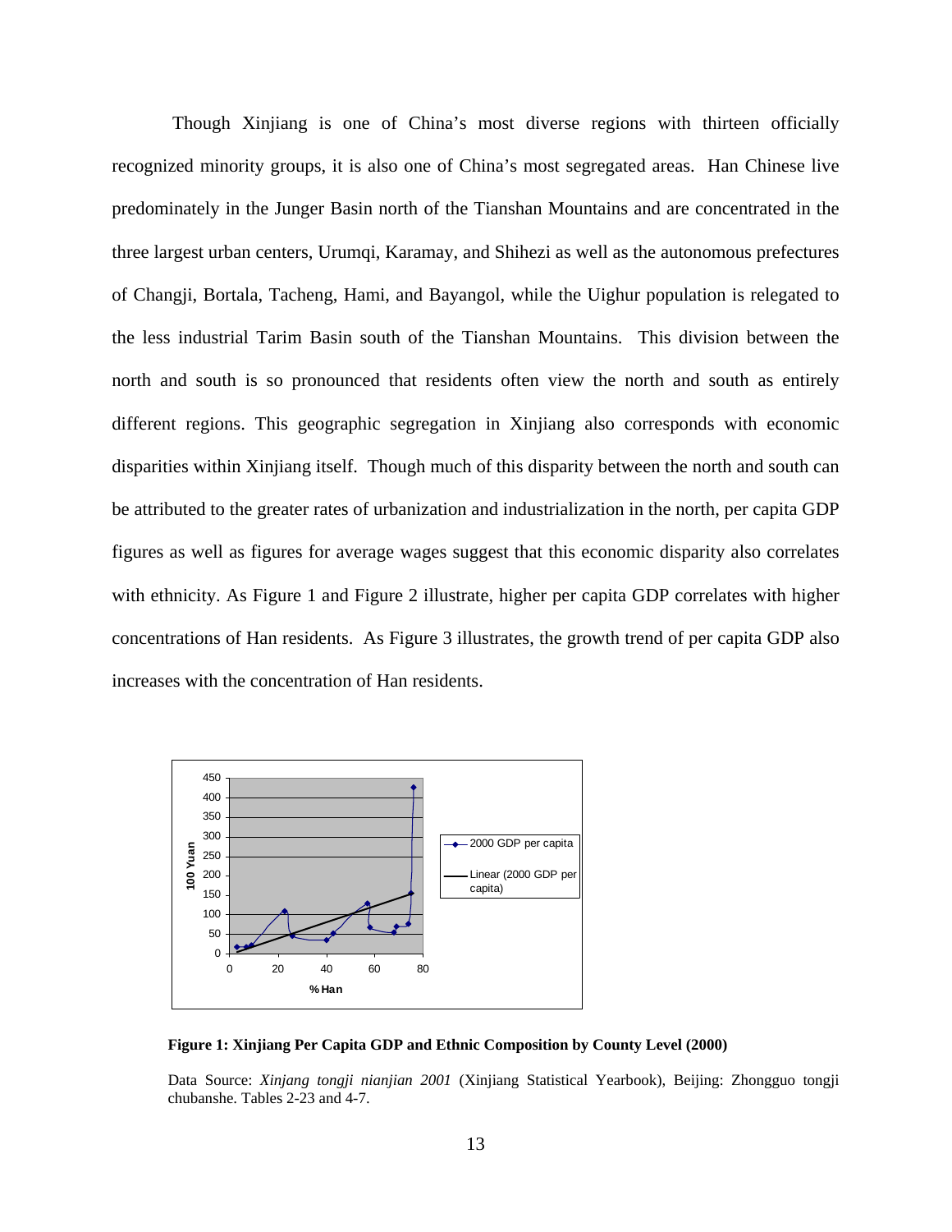Though Xinjiang is one of China's most diverse regions with thirteen officially recognized minority groups, it is also one of China's most segregated areas. Han Chinese live predominately in the Junger Basin north of the Tianshan Mountains and are concentrated in the three largest urban centers, Urumqi, Karamay, and Shihezi as well as the autonomous prefectures of Changji, Bortala, Tacheng, Hami, and Bayangol, while the Uighur population is relegated to the less industrial Tarim Basin south of the Tianshan Mountains. This division between the north and south is so pronounced that residents often view the north and south as entirely different regions. This geographic segregation in Xinjiang also corresponds with economic disparities within Xinjiang itself. Though much of this disparity between the north and south can be attributed to the greater rates of urbanization and industrialization in the north, per capita GDP figures as well as figures for average wages suggest that this economic disparity also correlates with ethnicity. As Figure 1 and Figure 2 illustrate, higher per capita GDP correlates with higher concentrations of Han residents. As Figure 3 illustrates, the growth trend of per capita GDP also increases with the concentration of Han residents.

**Figure 1: Xinjiang Per Capita GDP and Ethnic Composition by County Level (2000)**

Data Source: *Xinjang tongji nianjian 2001* (Xinjiang Statistical Yearbook), Beijing: Zhongguo tongji chubanshe. Tables 2-23 and 4-7.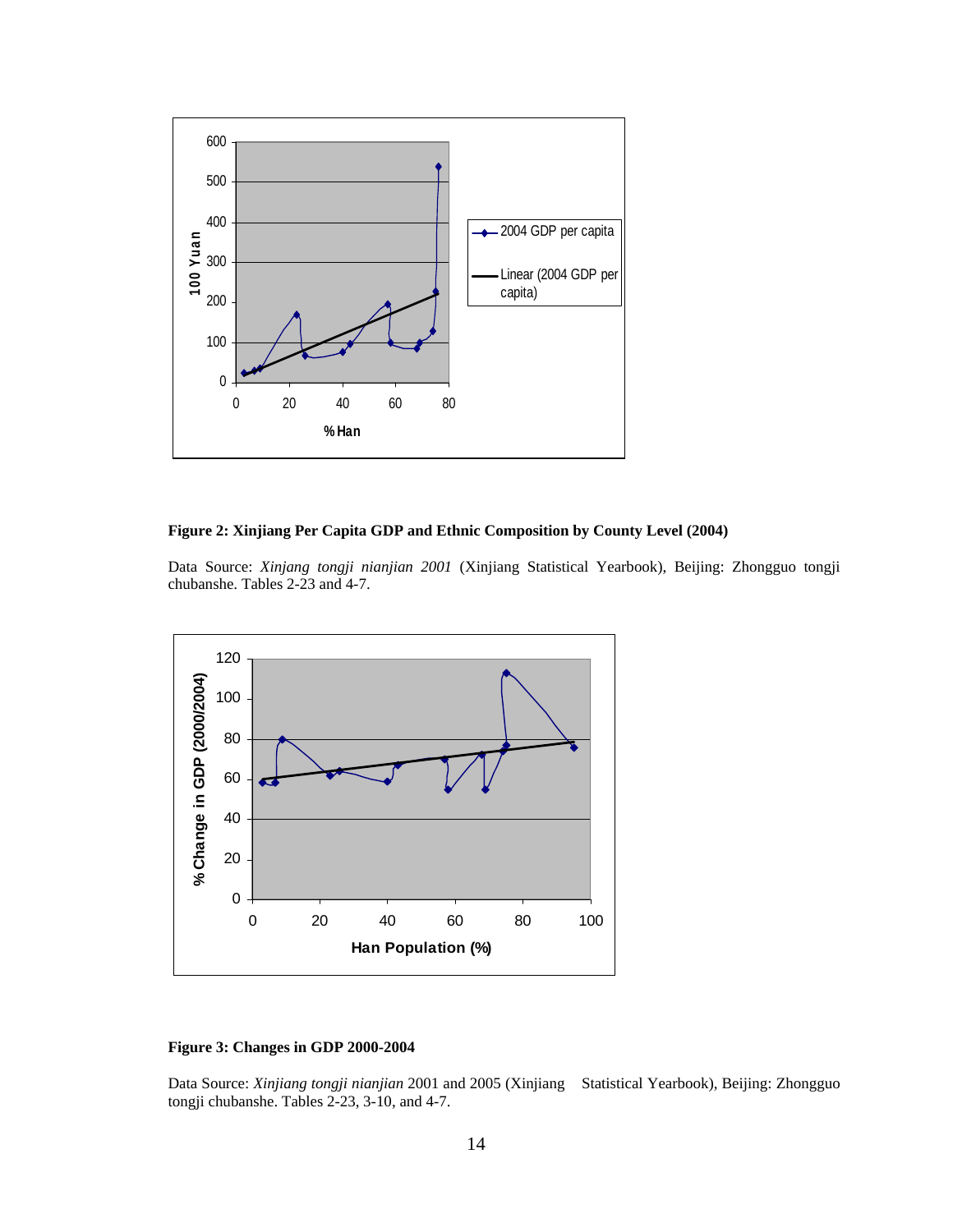**Figure 2: Xinjiang Per Capita GDP and Ethnic Composition by County Level (2004)**

Data Source: *Xinjang tongji nianjian 2001* (Xinjiang Statistical Yearbook), Beijing: Zhongguo tongji chubanshe. Tables 2-23 and 4-7.

**Figure 3: Changes in GDP 2000-2004**

Data Source: *Xinjiang tongji nianjian* 2001 and 2005 (Xinjiang Statistical Yearbook), Beijing: Zhongguo tongji chubanshe. Tables 2-23, 3-10, and 4-7.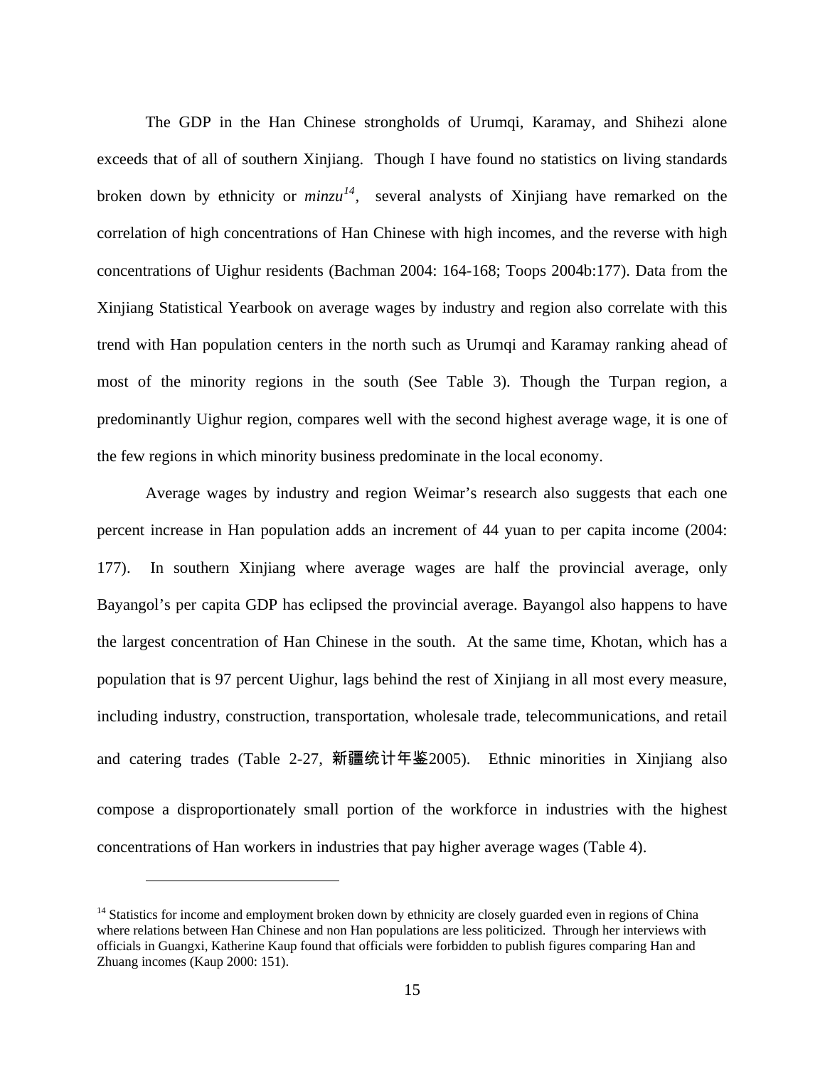The GDP in the Han Chinese strongholds of Urumqi, Karamay, and Shihezi alone exceeds that of all of southern Xinjiang. Though I have found no statistics on living standards broken down by ethnicity or *minzu*[14], several analysts of Xinjiang have remarked on the correlation of high concentrations of Han Chinese with high incomes, and the reverse with high concentrations of Uighur residents (Bachman 2004: 164-168; Toops 2004b:177). Data from the Xinjiang Statistical Yearbook on average wages by industry and region also correlate with this trend with Han population centers in the north such as Urumqi and Karamay ranking ahead of most of the minority regions in the south (See Table 3). Though the Turpan region, a predominantly Uighur region, compares well with the second highest average wage, it is one of the few regions in which minority business predominate in the local economy.

Average wages by industry and region Weimar's research also suggests that each one percent increase in Han population adds an increment of 44 yuan to per capita income (2004: 177). In southern Xinjiang where average wages are half the provincial average, only Bayangol's per capita GDP has eclipsed the provincial average. Bayangol also happens to have the largest concentration of Han Chinese in the south. At the same time, Khotan, which has a population that is 97 percent Uighur, lags behind the rest of Xinjiang in all most every measure, including industry, construction, transportation, wholesale trade, telecommunications, and retail and catering trades (Table 2-27, 新疆统计年鉴2005). Ethnic minorities in Xinjiang also compose a disproportionately small portion of the workforce in industries with the highest concentrations of Han workers in industries that pay higher average wages (Table 4).

[14] Statistics for income and employment broken down by ethnicity are closely guarded even in regions of China where relations between Han Chinese and non Han populations are less politicized. Through her interviews with officials in Guangxi, Katherine Kaup found that officials were forbidden to publish figures comparing Han and Zhuang incomes (Kaup 2000: 151).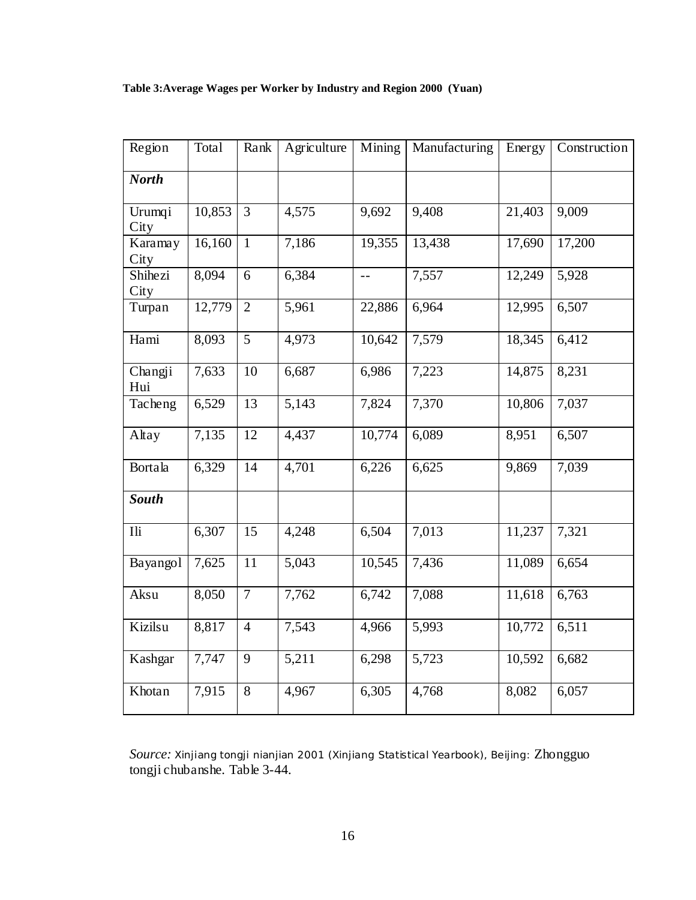**Table 3:Average Wages per Worker by Industry and Region 2000 (Yuan)**

| Region | Total | Rank | Agriculture | Mining | Manufacturing | Energy | Construction |
|---|---|---|---|---|---|---|---|
| ***North*** | | | | | | | |
| Urumqi City | 10,853 | 3 | 4,575 | 9,692 | 9,408 | 21,403 | 9,009 |
| Karamay City | 16,160 | 1 | 7,186 | 19,355 | 13,438 | 17,690 | 17,200 |
| Shihezi City | 8,094 | 6 | 6,384 | -- | 7,557 | 12,249 | 5,928 |
| Turpan | 12,779 | 2 | 5,961 | 22,886 | 6,964 | 12,995 | 6,507 |
| Hami | 8,093 | 5 | 4,973 | 10,642 | 7,579 | 18,345 | 6,412 |
| Changji Hui | 7,633 | 10 | 6,687 | 6,986 | 7,223 | 14,875 | 8,231 |
| Tacheng | 6,529 | 13 | 5,143 | 7,824 | 7,370 | 10,806 | 7,037 |
| Altay | 7,135 | 12 | 4,437 | 10,774 | 6,089 | 8,951 | 6,507 |
| Bortala | 6,329 | 14 | 4,701 | 6,226 | 6,625 | 9,869 | 7,039 |
| ***South*** | | | | | | | |
| Ili | 6,307 | 15 | 4,248 | 6,504 | 7,013 | 11,237 | 7,321 |
| Bayangol | 7,625 | 11 | 5,043 | 10,545 | 7,436 | 11,089 | 6,654 |
| Aksu | 8,050 | 7 | 7,762 | 6,742 | 7,088 | 11,618 | 6,763 |
| Kizilsu | 8,817 | 4 | 7,543 | 4,966 | 5,993 | 10,772 | 6,511 |
| Kashgar | 7,747 | 9 | 5,211 | 6,298 | 5,723 | 10,592 | 6,682 |
| Khotan | 7,915 | 8 | 4,967 | 6,305 | 4,768 | 8,082 | 6,057 |

*Source:* Xinjiang tongji nianjian 2001 (Xinjiang Statistical Yearbook), Beijing: Zhongguo tongji chubanshe. Table 3-44.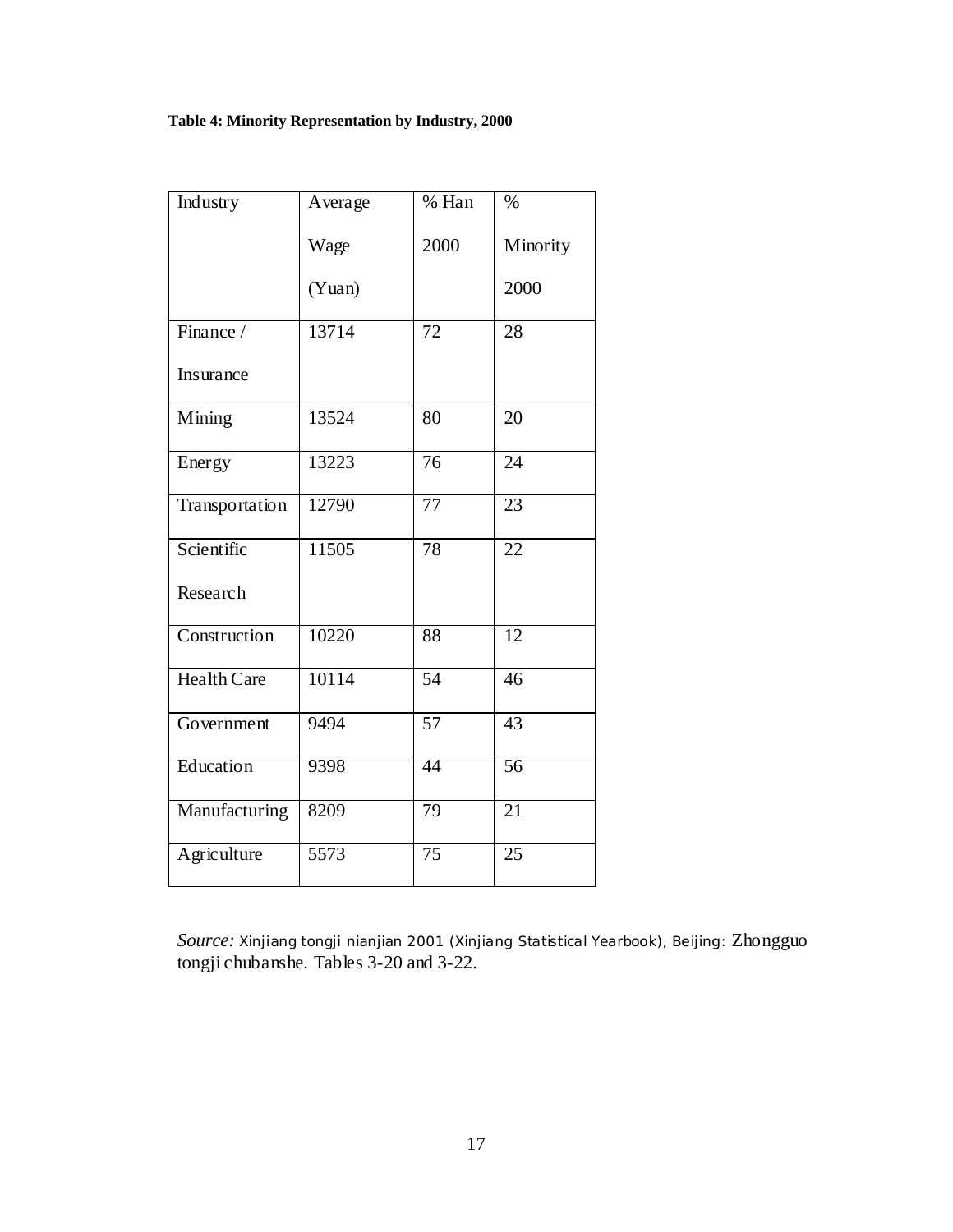**Table 4: Minority Representation by Industry, 2000**

| Industry | Average Wage (Yuan) | % Han 2000 | % Minority 2000 |
|---|---|---|---|
| Finance / Insurance | 13714 | 72 | 28 |
| Mining | 13524 | 80 | 20 |
| Energy | 13223 | 76 | 24 |
| Transportation | 12790 | 77 | 23 |
| Scientific Research | 11505 | 78 | 22 |
| Construction | 10220 | 88 | 12 |
| Health Care | 10114 | 54 | 46 |
| Government | 9494 | 57 | 43 |
| Education | 9398 | 44 | 56 |
| Manufacturing | 8209 | 79 | 21 |
| Agriculture | 5573 | 75 | 25 |

*Source:* Xinjiang tongji nianjian 2001 (Xinjiang Statistical Yearbook), Beijing: Zhongguo tongji chubanshe. Tables 3-20 and 3-22.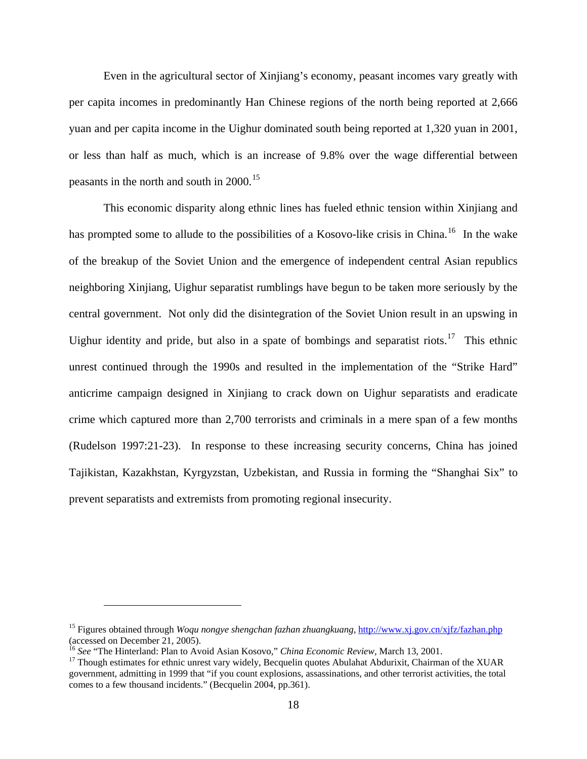Even in the agricultural sector of Xinjiang's economy, peasant incomes vary greatly with per capita incomes in predominantly Han Chinese regions of the north being reported at 2,666 yuan and per capita income in the Uighur dominated south being reported at 1,320 yuan in 2001, or less than half as much, which is an increase of 9.8% over the wage differential between peasants in the north and south in 2000.[15]

This economic disparity along ethnic lines has fueled ethnic tension within Xinjiang and has prompted some to allude to the possibilities of a Kosovo-like crisis in China.[16] In the wake of the breakup of the Soviet Union and the emergence of independent central Asian republics neighboring Xinjiang, Uighur separatist rumblings have begun to be taken more seriously by the central government. Not only did the disintegration of the Soviet Union result in an upswing in Uighur identity and pride, but also in a spate of bombings and separatist riots.[17] This ethnic unrest continued through the 1990s and resulted in the implementation of the "Strike Hard" anticrime campaign designed in Xinjiang to crack down on Uighur separatists and eradicate crime which captured more than 2,700 terrorists and criminals in a mere span of a few months (Rudelson 1997:21-23). In response to these increasing security concerns, China has joined Tajikistan, Kazakhstan, Kyrgyzstan, Uzbekistan, and Russia in forming the "Shanghai Six" to prevent separatists and extremists from promoting regional insecurity.

---

[15] Figures obtained through *Woqu nongye shengchan fazhan zhuangkuang*, http://www.xj.gov.cn/xjfz/fazhan.php (accessed on December 21, 2005).

[16] *See* "The Hinterland: Plan to Avoid Asian Kosovo," *China Economic Review*, March 13, 2001.

[17] Though estimates for ethnic unrest vary widely, Becquelin quotes Abulahat Abdurixit, Chairman of the XUAR government, admitting in 1999 that "if you count explosions, assassinations, and other terrorist activities, the total comes to a few thousand incidents." (Becquelin 2004, pp.361).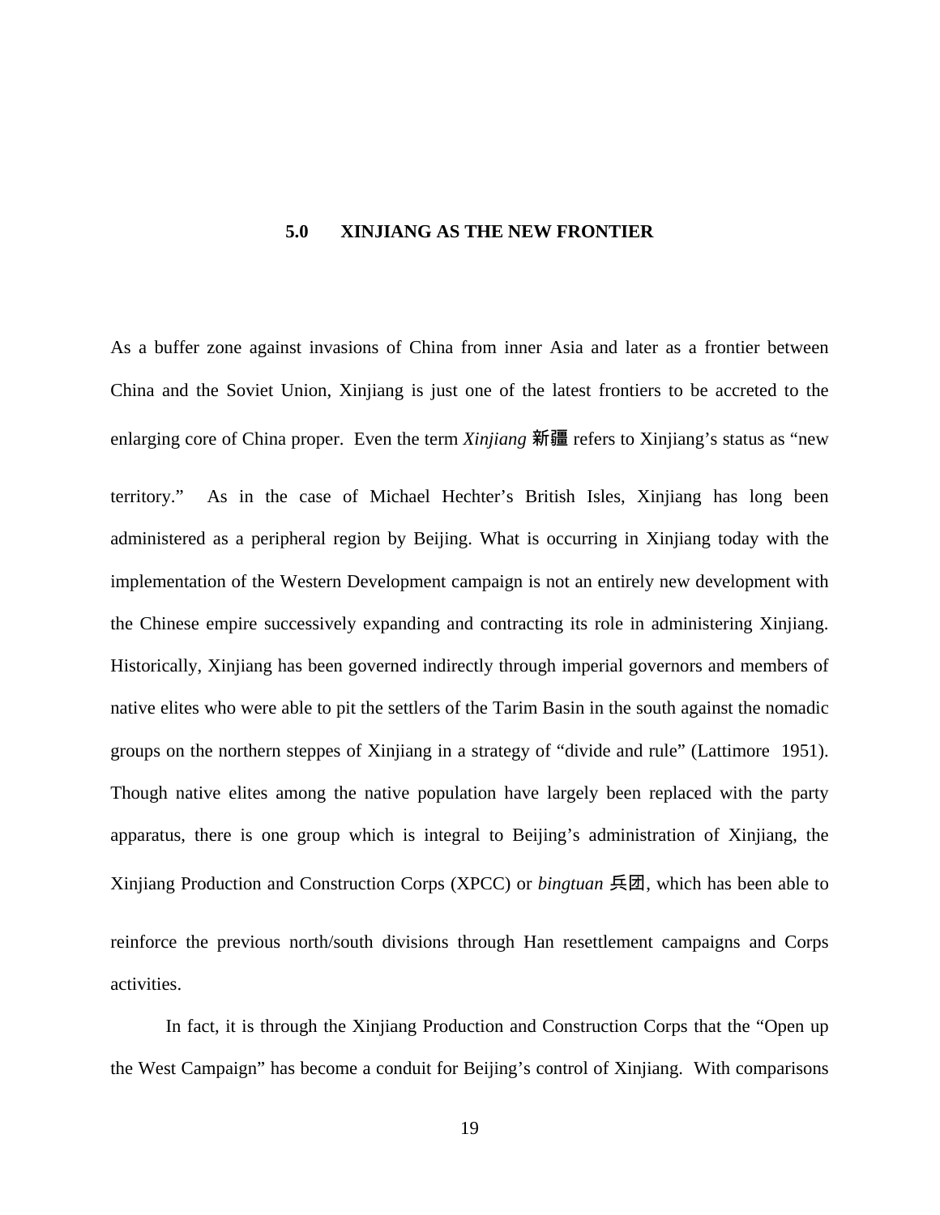# 5.0 XINJIANG AS THE NEW FRONTIER

As a buffer zone against invasions of China from inner Asia and later as a frontier between China and the Soviet Union, Xinjiang is just one of the latest frontiers to be accreted to the enlarging core of China proper. Even the term *Xinjiang* 新疆 refers to Xinjiang's status as "new territory." As in the case of Michael Hechter's British Isles, Xinjiang has long been administered as a peripheral region by Beijing. What is occurring in Xinjiang today with the implementation of the Western Development campaign is not an entirely new development with the Chinese empire successively expanding and contracting its role in administering Xinjiang. Historically, Xinjiang has been governed indirectly through imperial governors and members of native elites who were able to pit the settlers of the Tarim Basin in the south against the nomadic groups on the northern steppes of Xinjiang in a strategy of "divide and rule" (Lattimore 1951). Though native elites among the native population have largely been replaced with the party apparatus, there is one group which is integral to Beijing's administration of Xinjiang, the Xinjiang Production and Construction Corps (XPCC) or *bingtuan* 兵团, which has been able to reinforce the previous north/south divisions through Han resettlement campaigns and Corps activities.

In fact, it is through the Xinjiang Production and Construction Corps that the "Open up the West Campaign" has become a conduit for Beijing's control of Xinjiang. With comparisons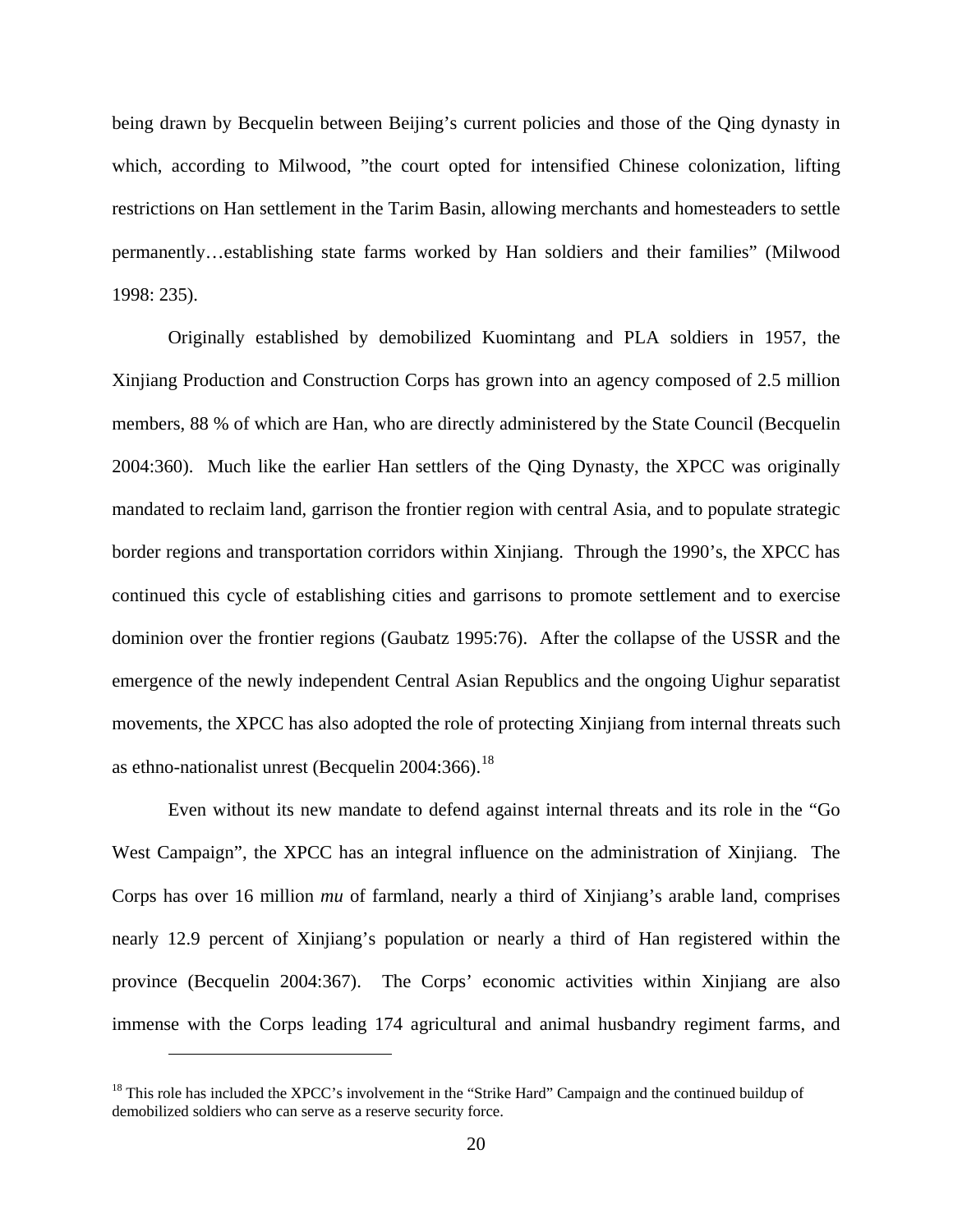being drawn by Becquelin between Beijing's current policies and those of the Qing dynasty in which, according to Milwood, "the court opted for intensified Chinese colonization, lifting restrictions on Han settlement in the Tarim Basin, allowing merchants and homesteaders to settle permanently…establishing state farms worked by Han soldiers and their families" (Milwood 1998: 235).

Originally established by demobilized Kuomintang and PLA soldiers in 1957, the Xinjiang Production and Construction Corps has grown into an agency composed of 2.5 million members, 88 % of which are Han, who are directly administered by the State Council (Becquelin 2004:360). Much like the earlier Han settlers of the Qing Dynasty, the XPCC was originally mandated to reclaim land, garrison the frontier region with central Asia, and to populate strategic border regions and transportation corridors within Xinjiang. Through the 1990's, the XPCC has continued this cycle of establishing cities and garrisons to promote settlement and to exercise dominion over the frontier regions (Gaubatz 1995:76). After the collapse of the USSR and the emergence of the newly independent Central Asian Republics and the ongoing Uighur separatist movements, the XPCC has also adopted the role of protecting Xinjiang from internal threats such as ethno-nationalist unrest (Becquelin 2004:366).[18]

Even without its new mandate to defend against internal threats and its role in the "Go West Campaign", the XPCC has an integral influence on the administration of Xinjiang. The Corps has over 16 million *mu* of farmland, nearly a third of Xinjiang's arable land, comprises nearly 12.9 percent of Xinjiang's population or nearly a third of Han registered within the province (Becquelin 2004:367). The Corps' economic activities within Xinjiang are also immense with the Corps leading 174 agricultural and animal husbandry regiment farms, and

[18] This role has included the XPCC's involvement in the "Strike Hard" Campaign and the continued buildup of demobilized soldiers who can serve as a reserve security force.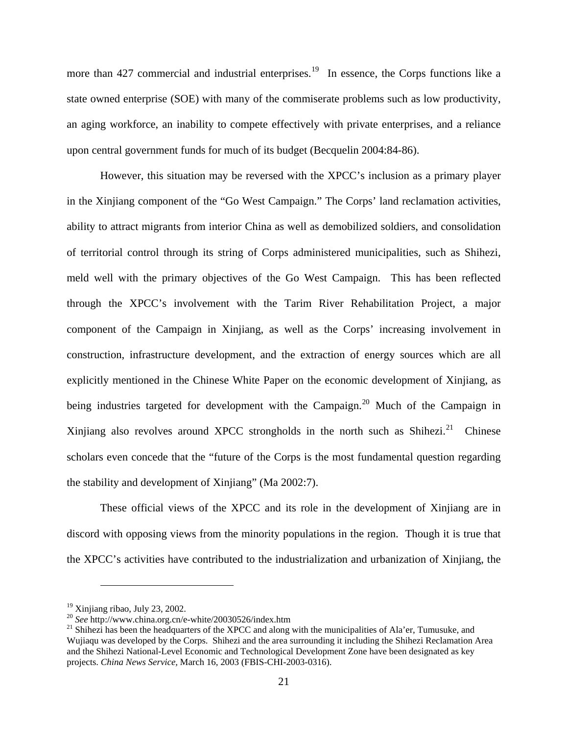more than 427 commercial and industrial enterprises.[19] In essence, the Corps functions like a state owned enterprise (SOE) with many of the commiserate problems such as low productivity, an aging workforce, an inability to compete effectively with private enterprises, and a reliance upon central government funds for much of its budget (Becquelin 2004:84-86).

However, this situation may be reversed with the XPCC's inclusion as a primary player in the Xinjiang component of the "Go West Campaign." The Corps' land reclamation activities, ability to attract migrants from interior China as well as demobilized soldiers, and consolidation of territorial control through its string of Corps administered municipalities, such as Shihezi, meld well with the primary objectives of the Go West Campaign. This has been reflected through the XPCC's involvement with the Tarim River Rehabilitation Project, a major component of the Campaign in Xinjiang, as well as the Corps' increasing involvement in construction, infrastructure development, and the extraction of energy sources which are all explicitly mentioned in the Chinese White Paper on the economic development of Xinjiang, as being industries targeted for development with the Campaign.[20] Much of the Campaign in Xinjiang also revolves around XPCC strongholds in the north such as Shihezi.[21] Chinese scholars even concede that the "future of the Corps is the most fundamental question regarding the stability and development of Xinjiang" (Ma 2002:7).

These official views of the XPCC and its role in the development of Xinjiang are in discord with opposing views from the minority populations in the region. Though it is true that the XPCC's activities have contributed to the industrialization and urbanization of Xinjiang, the

---

[19] Xinjiang ribao, July 23, 2002.

[20] *See* http://www.china.org.cn/e-white/20030526/index.htm

[21] Shihezi has been the headquarters of the XPCC and along with the municipalities of Ala'er, Tumusuke, and Wujiaqu was developed by the Corps. Shihezi and the area surrounding it including the Shihezi Reclamation Area and the Shihezi National-Level Economic and Technological Development Zone have been designated as key projects. *China News Service*, March 16, 2003 (FBIS-CHI-2003-0316).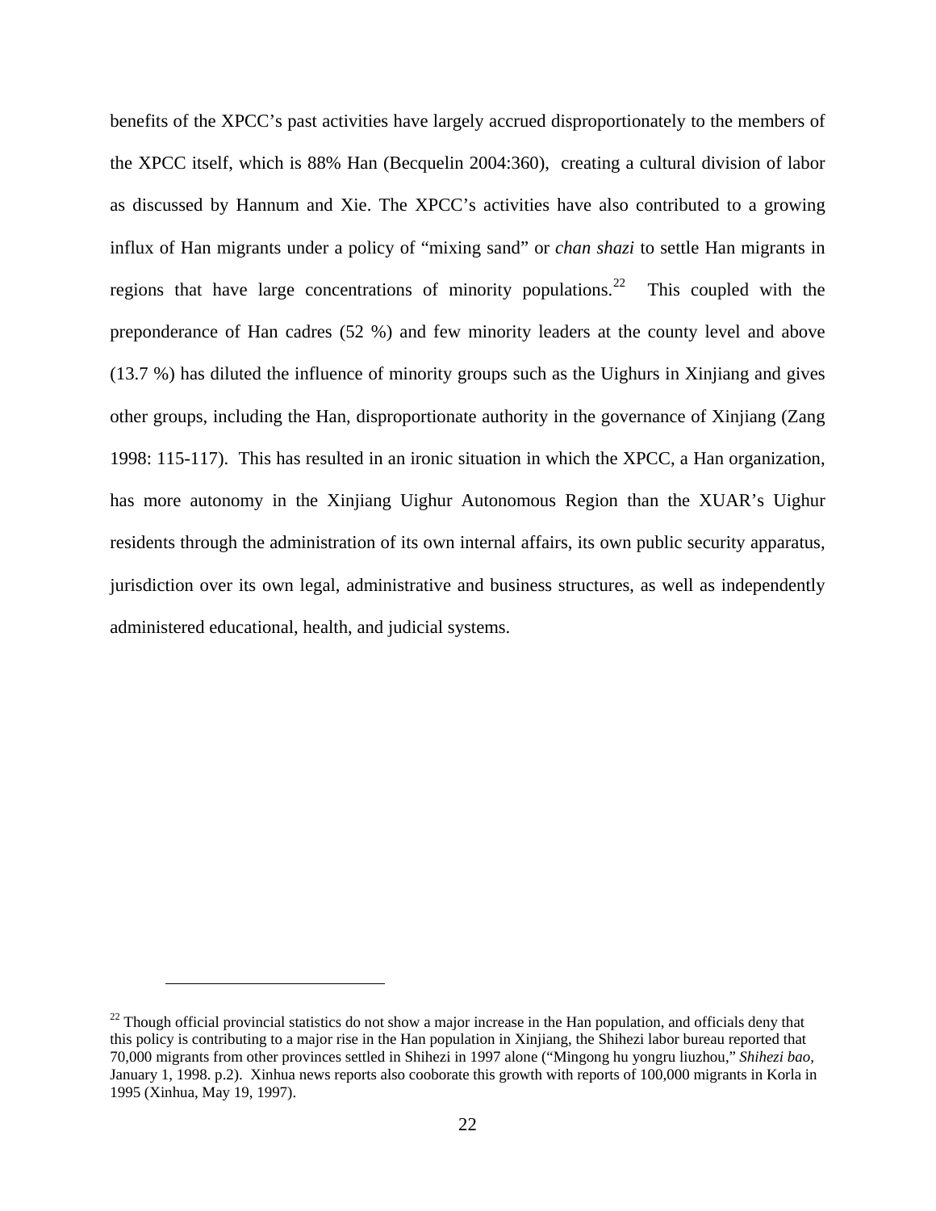benefits of the XPCC's past activities have largely accrued disproportionately to the members of the XPCC itself, which is 88% Han (Becquelin 2004:360), creating a cultural division of labor as discussed by Hannum and Xie. The XPCC's activities have also contributed to a growing influx of Han migrants under a policy of "mixing sand" or *chan shazi* to settle Han migrants in regions that have large concentrations of minority populations.[22] This coupled with the preponderance of Han cadres (52 %) and few minority leaders at the county level and above (13.7 %) has diluted the influence of minority groups such as the Uighurs in Xinjiang and gives other groups, including the Han, disproportionate authority in the governance of Xinjiang (Zang 1998: 115-117). This has resulted in an ironic situation in which the XPCC, a Han organization, has more autonomy in the Xinjiang Uighur Autonomous Region than the XUAR's Uighur residents through the administration of its own internal affairs, its own public security apparatus, jurisdiction over its own legal, administrative and business structures, as well as independently administered educational, health, and judicial systems.

---

[22] Though official provincial statistics do not show a major increase in the Han population, and officials deny that this policy is contributing to a major rise in the Han population in Xinjiang, the Shihezi labor bureau reported that 70,000 migrants from other provinces settled in Shihezi in 1997 alone ("Mingong hu yongru liuzhou," *Shihezi bao*, January 1, 1998. p.2). Xinhua news reports also cooborate this growth with reports of 100,000 migrants in Korla in 1995 (Xinhua, May 19, 1997).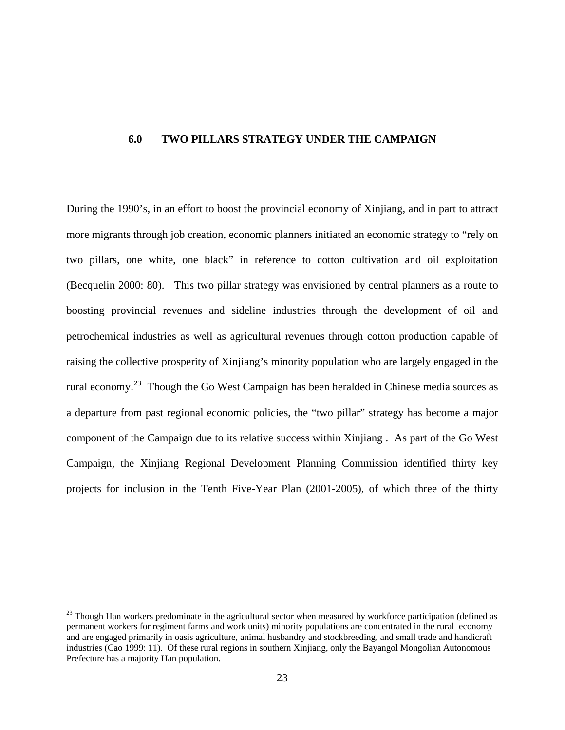## 6.0 TWO PILLARS STRATEGY UNDER THE CAMPAIGN

During the 1990's, in an effort to boost the provincial economy of Xinjiang, and in part to attract more migrants through job creation, economic planners initiated an economic strategy to "rely on two pillars, one white, one black" in reference to cotton cultivation and oil exploitation (Becquelin 2000: 80). This two pillar strategy was envisioned by central planners as a route to boosting provincial revenues and sideline industries through the development of oil and petrochemical industries as well as agricultural revenues through cotton production capable of raising the collective prosperity of Xinjiang's minority population who are largely engaged in the rural economy.[23] Though the Go West Campaign has been heralded in Chinese media sources as a departure from past regional economic policies, the "two pillar" strategy has become a major component of the Campaign due to its relative success within Xinjiang . As part of the Go West Campaign, the Xinjiang Regional Development Planning Commission identified thirty key projects for inclusion in the Tenth Five-Year Plan (2001-2005), of which three of the thirty

---

[23] Though Han workers predominate in the agricultural sector when measured by workforce participation (defined as permanent workers for regiment farms and work units) minority populations are concentrated in the rural economy and are engaged primarily in oasis agriculture, animal husbandry and stockbreeding, and small trade and handicraft industries (Cao 1999: 11). Of these rural regions in southern Xinjiang, only the Bayangol Mongolian Autonomous Prefecture has a majority Han population.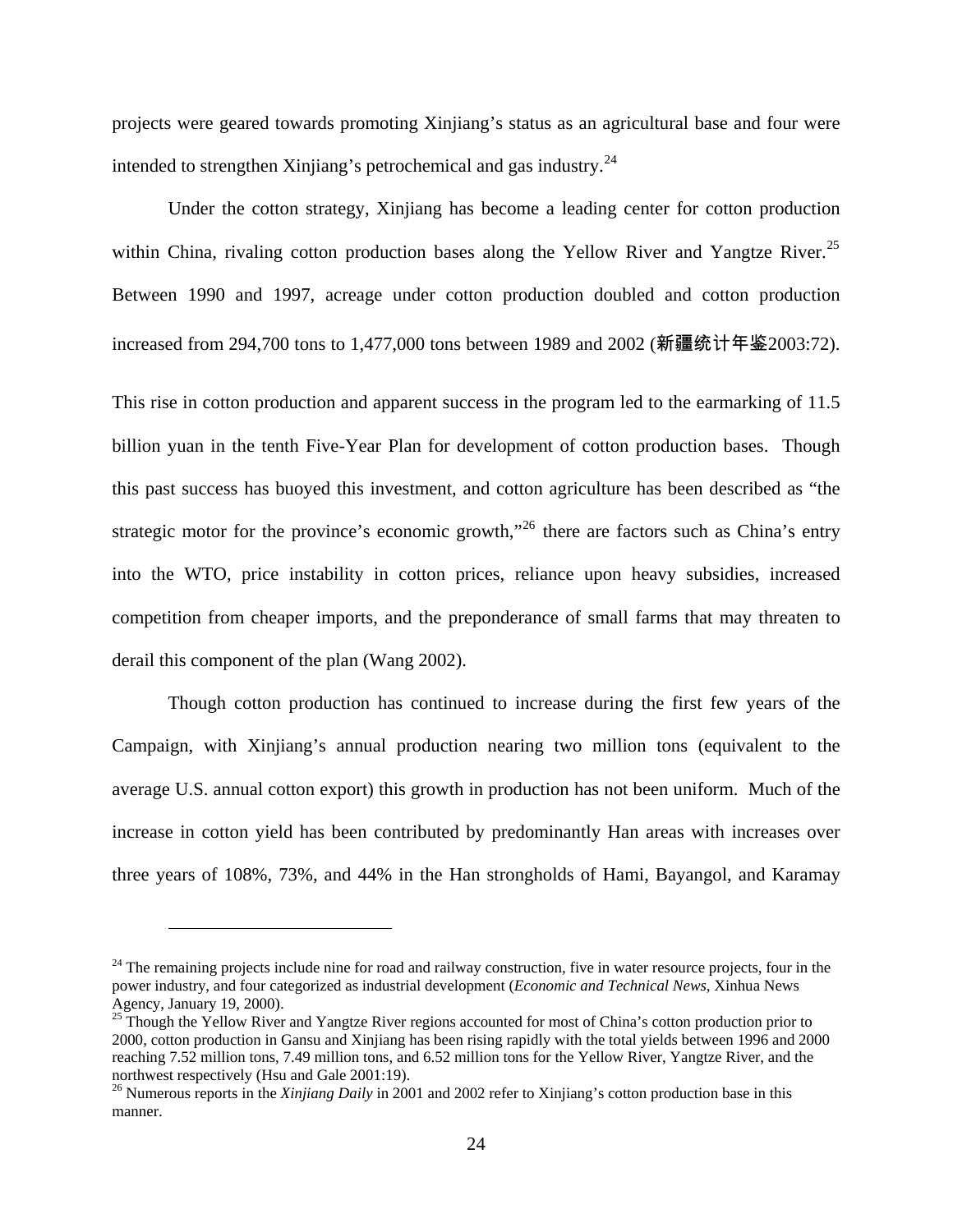projects were geared towards promoting Xinjiang's status as an agricultural base and four were intended to strengthen Xinjiang's petrochemical and gas industry.[24]

Under the cotton strategy, Xinjiang has become a leading center for cotton production within China, rivaling cotton production bases along the Yellow River and Yangtze River.[25] Between 1990 and 1997, acreage under cotton production doubled and cotton production increased from 294,700 tons to 1,477,000 tons between 1989 and 2002 (新疆统计年鉴2003:72). This rise in cotton production and apparent success in the program led to the earmarking of 11.5 billion yuan in the tenth Five-Year Plan for development of cotton production bases. Though this past success has buoyed this investment, and cotton agriculture has been described as "the strategic motor for the province's economic growth,"[26] there are factors such as China's entry into the WTO, price instability in cotton prices, reliance upon heavy subsidies, increased competition from cheaper imports, and the preponderance of small farms that may threaten to derail this component of the plan (Wang 2002).

Though cotton production has continued to increase during the first few years of the Campaign, with Xinjiang's annual production nearing two million tons (equivalent to the average U.S. annual cotton export) this growth in production has not been uniform. Much of the increase in cotton yield has been contributed by predominantly Han areas with increases over three years of 108%, 73%, and 44% in the Han strongholds of Hami, Bayangol, and Karamay

---

[24] The remaining projects include nine for road and railway construction, five in water resource projects, four in the power industry, and four categorized as industrial development (*Economic and Technical News,* Xinhua News Agency, January 19, 2000).

[25] Though the Yellow River and Yangtze River regions accounted for most of China's cotton production prior to 2000, cotton production in Gansu and Xinjiang has been rising rapidly with the total yields between 1996 and 2000 reaching 7.52 million tons, 7.49 million tons, and 6.52 million tons for the Yellow River, Yangtze River, and the northwest respectively (Hsu and Gale 2001:19).

[26] Numerous reports in the *Xinjiang Daily* in 2001 and 2002 refer to Xinjiang's cotton production base in this manner.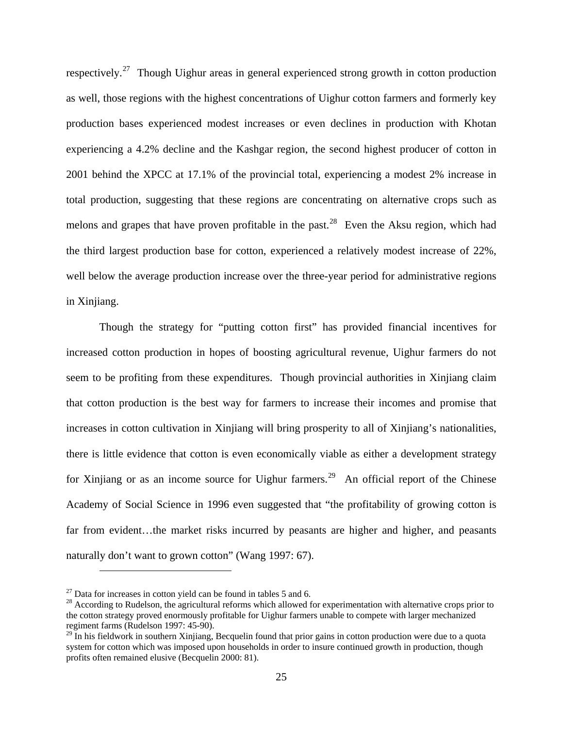respectively.[27] Though Uighur areas in general experienced strong growth in cotton production as well, those regions with the highest concentrations of Uighur cotton farmers and formerly key production bases experienced modest increases or even declines in production with Khotan experiencing a 4.2% decline and the Kashgar region, the second highest producer of cotton in 2001 behind the XPCC at 17.1% of the provincial total, experiencing a modest 2% increase in total production, suggesting that these regions are concentrating on alternative crops such as melons and grapes that have proven profitable in the past.[28] Even the Aksu region, which had the third largest production base for cotton, experienced a relatively modest increase of 22%, well below the average production increase over the three-year period for administrative regions in Xinjiang.

Though the strategy for "putting cotton first" has provided financial incentives for increased cotton production in hopes of boosting agricultural revenue, Uighur farmers do not seem to be profiting from these expenditures. Though provincial authorities in Xinjiang claim that cotton production is the best way for farmers to increase their incomes and promise that increases in cotton cultivation in Xinjiang will bring prosperity to all of Xinjiang's nationalities, there is little evidence that cotton is even economically viable as either a development strategy for Xinjiang or as an income source for Uighur farmers.[29] An official report of the Chinese Academy of Social Science in 1996 even suggested that "the profitability of growing cotton is far from evident…the market risks incurred by peasants are higher and higher, and peasants naturally don't want to grown cotton" (Wang 1997: 67).

---

[27] Data for increases in cotton yield can be found in tables 5 and 6.

[28] According to Rudelson, the agricultural reforms which allowed for experimentation with alternative crops prior to the cotton strategy proved enormously profitable for Uighur farmers unable to compete with larger mechanized regiment farms (Rudelson 1997: 45-90).

[29] In his fieldwork in southern Xinjiang, Becquelin found that prior gains in cotton production were due to a quota system for cotton which was imposed upon households in order to insure continued growth in production, though profits often remained elusive (Becquelin 2000: 81).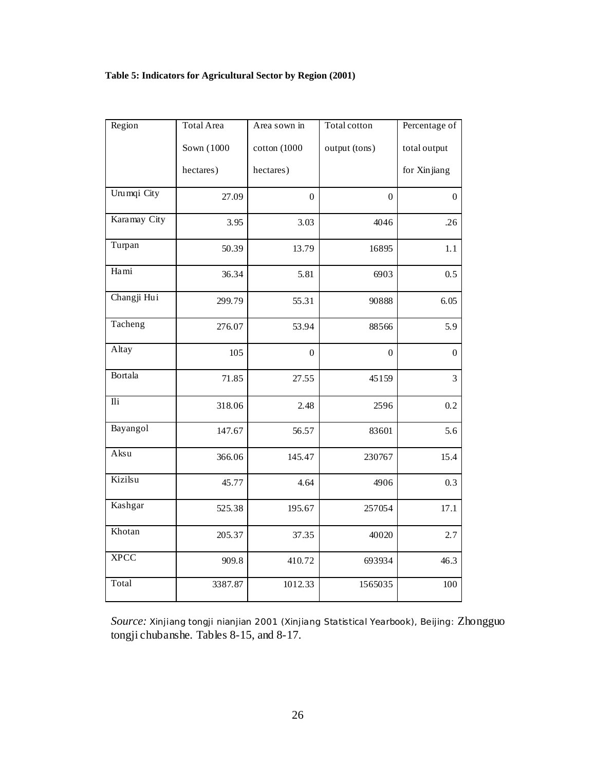**Table 5: Indicators for Agricultural Sector by Region (2001)**

| Region | Total Area Sown (1000 hectares) | Area sown in cotton (1000 hectares) | Total cotton output (tons) | Percentage of total output for Xinjiang |
|---|---|---|---|---|
| Urumqi City | 27.09 | 0 | 0 | 0 |
| Karamay City | 3.95 | 3.03 | 4046 | .26 |
| Turpan | 50.39 | 13.79 | 16895 | 1.1 |
| Hami | 36.34 | 5.81 | 6903 | 0.5 |
| Changji Hui | 299.79 | 55.31 | 90888 | 6.05 |
| Tacheng | 276.07 | 53.94 | 88566 | 5.9 |
| Altay | 105 | 0 | 0 | 0 |
| Bortala | 71.85 | 27.55 | 45159 | 3 |
| Ili | 318.06 | 2.48 | 2596 | 0.2 |
| Bayangol | 147.67 | 56.57 | 83601 | 5.6 |
| Aksu | 366.06 | 145.47 | 230767 | 15.4 |
| Kizilsu | 45.77 | 4.64 | 4906 | 0.3 |
| Kashgar | 525.38 | 195.67 | 257054 | 17.1 |
| Khotan | 205.37 | 37.35 | 40020 | 2.7 |
| XPCC | 909.8 | 410.72 | 693934 | 46.3 |
| Total | 3387.87 | 1012.33 | 1565035 | 100 |

*Source:* Xinjiang tongji nianjian 2001 (Xinjiang Statistical Yearbook), Beijing: Zhongguo tongji chubanshe. Tables 8-15, and 8-17.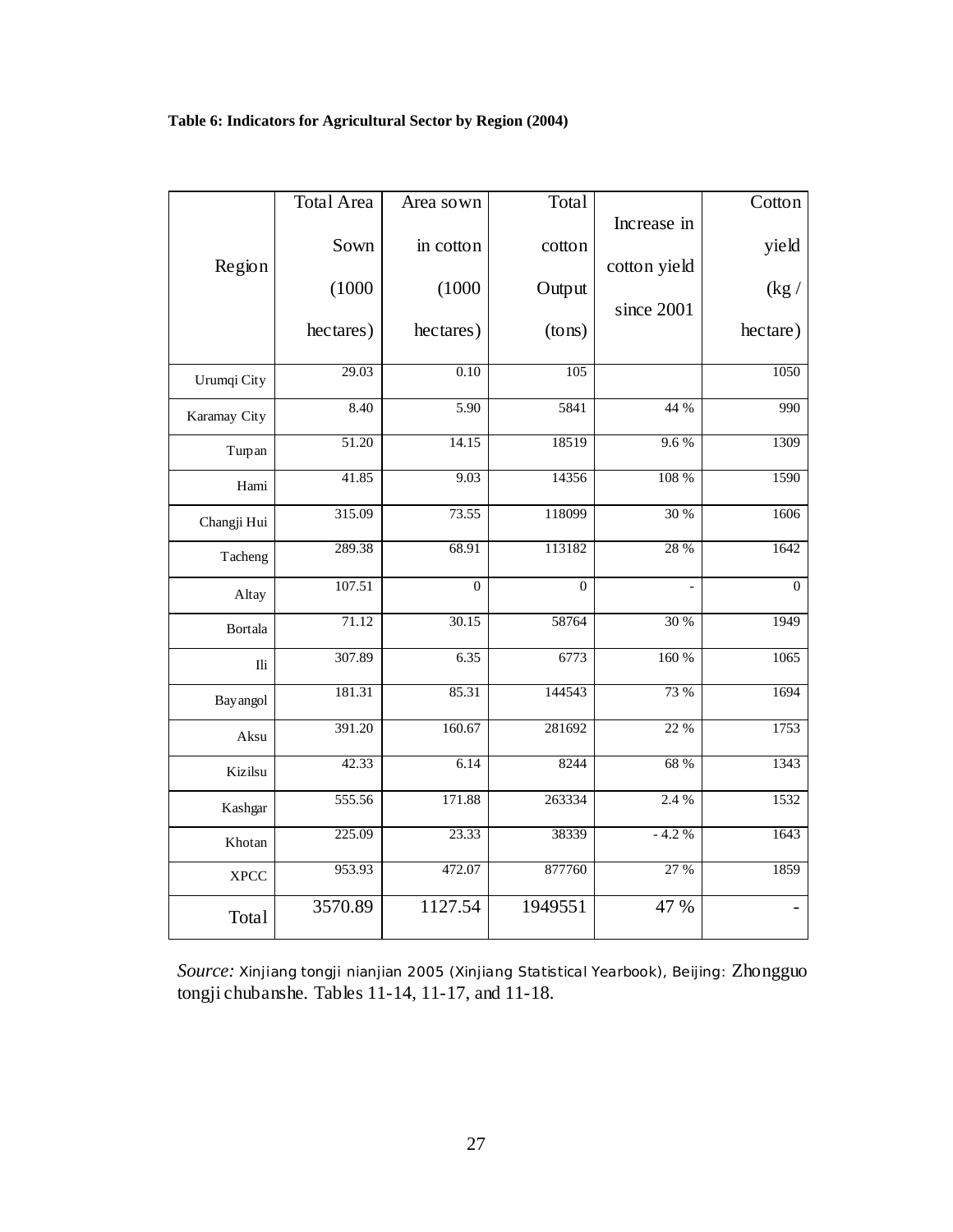**Table 6: Indicators for Agricultural Sector by Region (2004)**

| Region | Total Area Sown (1000 hectares) | Area sown in cotton (1000 hectares) | Total cotton Output (tons) | Increase in cotton yield since 2001 | Cotton yield (kg / hectare) |
|---|---|---|---|---|---|
| Urumqi City | 29.03 | 0.10 | 105 | | 1050 |
| Karamay City | 8.40 | 5.90 | 5841 | 44 % | 990 |
| Turpan | 51.20 | 14.15 | 18519 | 9.6 % | 1309 |
| Hami | 41.85 | 9.03 | 14356 | 108 % | 1590 |
| Changji Hui | 315.09 | 73.55 | 118099 | 30 % | 1606 |
| Tacheng | 289.38 | 68.91 | 113182 | 28 % | 1642 |
| Altay | 107.51 | 0 | 0 | - | 0 |
| Bortala | 71.12 | 30.15 | 58764 | 30 % | 1949 |
| Ili | 307.89 | 6.35 | 6773 | 160 % | 1065 |
| Bayangol | 181.31 | 85.31 | 144543 | 73 % | 1694 |
| Aksu | 391.20 | 160.67 | 281692 | 22 % | 1753 |
| Kizilsu | 42.33 | 6.14 | 8244 | 68 % | 1343 |
| Kashgar | 555.56 | 171.88 | 263334 | 2.4 % | 1532 |
| Khotan | 225.09 | 23.33 | 38339 | - 4.2 % | 1643 |
| XPCC | 953.93 | 472.07 | 877760 | 27 % | 1859 |
| Total | 3570.89 | 1127.54 | 1949551 | 47 % | - |

*Source:* Xinjiang tongji nianjian 2005 (Xinjiang Statistical Yearbook), Beijing: Zhongguo tongji chubanshe. Tables 11-14, 11-17, and 11-18.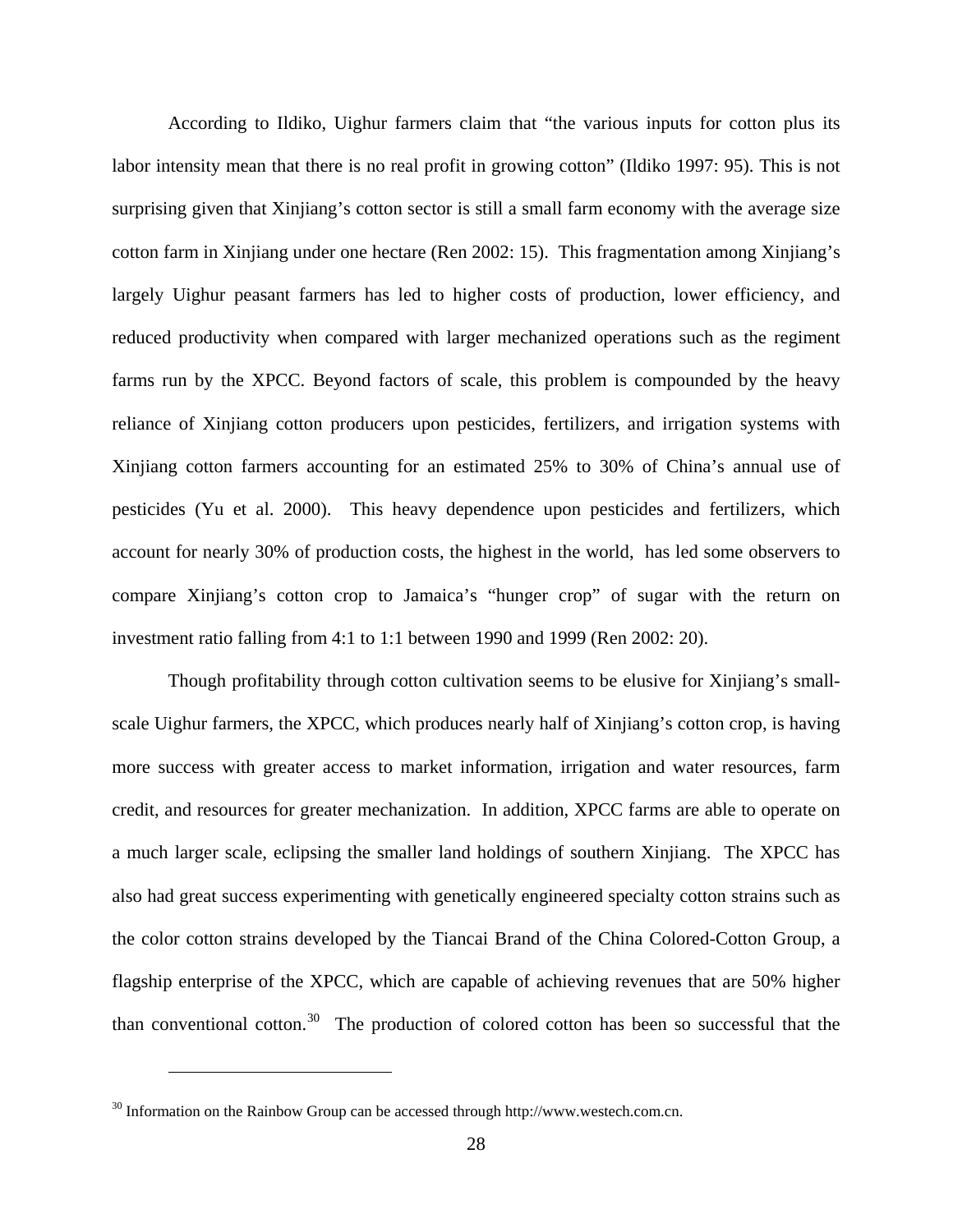According to Ildiko, Uighur farmers claim that "the various inputs for cotton plus its labor intensity mean that there is no real profit in growing cotton" (Ildiko 1997: 95). This is not surprising given that Xinjiang's cotton sector is still a small farm economy with the average size cotton farm in Xinjiang under one hectare (Ren 2002: 15). This fragmentation among Xinjiang's largely Uighur peasant farmers has led to higher costs of production, lower efficiency, and reduced productivity when compared with larger mechanized operations such as the regiment farms run by the XPCC. Beyond factors of scale, this problem is compounded by the heavy reliance of Xinjiang cotton producers upon pesticides, fertilizers, and irrigation systems with Xinjiang cotton farmers accounting for an estimated 25% to 30% of China's annual use of pesticides (Yu et al. 2000). This heavy dependence upon pesticides and fertilizers, which account for nearly 30% of production costs, the highest in the world, has led some observers to compare Xinjiang's cotton crop to Jamaica's "hunger crop" of sugar with the return on investment ratio falling from 4:1 to 1:1 between 1990 and 1999 (Ren 2002: 20).

Though profitability through cotton cultivation seems to be elusive for Xinjiang's small-scale Uighur farmers, the XPCC, which produces nearly half of Xinjiang's cotton crop, is having more success with greater access to market information, irrigation and water resources, farm credit, and resources for greater mechanization. In addition, XPCC farms are able to operate on a much larger scale, eclipsing the smaller land holdings of southern Xinjiang. The XPCC has also had great success experimenting with genetically engineered specialty cotton strains such as the color cotton strains developed by the Tiancai Brand of the China Colored-Cotton Group, a flagship enterprise of the XPCC, which are capable of achieving revenues that are 50% higher than conventional cotton.[30] The production of colored cotton has been so successful that the

[30] Information on the Rainbow Group can be accessed through http://www.westech.com.cn.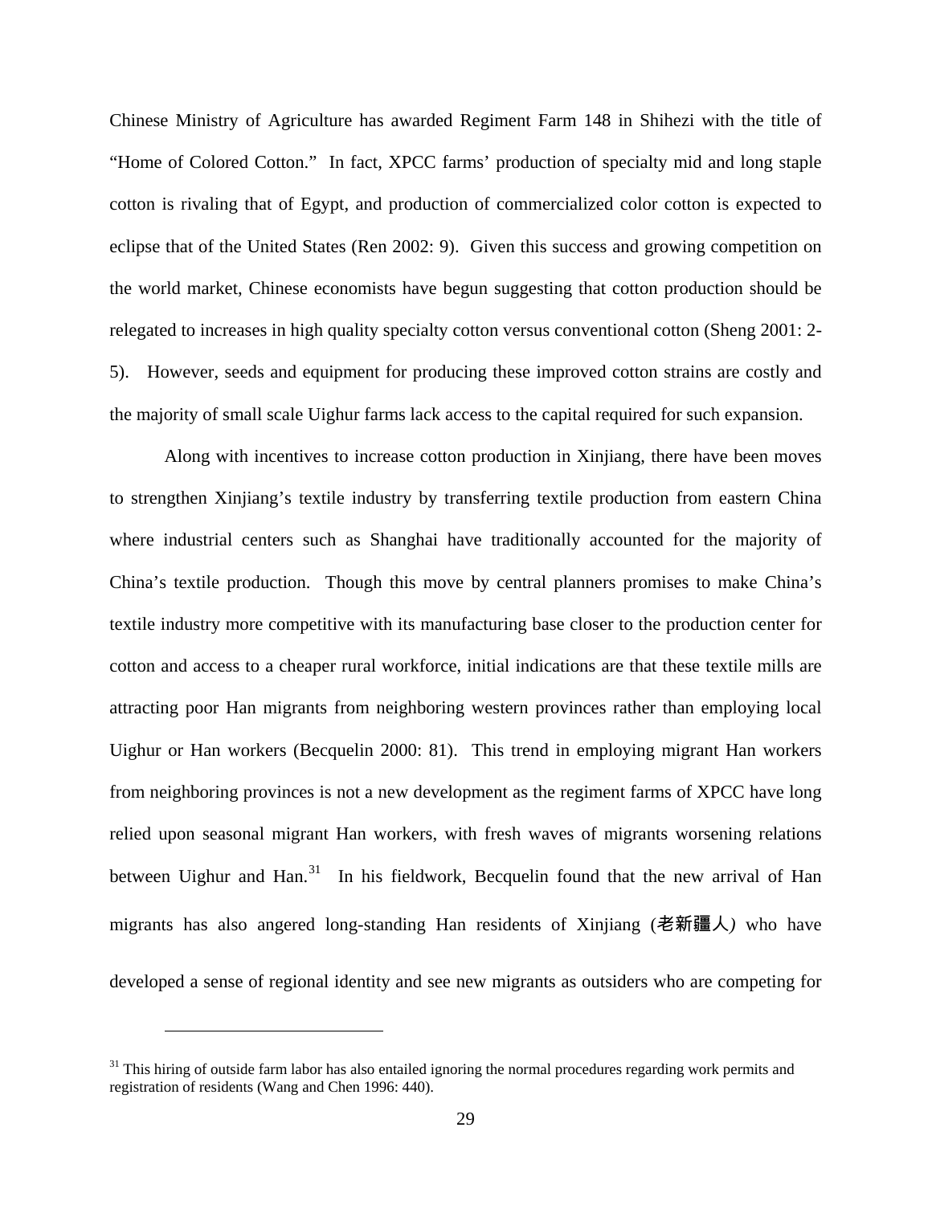Chinese Ministry of Agriculture has awarded Regiment Farm 148 in Shihezi with the title of "Home of Colored Cotton." In fact, XPCC farms' production of specialty mid and long staple cotton is rivaling that of Egypt, and production of commercialized color cotton is expected to eclipse that of the United States (Ren 2002: 9). Given this success and growing competition on the world market, Chinese economists have begun suggesting that cotton production should be relegated to increases in high quality specialty cotton versus conventional cotton (Sheng 2001: 2-5). However, seeds and equipment for producing these improved cotton strains are costly and the majority of small scale Uighur farms lack access to the capital required for such expansion.

Along with incentives to increase cotton production in Xinjiang, there have been moves to strengthen Xinjiang's textile industry by transferring textile production from eastern China where industrial centers such as Shanghai have traditionally accounted for the majority of China's textile production. Though this move by central planners promises to make China's textile industry more competitive with its manufacturing base closer to the production center for cotton and access to a cheaper rural workforce, initial indications are that these textile mills are attracting poor Han migrants from neighboring western provinces rather than employing local Uighur or Han workers (Becquelin 2000: 81). This trend in employing migrant Han workers from neighboring provinces is not a new development as the regiment farms of XPCC have long relied upon seasonal migrant Han workers, with fresh waves of migrants worsening relations between Uighur and Han.[31] In his fieldwork, Becquelin found that the new arrival of Han migrants has also angered long-standing Han residents of Xinjiang (老新疆人) who have developed a sense of regional identity and see new migrants as outsiders who are competing for

[31] This hiring of outside farm labor has also entailed ignoring the normal procedures regarding work permits and registration of residents (Wang and Chen 1996: 440).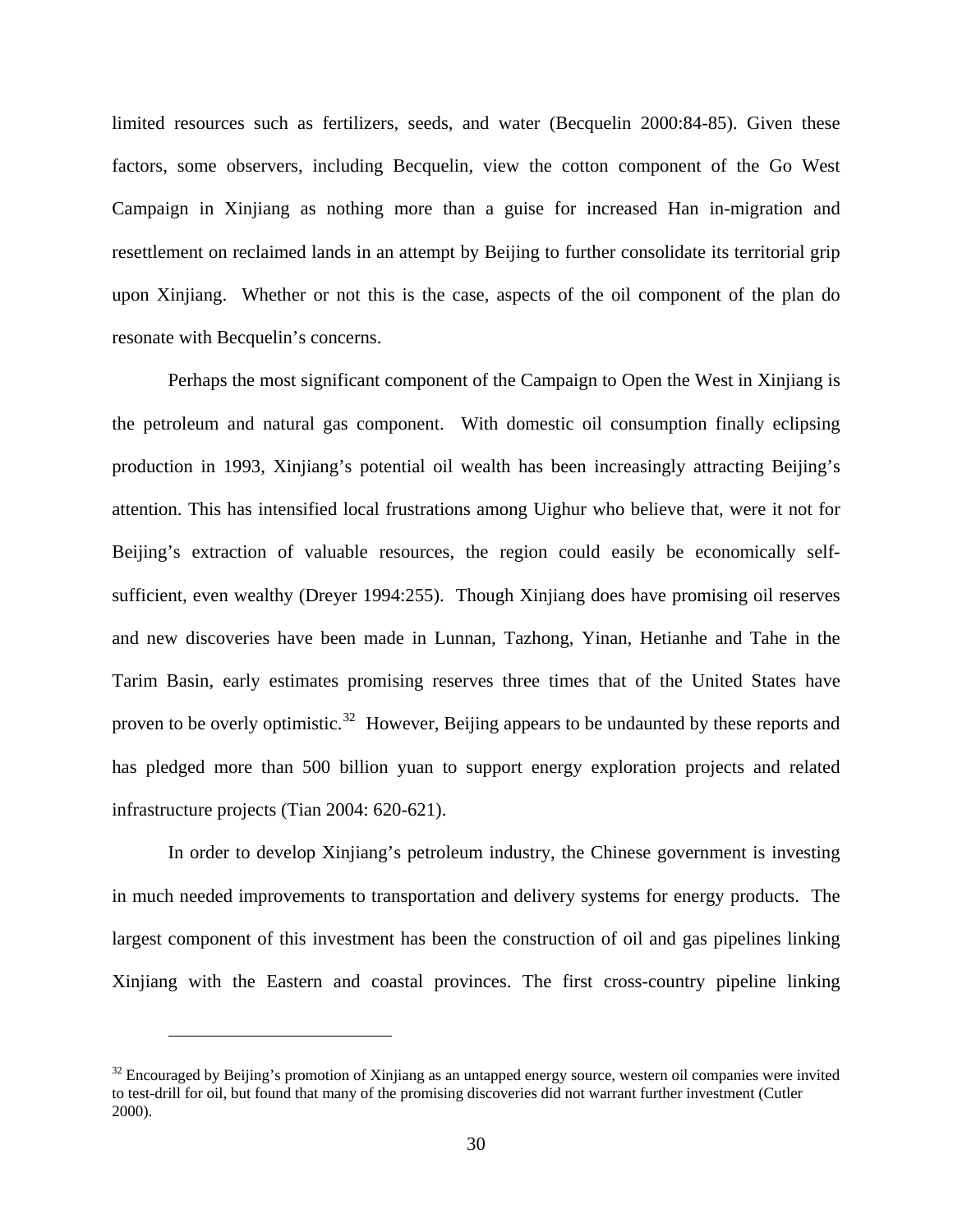limited resources such as fertilizers, seeds, and water (Becquelin 2000:84-85). Given these factors, some observers, including Becquelin, view the cotton component of the Go West Campaign in Xinjiang as nothing more than a guise for increased Han in-migration and resettlement on reclaimed lands in an attempt by Beijing to further consolidate its territorial grip upon Xinjiang. Whether or not this is the case, aspects of the oil component of the plan do resonate with Becquelin's concerns.

Perhaps the most significant component of the Campaign to Open the West in Xinjiang is the petroleum and natural gas component. With domestic oil consumption finally eclipsing production in 1993, Xinjiang's potential oil wealth has been increasingly attracting Beijing's attention. This has intensified local frustrations among Uighur who believe that, were it not for Beijing's extraction of valuable resources, the region could easily be economically self-sufficient, even wealthy (Dreyer 1994:255). Though Xinjiang does have promising oil reserves and new discoveries have been made in Lunnan, Tazhong, Yinan, Hetianhe and Tahe in the Tarim Basin, early estimates promising reserves three times that of the United States have proven to be overly optimistic.[32] However, Beijing appears to be undaunted by these reports and has pledged more than 500 billion yuan to support energy exploration projects and related infrastructure projects (Tian 2004: 620-621).

In order to develop Xinjiang's petroleum industry, the Chinese government is investing in much needed improvements to transportation and delivery systems for energy products. The largest component of this investment has been the construction of oil and gas pipelines linking Xinjiang with the Eastern and coastal provinces. The first cross-country pipeline linking

---

[32] Encouraged by Beijing's promotion of Xinjiang as an untapped energy source, western oil companies were invited to test-drill for oil, but found that many of the promising discoveries did not warrant further investment (Cutler 2000).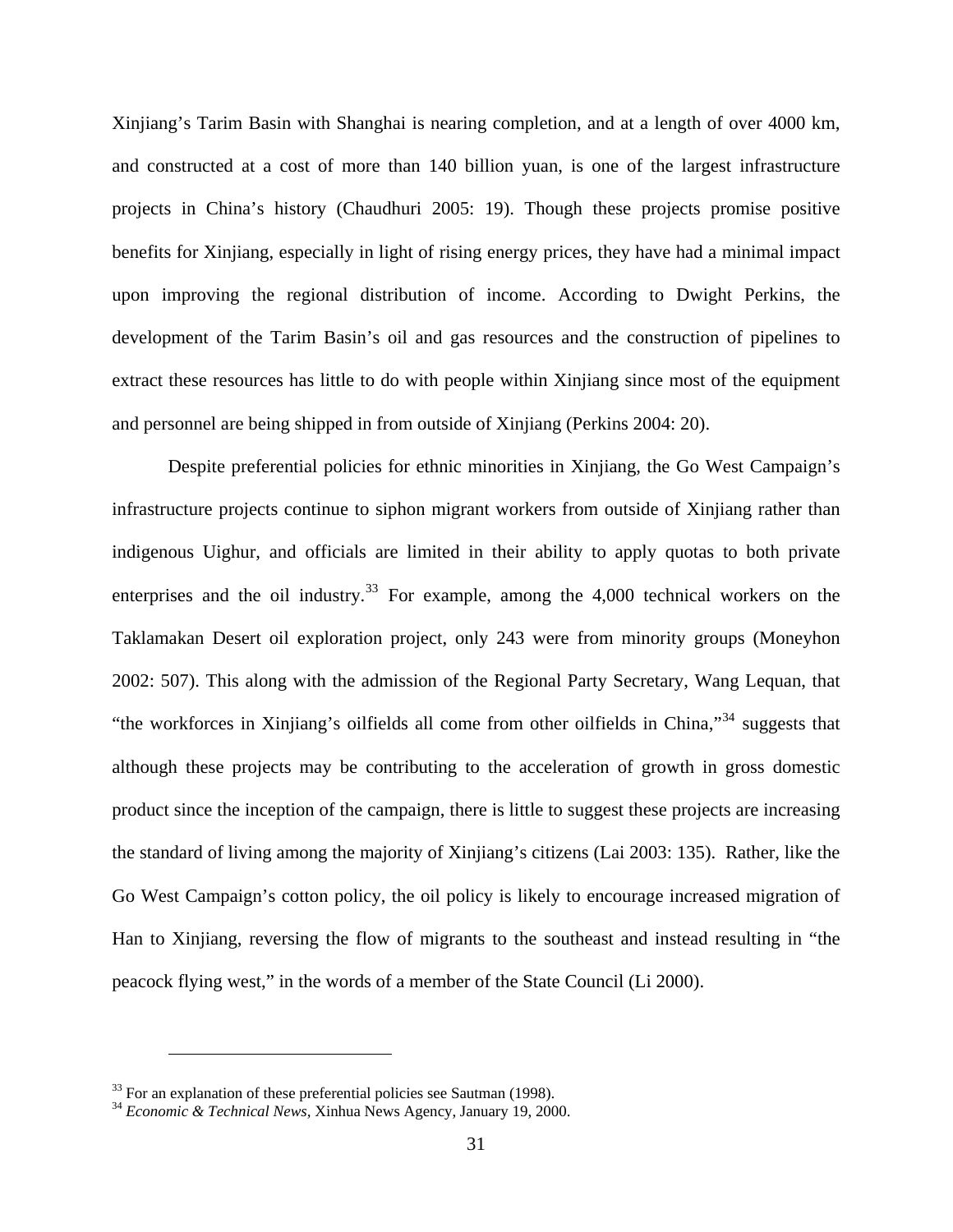Xinjiang's Tarim Basin with Shanghai is nearing completion, and at a length of over 4000 km, and constructed at a cost of more than 140 billion yuan, is one of the largest infrastructure projects in China's history (Chaudhuri 2005: 19). Though these projects promise positive benefits for Xinjiang, especially in light of rising energy prices, they have had a minimal impact upon improving the regional distribution of income. According to Dwight Perkins, the development of the Tarim Basin's oil and gas resources and the construction of pipelines to extract these resources has little to do with people within Xinjiang since most of the equipment and personnel are being shipped in from outside of Xinjiang (Perkins 2004: 20).

Despite preferential policies for ethnic minorities in Xinjiang, the Go West Campaign's infrastructure projects continue to siphon migrant workers from outside of Xinjiang rather than indigenous Uighur, and officials are limited in their ability to apply quotas to both private enterprises and the oil industry.[33] For example, among the 4,000 technical workers on the Taklamakan Desert oil exploration project, only 243 were from minority groups (Moneyhon 2002: 507). This along with the admission of the Regional Party Secretary, Wang Lequan, that "the workforces in Xinjiang's oilfields all come from other oilfields in China,"[34] suggests that although these projects may be contributing to the acceleration of growth in gross domestic product since the inception of the campaign, there is little to suggest these projects are increasing the standard of living among the majority of Xinjiang's citizens (Lai 2003: 135). Rather, like the Go West Campaign's cotton policy, the oil policy is likely to encourage increased migration of Han to Xinjiang, reversing the flow of migrants to the southeast and instead resulting in "the peacock flying west," in the words of a member of the State Council (Li 2000).

---

[33] For an explanation of these preferential policies see Sautman (1998).

[34] *Economic & Technical News*, Xinhua News Agency, January 19, 2000.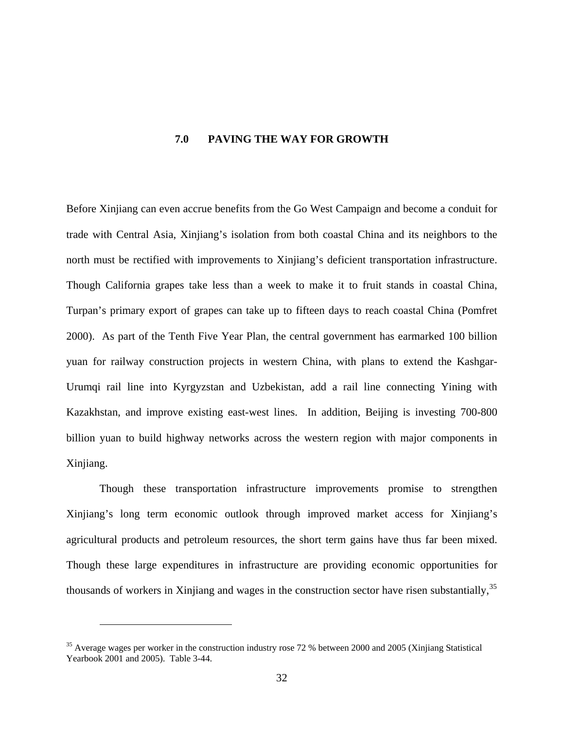# 7.0 PAVING THE WAY FOR GROWTH

Before Xinjiang can even accrue benefits from the Go West Campaign and become a conduit for trade with Central Asia, Xinjiang's isolation from both coastal China and its neighbors to the north must be rectified with improvements to Xinjiang's deficient transportation infrastructure. Though California grapes take less than a week to make it to fruit stands in coastal China, Turpan's primary export of grapes can take up to fifteen days to reach coastal China (Pomfret 2000). As part of the Tenth Five Year Plan, the central government has earmarked 100 billion yuan for railway construction projects in western China, with plans to extend the Kashgar-Urumqi rail line into Kyrgyzstan and Uzbekistan, add a rail line connecting Yining with Kazakhstan, and improve existing east-west lines. In addition, Beijing is investing 700-800 billion yuan to build highway networks across the western region with major components in Xinjiang.

Though these transportation infrastructure improvements promise to strengthen Xinjiang's long term economic outlook through improved market access for Xinjiang's agricultural products and petroleum resources, the short term gains have thus far been mixed. Though these large expenditures in infrastructure are providing economic opportunities for thousands of workers in Xinjiang and wages in the construction sector have risen substantially,[35]

[35] Average wages per worker in the construction industry rose 72 % between 2000 and 2005 (Xinjiang Statistical Yearbook 2001 and 2005). Table 3-44.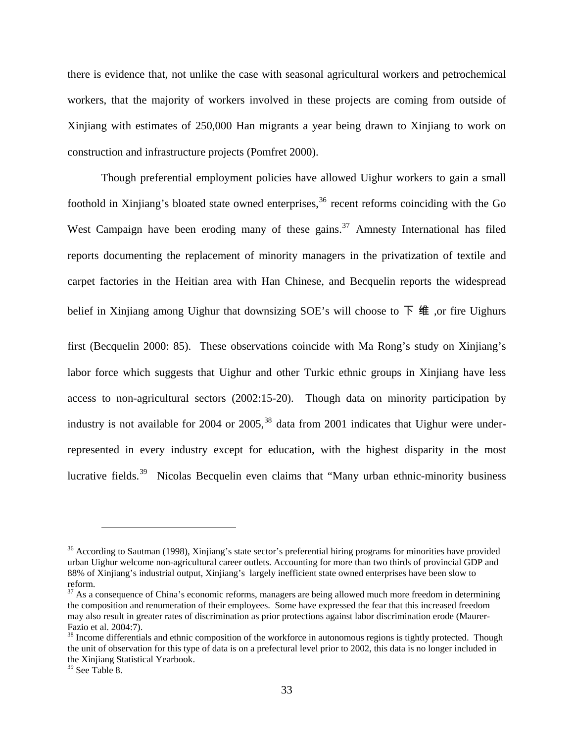there is evidence that, not unlike the case with seasonal agricultural workers and petrochemical workers, that the majority of workers involved in these projects are coming from outside of Xinjiang with estimates of 250,000 Han migrants a year being drawn to Xinjiang to work on construction and infrastructure projects (Pomfret 2000).

Though preferential employment policies have allowed Uighur workers to gain a small foothold in Xinjiang's bloated state owned enterprises,[36] recent reforms coinciding with the Go West Campaign have been eroding many of these gains.[37] Amnesty International has filed reports documenting the replacement of minority managers in the privatization of textile and carpet factories in the Heitian area with Han Chinese, and Becquelin reports the widespread belief in Xinjiang among Uighur that downsizing SOE's will choose to 下维 ,or fire Uighurs first (Becquelin 2000: 85). These observations coincide with Ma Rong's study on Xinjiang's labor force which suggests that Uighur and other Turkic ethnic groups in Xinjiang have less access to non-agricultural sectors (2002:15-20). Though data on minority participation by industry is not available for 2004 or 2005,[38] data from 2001 indicates that Uighur were under-represented in every industry except for education, with the highest disparity in the most lucrative fields.[39] Nicolas Becquelin even claims that "Many urban ethnic-minority business

---

[36] According to Sautman (1998), Xinjiang's state sector's preferential hiring programs for minorities have provided urban Uighur welcome non-agricultural career outlets. Accounting for more than two thirds of provincial GDP and 88% of Xinjiang's industrial output, Xinjiang's largely inefficient state owned enterprises have been slow to reform.

[37] As a consequence of China's economic reforms, managers are being allowed much more freedom in determining the composition and renumeration of their employees. Some have expressed the fear that this increased freedom may also result in greater rates of discrimination as prior protections against labor discrimination erode (Maurer-Fazio et al. 2004:7).

[38] Income differentials and ethnic composition of the workforce in autonomous regions is tightly protected. Though the unit of observation for this type of data is on a prefectural level prior to 2002, this data is no longer included in the Xinjiang Statistical Yearbook.

[39] See Table 8.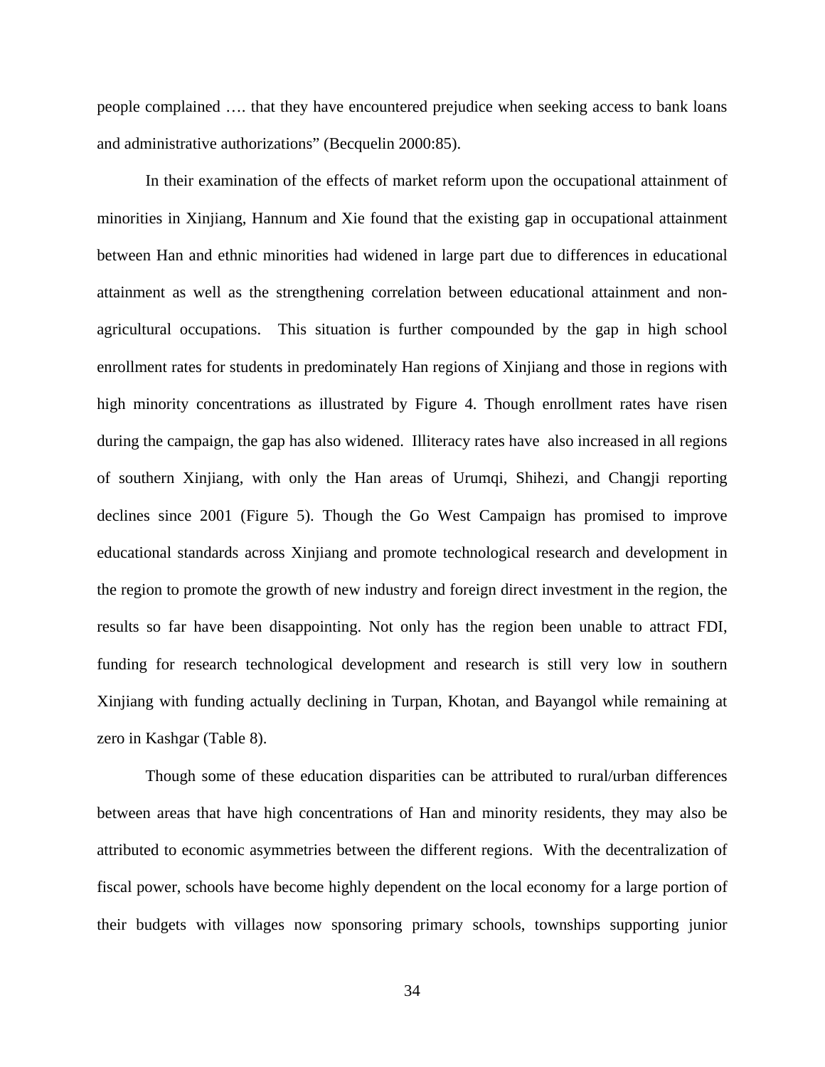people complained …. that they have encountered prejudice when seeking access to bank loans and administrative authorizations" (Becquelin 2000:85).

In their examination of the effects of market reform upon the occupational attainment of minorities in Xinjiang, Hannum and Xie found that the existing gap in occupational attainment between Han and ethnic minorities had widened in large part due to differences in educational attainment as well as the strengthening correlation between educational attainment and non-agricultural occupations. This situation is further compounded by the gap in high school enrollment rates for students in predominately Han regions of Xinjiang and those in regions with high minority concentrations as illustrated by Figure 4. Though enrollment rates have risen during the campaign, the gap has also widened. Illiteracy rates have also increased in all regions of southern Xinjiang, with only the Han areas of Urumqi, Shihezi, and Changji reporting declines since 2001 (Figure 5). Though the Go West Campaign has promised to improve educational standards across Xinjiang and promote technological research and development in the region to promote the growth of new industry and foreign direct investment in the region, the results so far have been disappointing. Not only has the region been unable to attract FDI, funding for research technological development and research is still very low in southern Xinjiang with funding actually declining in Turpan, Khotan, and Bayangol while remaining at zero in Kashgar (Table 8).

Though some of these education disparities can be attributed to rural/urban differences between areas that have high concentrations of Han and minority residents, they may also be attributed to economic asymmetries between the different regions. With the decentralization of fiscal power, schools have become highly dependent on the local economy for a large portion of their budgets with villages now sponsoring primary schools, townships supporting junior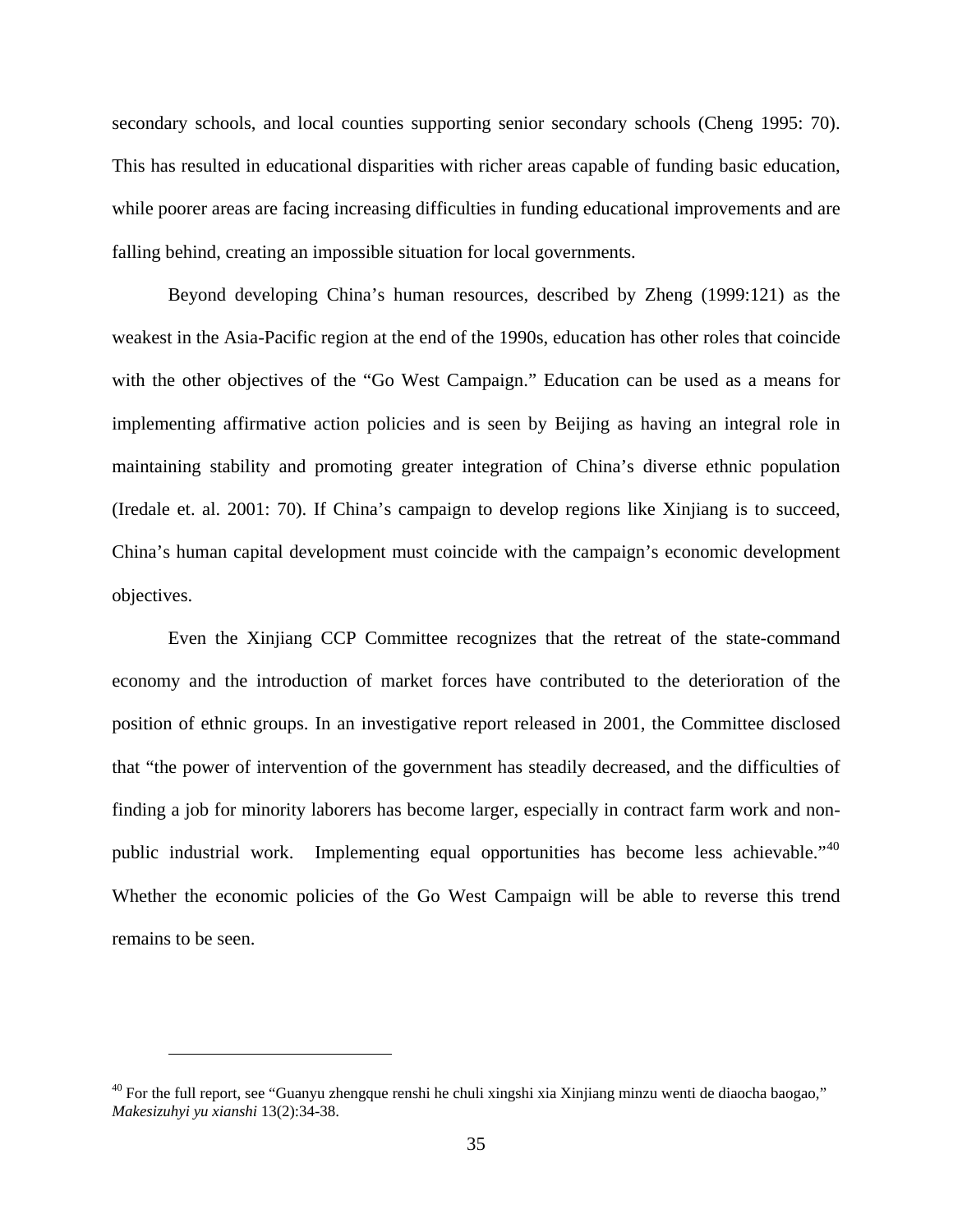secondary schools, and local counties supporting senior secondary schools (Cheng 1995: 70). This has resulted in educational disparities with richer areas capable of funding basic education, while poorer areas are facing increasing difficulties in funding educational improvements and are falling behind, creating an impossible situation for local governments.

Beyond developing China's human resources, described by Zheng (1999:121) as the weakest in the Asia-Pacific region at the end of the 1990s, education has other roles that coincide with the other objectives of the "Go West Campaign." Education can be used as a means for implementing affirmative action policies and is seen by Beijing as having an integral role in maintaining stability and promoting greater integration of China's diverse ethnic population (Iredale et. al. 2001: 70). If China's campaign to develop regions like Xinjiang is to succeed, China's human capital development must coincide with the campaign's economic development objectives.

Even the Xinjiang CCP Committee recognizes that the retreat of the state-command economy and the introduction of market forces have contributed to the deterioration of the position of ethnic groups. In an investigative report released in 2001, the Committee disclosed that "the power of intervention of the government has steadily decreased, and the difficulties of finding a job for minority laborers has become larger, especially in contract farm work and non-public industrial work. Implementing equal opportunities has become less achievable."[40] Whether the economic policies of the Go West Campaign will be able to reverse this trend remains to be seen.

---

[40] For the full report, see "Guanyu zhengque renshi he chuli xingshi xia Xinjiang minzu wenti de diaocha baogao," *Makesizuhyi yu xianshi* 13(2):34-38.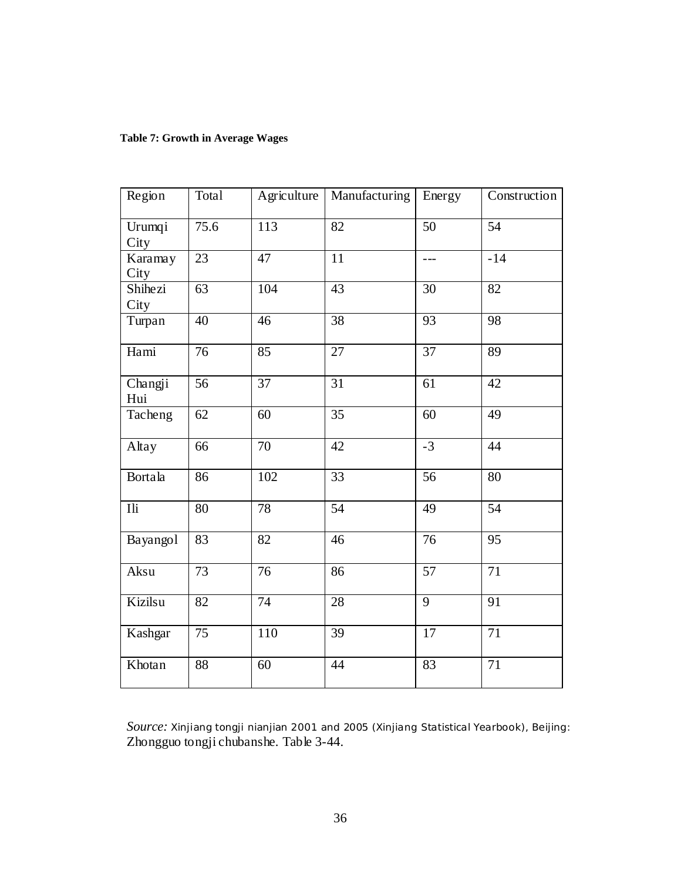**Table 7: Growth in Average Wages**

| Region | Total | Agriculture | Manufacturing | Energy | Construction |
|---|---|---|---|---|---|
| Urumqi City | 75.6 | 113 | 82 | 50 | 54 |
| Karamay City | 23 | 47 | 11 | --- | -14 |
| Shihezi City | 63 | 104 | 43 | 30 | 82 |
| Turpan | 40 | 46 | 38 | 93 | 98 |
| Hami | 76 | 85 | 27 | 37 | 89 |
| Changji Hui | 56 | 37 | 31 | 61 | 42 |
| Tacheng | 62 | 60 | 35 | 60 | 49 |
| Altay | 66 | 70 | 42 | -3 | 44 |
| Bortala | 86 | 102 | 33 | 56 | 80 |
| Ili | 80 | 78 | 54 | 49 | 54 |
| Bayangol | 83 | 82 | 46 | 76 | 95 |
| Aksu | 73 | 76 | 86 | 57 | 71 |
| Kizilsu | 82 | 74 | 28 | 9 | 91 |
| Kashgar | 75 | 110 | 39 | 17 | 71 |
| Khotan | 88 | 60 | 44 | 83 | 71 |

*Source:* Xinjiang tongji nianjian 2001 and 2005 (Xinjiang Statistical Yearbook), Beijing: Zhongguo tongji chubanshe. Table 3-44.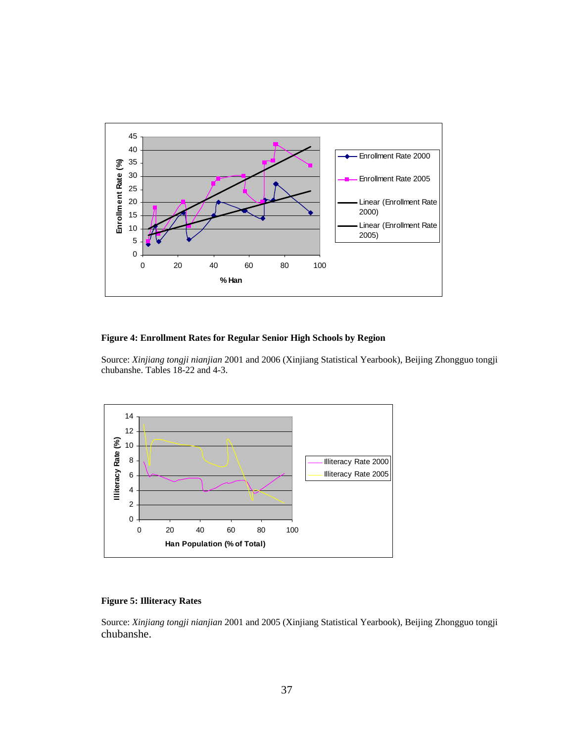**Figure 4: Enrollment Rates for Regular Senior High Schools by Region**

Source: *Xinjiang tongji nianjian* 2001 and 2006 (Xinjiang Statistical Yearbook), Beijing Zhongguo tongji chubanshe. Tables 18-22 and 4-3.

**Figure 5: Illiteracy Rates**

Source: *Xinjiang tongji nianjian* 2001 and 2005 (Xinjiang Statistical Yearbook), Beijing Zhongguo tongji chubanshe.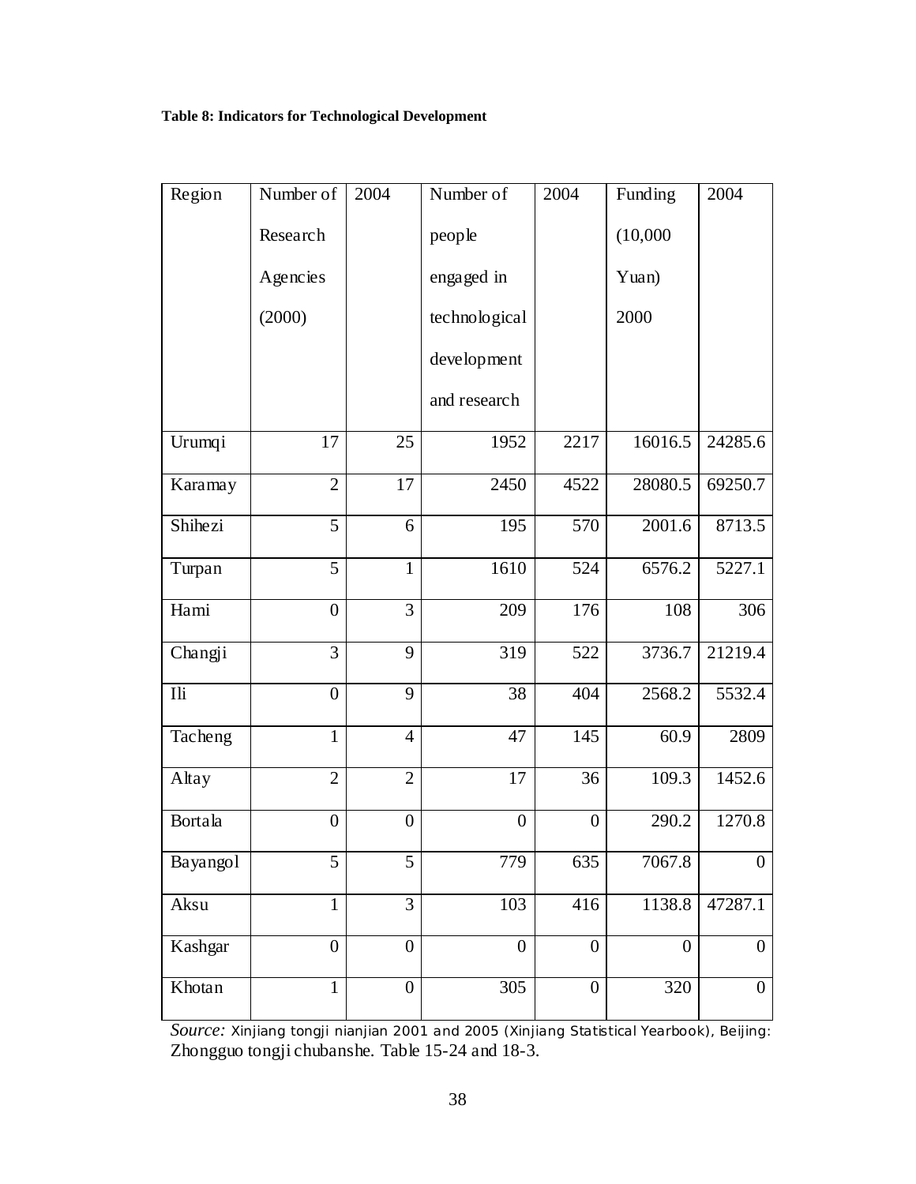**Table 8: Indicators for Technological Development**

| Region | Number of Research Agencies (2000) | 2004 | Number of people engaged in technological development and research | 2004 | Funding (10,000 Yuan) 2000 | 2004 |
|---|---|---|---|---|---|---|
| Urumqi | 17 | 25 | 1952 | 2217 | 16016.5 | 24285.6 |
| Karamay | 2 | 17 | 2450 | 4522 | 28080.5 | 69250.7 |
| Shihezi | 5 | 6 | 195 | 570 | 2001.6 | 8713.5 |
| Turpan | 5 | 1 | 1610 | 524 | 6576.2 | 5227.1 |
| Hami | 0 | 3 | 209 | 176 | 108 | 306 |
| Changji | 3 | 9 | 319 | 522 | 3736.7 | 21219.4 |
| Ili | 0 | 9 | 38 | 404 | 2568.2 | 5532.4 |
| Tacheng | 1 | 4 | 47 | 145 | 60.9 | 2809 |
| Altay | 2 | 2 | 17 | 36 | 109.3 | 1452.6 |
| Bortala | 0 | 0 | 0 | 0 | 290.2 | 1270.8 |
| Bayangol | 5 | 5 | 779 | 635 | 7067.8 | 0 |
| Aksu | 1 | 3 | 103 | 416 | 1138.8 | 47287.1 |
| Kashgar | 0 | 0 | 0 | 0 | 0 | 0 |
| Khotan | 1 | 0 | 305 | 0 | 320 | 0 |

*Source:* Xinjiang tongji nianjian 2001 and 2005 (Xinjiang Statistical Yearbook), Beijing: Zhongguo tongji chubanshe. Table 15-24 and 18-3.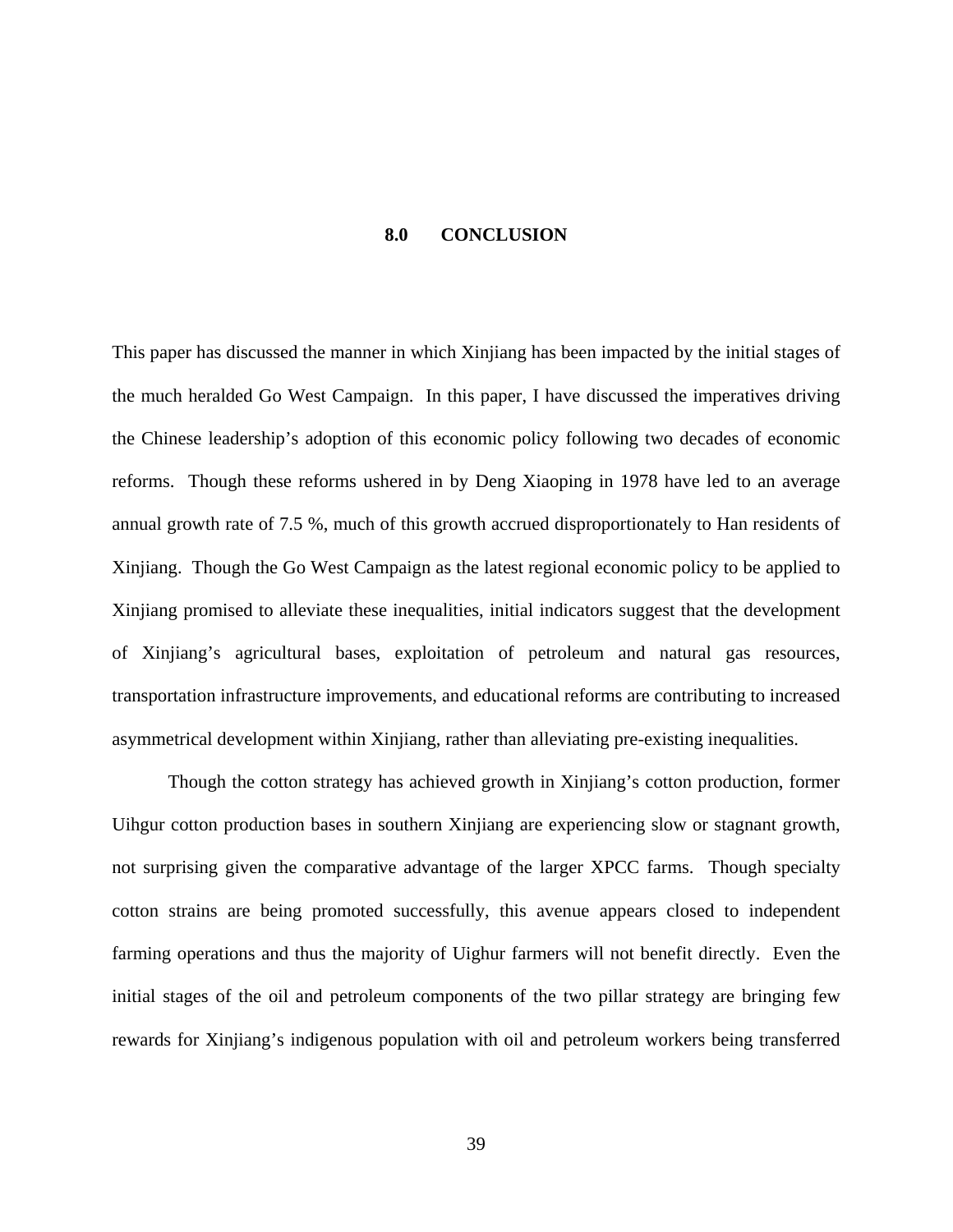# 8.0 CONCLUSION

This paper has discussed the manner in which Xinjiang has been impacted by the initial stages of the much heralded Go West Campaign. In this paper, I have discussed the imperatives driving the Chinese leadership's adoption of this economic policy following two decades of economic reforms. Though these reforms ushered in by Deng Xiaoping in 1978 have led to an average annual growth rate of 7.5 %, much of this growth accrued disproportionately to Han residents of Xinjiang. Though the Go West Campaign as the latest regional economic policy to be applied to Xinjiang promised to alleviate these inequalities, initial indicators suggest that the development of Xinjiang's agricultural bases, exploitation of petroleum and natural gas resources, transportation infrastructure improvements, and educational reforms are contributing to increased asymmetrical development within Xinjiang, rather than alleviating pre-existing inequalities.

Though the cotton strategy has achieved growth in Xinjiang's cotton production, former Uihgur cotton production bases in southern Xinjiang are experiencing slow or stagnant growth, not surprising given the comparative advantage of the larger XPCC farms. Though specialty cotton strains are being promoted successfully, this avenue appears closed to independent farming operations and thus the majority of Uighur farmers will not benefit directly. Even the initial stages of the oil and petroleum components of the two pillar strategy are bringing few rewards for Xinjiang's indigenous population with oil and petroleum workers being transferred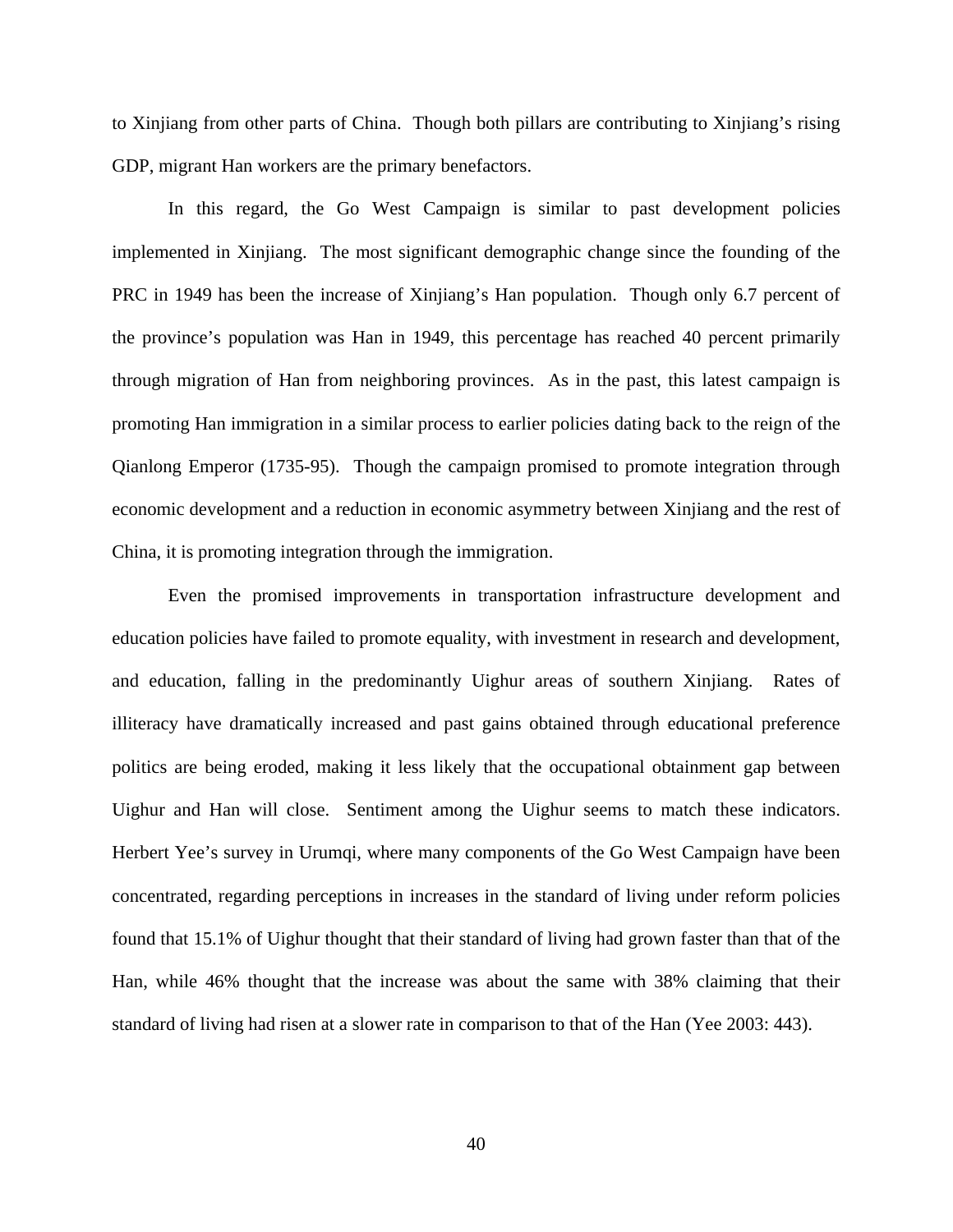to Xinjiang from other parts of China. Though both pillars are contributing to Xinjiang's rising GDP, migrant Han workers are the primary benefactors.

In this regard, the Go West Campaign is similar to past development policies implemented in Xinjiang. The most significant demographic change since the founding of the PRC in 1949 has been the increase of Xinjiang's Han population. Though only 6.7 percent of the province's population was Han in 1949, this percentage has reached 40 percent primarily through migration of Han from neighboring provinces. As in the past, this latest campaign is promoting Han immigration in a similar process to earlier policies dating back to the reign of the Qianlong Emperor (1735-95). Though the campaign promised to promote integration through economic development and a reduction in economic asymmetry between Xinjiang and the rest of China, it is promoting integration through the immigration.

Even the promised improvements in transportation infrastructure development and education policies have failed to promote equality, with investment in research and development, and education, falling in the predominantly Uighur areas of southern Xinjiang. Rates of illiteracy have dramatically increased and past gains obtained through educational preference politics are being eroded, making it less likely that the occupational obtainment gap between Uighur and Han will close. Sentiment among the Uighur seems to match these indicators. Herbert Yee's survey in Urumqi, where many components of the Go West Campaign have been concentrated, regarding perceptions in increases in the standard of living under reform policies found that 15.1% of Uighur thought that their standard of living had grown faster than that of the Han, while 46% thought that the increase was about the same with 38% claiming that their standard of living had risen at a slower rate in comparison to that of the Han (Yee 2003: 443).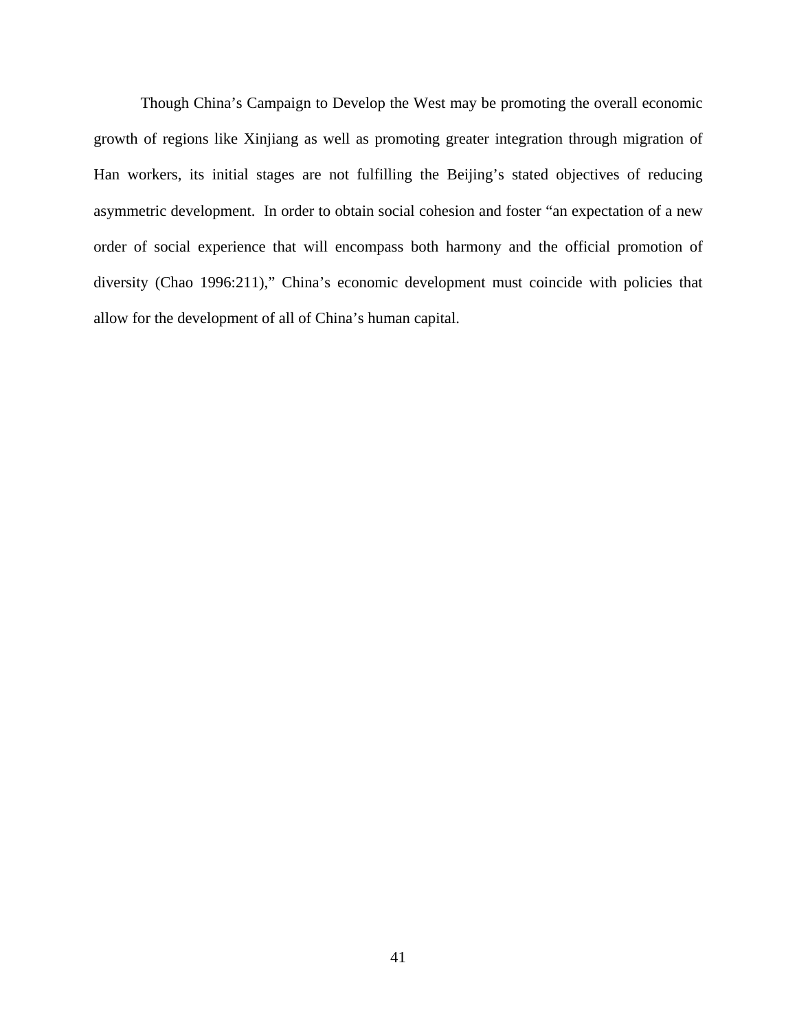Though China's Campaign to Develop the West may be promoting the overall economic growth of regions like Xinjiang as well as promoting greater integration through migration of Han workers, its initial stages are not fulfilling the Beijing's stated objectives of reducing asymmetric development. In order to obtain social cohesion and foster "an expectation of a new order of social experience that will encompass both harmony and the official promotion of diversity (Chao 1996:211)," China's economic development must coincide with policies that allow for the development of all of China's human capital.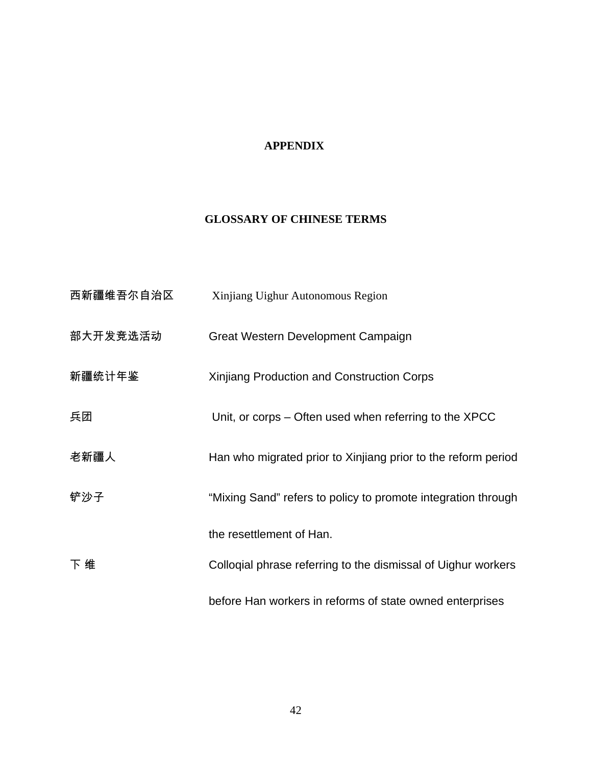# APPENDIX

## GLOSSARY OF CHINESE TERMS

| | |
|---|---|
| 西新疆维吾尔自治区 | Xinjiang Uighur Autonomous Region |
| 部大开发竞选活动 | Great Western Development Campaign |
| 新疆统计年鉴 | Xinjiang Production and Construction Corps |
| 兵团 | Unit, or corps – Often used when referring to the XPCC |
| 老新疆人 | Han who migrated prior to Xinjiang prior to the reform period |
| 铲沙子 | "Mixing Sand" refers to policy to promote integration through the resettlement of Han. |
| 下 维 | Colloqial phrase referring to the dismissal of Uighur workers before Han workers in reforms of state owned enterprises |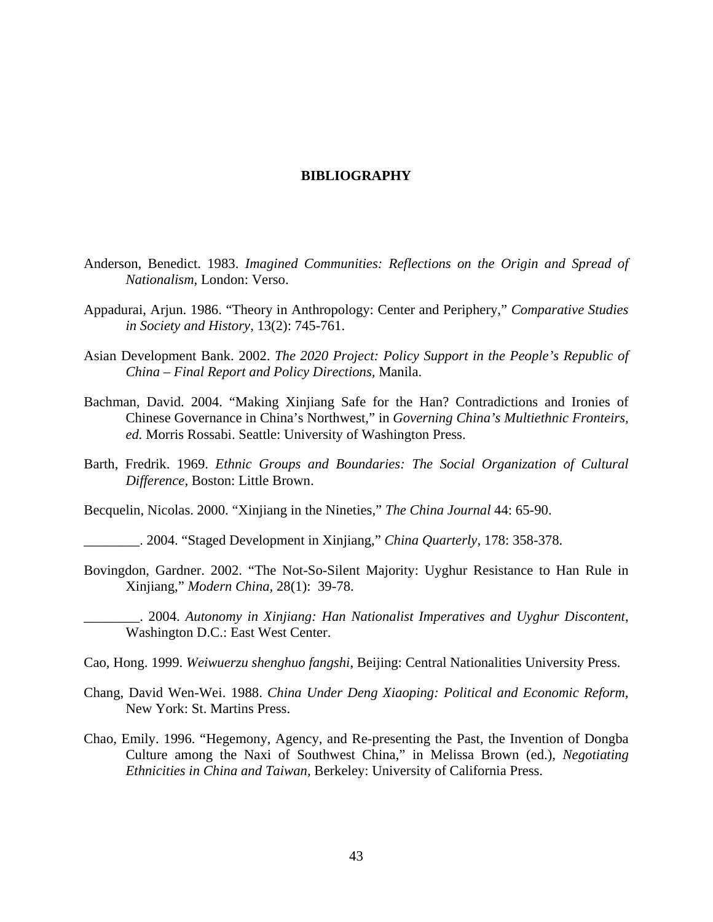# BIBLIOGRAPHY

Anderson, Benedict. 1983. *Imagined Communities: Reflections on the Origin and Spread of Nationalism,* London: Verso.

Appadurai, Arjun. 1986. "Theory in Anthropology: Center and Periphery," *Comparative Studies in Society and History*, 13(2): 745-761.

Asian Development Bank. 2002. *The 2020 Project: Policy Support in the People's Republic of China – Final Report and Policy Directions*, Manila.

Bachman, David. 2004. "Making Xinjiang Safe for the Han? Contradictions and Ironies of Chinese Governance in China's Northwest," in *Governing China's Multiethnic Fronteirs, ed.* Morris Rossabi. Seattle: University of Washington Press.

Barth, Fredrik. 1969. *Ethnic Groups and Boundaries: The Social Organization of Cultural Difference,* Boston: Little Brown.

Becquelin, Nicolas. 2000. "Xinjiang in the Nineties," *The China Journal* 44: 65-90.

________. 2004. "Staged Development in Xinjiang," *China Quarterly*, 178: 358-378.

Bovingdon, Gardner. 2002. "The Not-So-Silent Majority: Uyghur Resistance to Han Rule in Xinjiang," *Modern China,* 28(1): 39-78.

________. 2004. *Autonomy in Xinjiang: Han Nationalist Imperatives and Uyghur Discontent*, Washington D.C.: East West Center.

Cao, Hong. 1999. *Weiwuerzu shenghuo fangshi*, Beijing: Central Nationalities University Press.

Chang, David Wen-Wei. 1988. *China Under Deng Xiaoping: Political and Economic Reform,* New York: St. Martins Press.

Chao, Emily. 1996. "Hegemony, Agency, and Re-presenting the Past, the Invention of Dongba Culture among the Naxi of Southwest China," in Melissa Brown (ed.), *Negotiating Ethnicities in China and Taiwan,* Berkeley: University of California Press.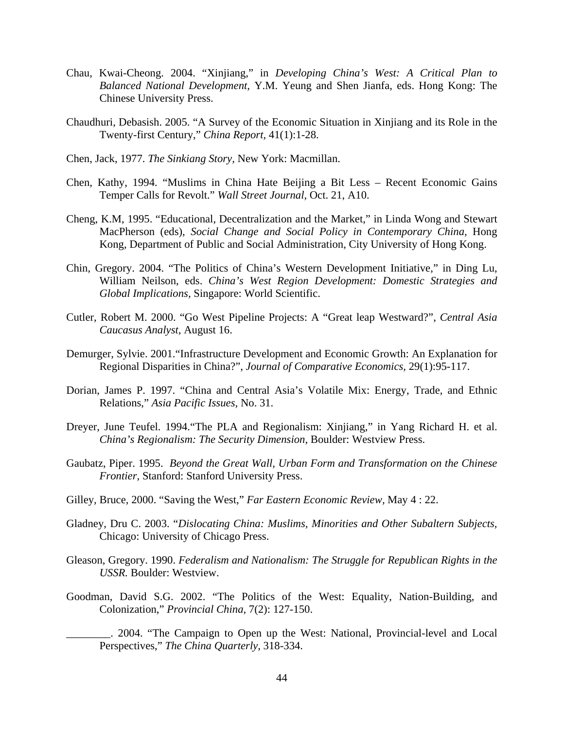Chau, Kwai-Cheong. 2004. "Xinjiang," in *Developing China's West: A Critical Plan to Balanced National Development,* Y.M. Yeung and Shen Jianfa, eds. Hong Kong: The Chinese University Press.

Chaudhuri, Debasish. 2005. "A Survey of the Economic Situation in Xinjiang and its Role in the Twenty-first Century," *China Report*, 41(1):1-28.

Chen, Jack, 1977. *The Sinkiang Story,* New York: Macmillan.

Chen, Kathy, 1994. "Muslims in China Hate Beijing a Bit Less – Recent Economic Gains Temper Calls for Revolt." *Wall Street Journal*, Oct. 21, A10.

Cheng, K.M, 1995. "Educational, Decentralization and the Market," in Linda Wong and Stewart MacPherson (eds), *Social Change and Social Policy in Contemporary China,* Hong Kong, Department of Public and Social Administration, City University of Hong Kong.

Chin, Gregory. 2004. "The Politics of China's Western Development Initiative," in Ding Lu, William Neilson, eds. *China's West Region Development: Domestic Strategies and Global Implications*, Singapore: World Scientific.

Cutler, Robert M. 2000. "Go West Pipeline Projects: A "Great leap Westward?", *Central Asia Caucasus Analyst,* August 16.

Demurger, Sylvie. 2001."Infrastructure Development and Economic Growth: An Explanation for Regional Disparities in China?", *Journal of Comparative Economics,* 29(1):95-117.

Dorian, James P. 1997. "China and Central Asia's Volatile Mix: Energy, Trade, and Ethnic Relations," *Asia Pacific Issues,* No. 31.

Dreyer, June Teufel. 1994."The PLA and Regionalism: Xinjiang," in Yang Richard H. et al. *China's Regionalism: The Security Dimension,* Boulder: Westview Press.

Gaubatz, Piper. 1995. *Beyond the Great Wall, Urban Form and Transformation on the Chinese Frontier,* Stanford: Stanford University Press.

Gilley, Bruce, 2000. "Saving the West," *Far Eastern Economic Review,* May 4 : 22.

Gladney, Dru C. 2003. "*Dislocating China: Muslims, Minorities and Other Subaltern Subjects,* Chicago: University of Chicago Press.

Gleason, Gregory. 1990. *Federalism and Nationalism: The Struggle for Republican Rights in the USSR.* Boulder: Westview.

Goodman, David S.G. 2002. "The Politics of the West: Equality, Nation-Building, and Colonization," *Provincial China,* 7(2): 127-150.

________. 2004. "The Campaign to Open up the West: National, Provincial-level and Local Perspectives," *The China Quarterly*, 318-334.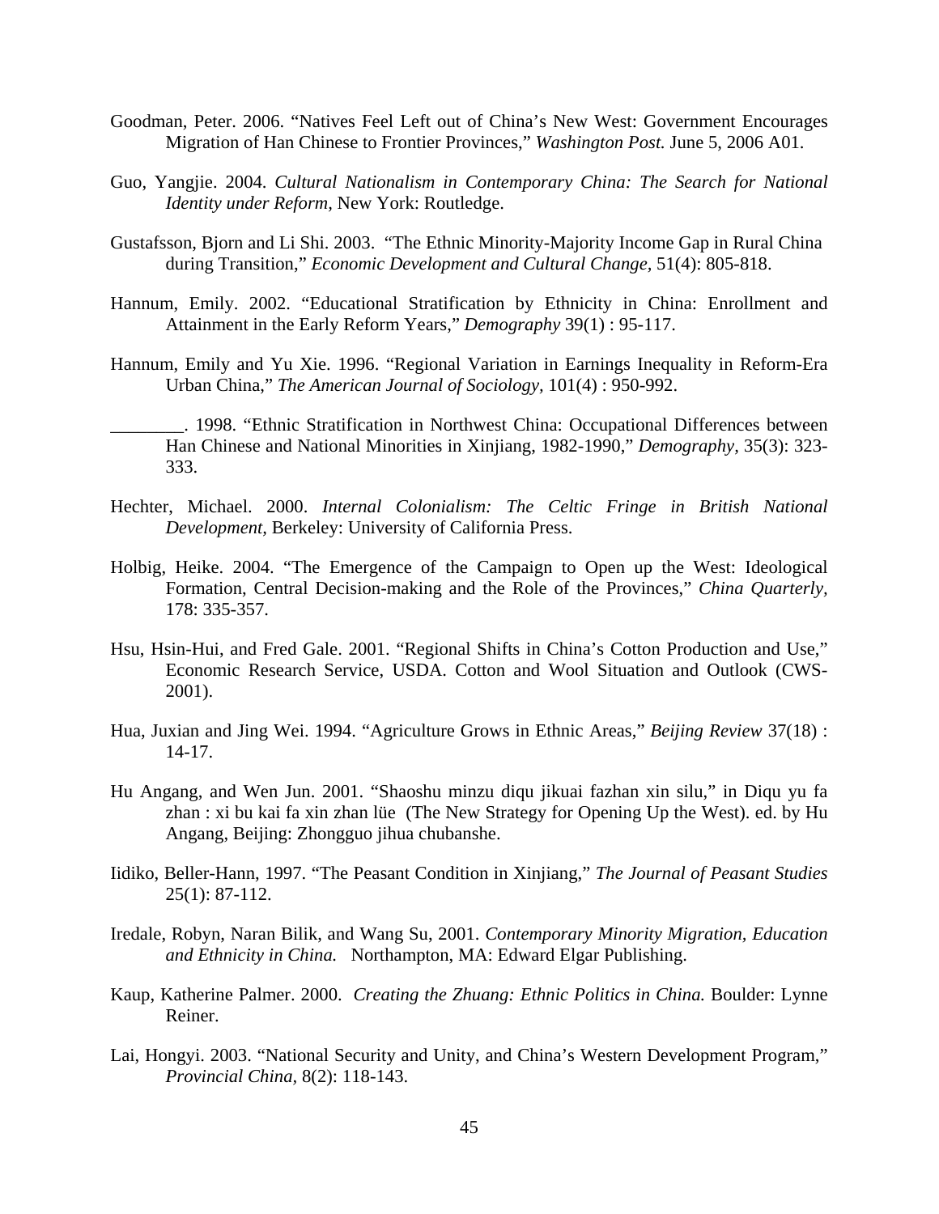Goodman, Peter. 2006. "Natives Feel Left out of China's New West: Government Encourages Migration of Han Chinese to Frontier Provinces," *Washington Post.* June 5, 2006 A01.

Guo, Yangjie. 2004. *Cultural Nationalism in Contemporary China: The Search for National Identity under Reform,* New York: Routledge.

Gustafsson, Bjorn and Li Shi. 2003. "The Ethnic Minority-Majority Income Gap in Rural China during Transition," *Economic Development and Cultural Change,* 51(4): 805-818.

Hannum, Emily. 2002. "Educational Stratification by Ethnicity in China: Enrollment and Attainment in the Early Reform Years," *Demography* 39(1) : 95-117.

Hannum, Emily and Yu Xie. 1996. "Regional Variation in Earnings Inequality in Reform-Era Urban China," *The American Journal of Sociology,* 101(4) : 950-992.

________. 1998. "Ethnic Stratification in Northwest China: Occupational Differences between Han Chinese and National Minorities in Xinjiang, 1982-1990," *Demography,* 35(3): 323-333.

Hechter, Michael. 2000. *Internal Colonialism: The Celtic Fringe in British National Development,* Berkeley: University of California Press.

Holbig, Heike. 2004. "The Emergence of the Campaign to Open up the West: Ideological Formation, Central Decision-making and the Role of the Provinces," *China Quarterly,* 178: 335-357.

Hsu, Hsin-Hui, and Fred Gale. 2001. "Regional Shifts in China's Cotton Production and Use," Economic Research Service, USDA. Cotton and Wool Situation and Outlook (CWS-2001).

Hua, Juxian and Jing Wei. 1994. "Agriculture Grows in Ethnic Areas," *Beijing Review* 37(18) : 14-17.

Hu Angang, and Wen Jun. 2001. "Shaoshu minzu diqu jikuai fazhan xin silu," in Diqu yu fa zhan : xi bu kai fa xin zhan lüe (The New Strategy for Opening Up the West). ed. by Hu Angang, Beijing: Zhongguo jihua chubanshe.

Iidiko, Beller-Hann, 1997. "The Peasant Condition in Xinjiang," *The Journal of Peasant Studies* 25(1): 87-112.

Iredale, Robyn, Naran Bilik, and Wang Su, 2001. *Contemporary Minority Migration, Education and Ethnicity in China.* Northampton, MA: Edward Elgar Publishing.

Kaup, Katherine Palmer. 2000. *Creating the Zhuang: Ethnic Politics in China.* Boulder: Lynne Reiner.

Lai, Hongyi. 2003. "National Security and Unity, and China's Western Development Program," *Provincial China,* 8(2): 118-143.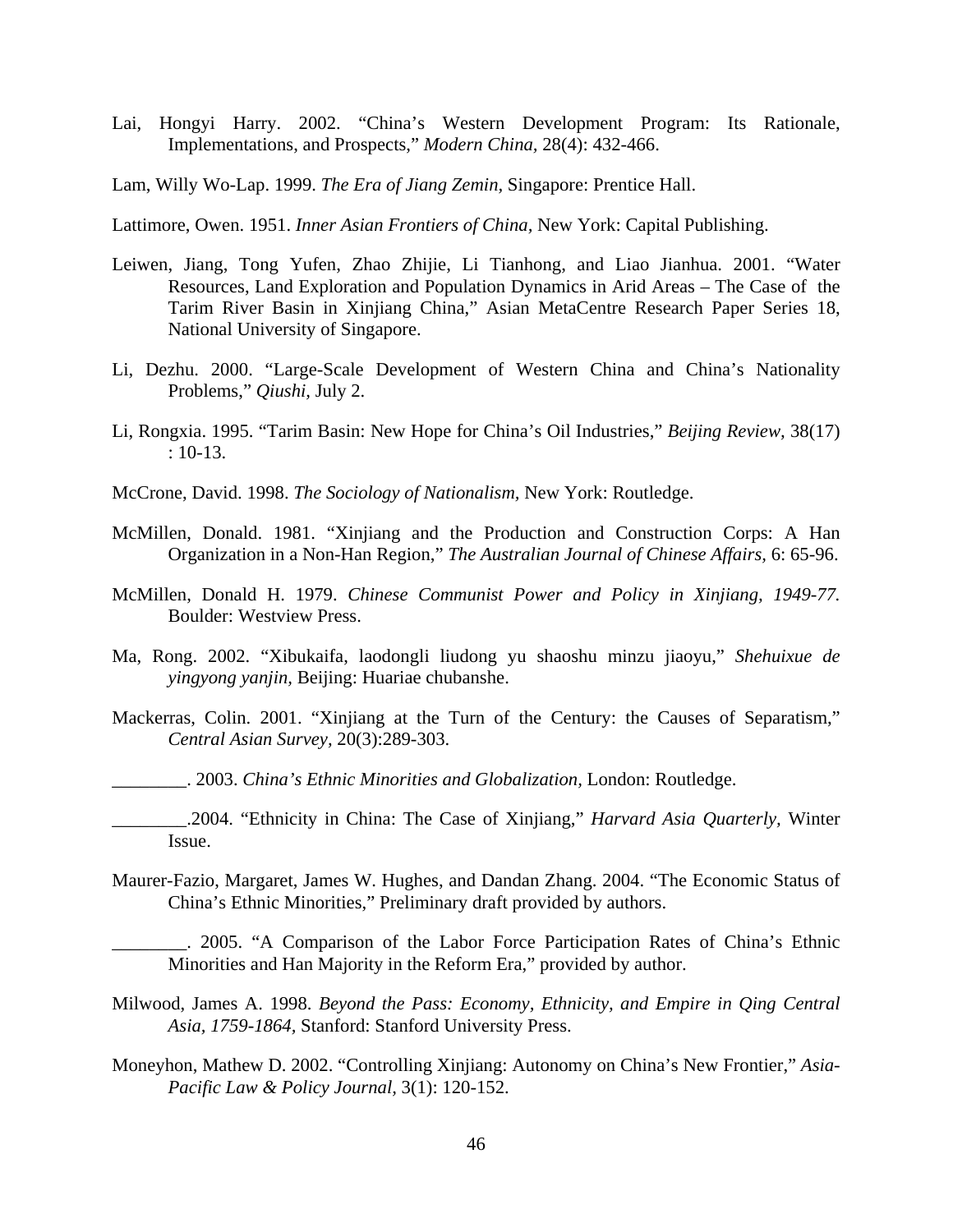Lai, Hongyi Harry. 2002. "China's Western Development Program: Its Rationale, Implementations, and Prospects," *Modern China,* 28(4): 432-466.

Lam, Willy Wo-Lap. 1999. *The Era of Jiang Zemin,* Singapore: Prentice Hall.

Lattimore, Owen. 1951. *Inner Asian Frontiers of China,* New York: Capital Publishing.

Leiwen, Jiang, Tong Yufen, Zhao Zhijie, Li Tianhong, and Liao Jianhua. 2001. "Water Resources, Land Exploration and Population Dynamics in Arid Areas – The Case of the Tarim River Basin in Xinjiang China," Asian MetaCentre Research Paper Series 18, National University of Singapore.

Li, Dezhu. 2000. "Large-Scale Development of Western China and China's Nationality Problems," *Qiushi,* July 2.

Li, Rongxia. 1995. "Tarim Basin: New Hope for China's Oil Industries," *Beijing Review,* 38(17) : 10-13.

McCrone, David. 1998. *The Sociology of Nationalism,* New York: Routledge.

McMillen, Donald. 1981. "Xinjiang and the Production and Construction Corps: A Han Organization in a Non-Han Region," *The Australian Journal of Chinese Affairs,* 6: 65-96.

McMillen, Donald H. 1979. *Chinese Communist Power and Policy in Xinjiang, 1949-77.* Boulder: Westview Press.

Ma, Rong. 2002. "Xibukaifa, laodongli liudong yu shaoshu minzu jiaoyu," *Shehuixue de yingyong yanjin,* Beijing: Huariae chubanshe.

Mackerras, Colin. 2001. "Xinjiang at the Turn of the Century: the Causes of Separatism," *Central Asian Survey,* 20(3):289-303.

________. 2003. *China's Ethnic Minorities and Globalization,* London: Routledge.

________.2004. "Ethnicity in China: The Case of Xinjiang," *Harvard Asia Quarterly,* Winter Issue.

Maurer-Fazio, Margaret, James W. Hughes, and Dandan Zhang. 2004. "The Economic Status of China's Ethnic Minorities," Preliminary draft provided by authors.

________. 2005. "A Comparison of the Labor Force Participation Rates of China's Ethnic Minorities and Han Majority in the Reform Era," provided by author.

Milwood, James A. 1998. *Beyond the Pass: Economy, Ethnicity, and Empire in Qing Central Asia, 1759-1864,* Stanford: Stanford University Press.

Moneyhon, Mathew D. 2002. "Controlling Xinjiang: Autonomy on China's New Frontier," *Asia-Pacific Law & Policy Journal,* 3(1): 120-152.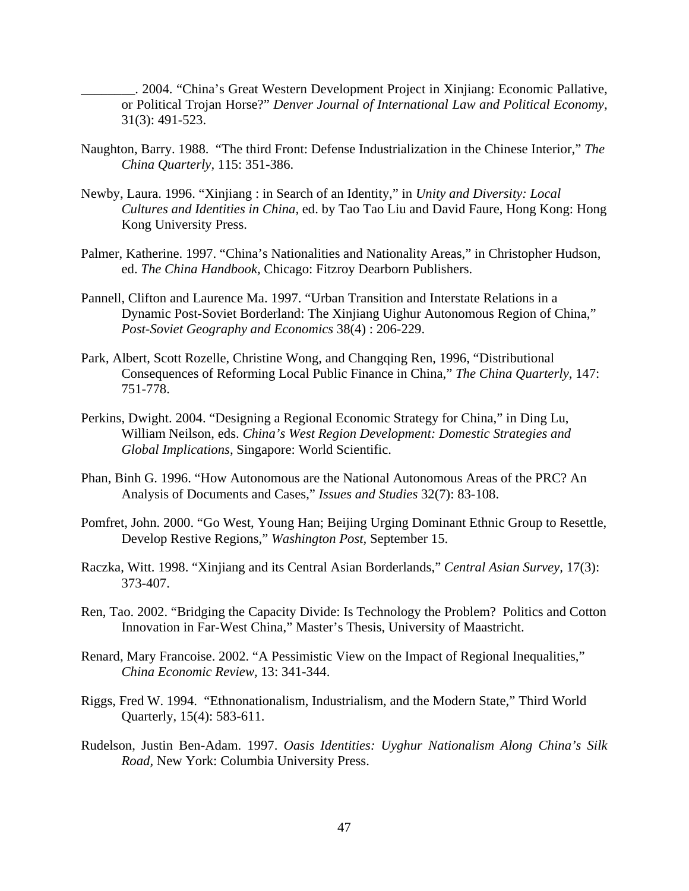________. 2004. "China's Great Western Development Project in Xinjiang: Economic Pallative, or Political Trojan Horse?" *Denver Journal of International Law and Political Economy*, 31(3): 491-523.

Naughton, Barry. 1988. "The third Front: Defense Industrialization in the Chinese Interior," *The China Quarterly*, 115: 351-386.

Newby, Laura. 1996. "Xinjiang : in Search of an Identity," in *Unity and Diversity: Local Cultures and Identities in China*, ed. by Tao Tao Liu and David Faure, Hong Kong: Hong Kong University Press.

Palmer, Katherine. 1997. "China's Nationalities and Nationality Areas," in Christopher Hudson, ed. *The China Handbook*, Chicago: Fitzroy Dearborn Publishers.

Pannell, Clifton and Laurence Ma. 1997. "Urban Transition and Interstate Relations in a Dynamic Post-Soviet Borderland: The Xinjiang Uighur Autonomous Region of China," *Post-Soviet Geography and Economics* 38(4) : 206-229.

Park, Albert, Scott Rozelle, Christine Wong, and Changqing Ren, 1996, "Distributional Consequences of Reforming Local Public Finance in China," *The China Quarterly*, 147: 751-778.

Perkins, Dwight. 2004. "Designing a Regional Economic Strategy for China," in Ding Lu, William Neilson, eds. *China's West Region Development: Domestic Strategies and Global Implications*, Singapore: World Scientific.

Phan, Binh G. 1996. "How Autonomous are the National Autonomous Areas of the PRC? An Analysis of Documents and Cases," *Issues and Studies* 32(7): 83-108.

Pomfret, John. 2000. "Go West, Young Han; Beijing Urging Dominant Ethnic Group to Resettle, Develop Restive Regions," *Washington Post*, September 15.

Raczka, Witt. 1998. "Xinjiang and its Central Asian Borderlands," *Central Asian Survey*, 17(3): 373-407.

Ren, Tao. 2002. "Bridging the Capacity Divide: Is Technology the Problem? Politics and Cotton Innovation in Far-West China," Master's Thesis, University of Maastricht.

Renard, Mary Francoise. 2002. "A Pessimistic View on the Impact of Regional Inequalities," *China Economic Review*, 13: 341-344.

Riggs, Fred W. 1994. "Ethnonationalism, Industrialism, and the Modern State," Third World Quarterly, 15(4): 583-611.

Rudelson, Justin Ben-Adam. 1997. *Oasis Identities: Uyghur Nationalism Along China's Silk Road*, New York: Columbia University Press.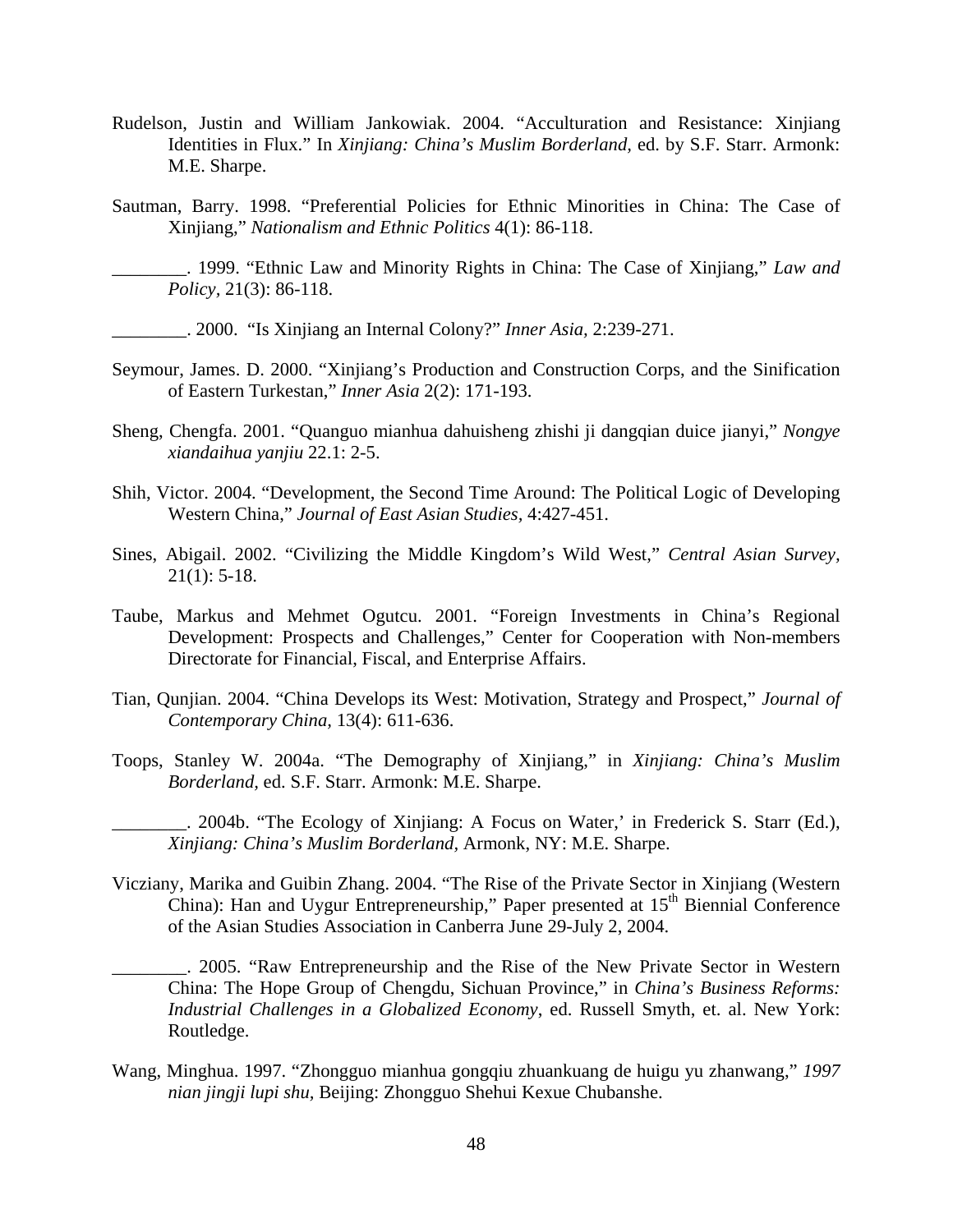Rudelson, Justin and William Jankowiak. 2004. "Acculturation and Resistance: Xinjiang Identities in Flux." In *Xinjiang: China's Muslim Borderland,* ed. by S.F. Starr. Armonk: M.E. Sharpe.

Sautman, Barry. 1998. "Preferential Policies for Ethnic Minorities in China: The Case of Xinjiang," *Nationalism and Ethnic Politics* 4(1): 86-118.

________. 1999. "Ethnic Law and Minority Rights in China: The Case of Xinjiang," *Law and Policy*, 21(3): 86-118.

________. 2000. "Is Xinjiang an Internal Colony?" *Inner Asia,* 2:239-271.

Seymour, James. D. 2000. "Xinjiang's Production and Construction Corps, and the Sinification of Eastern Turkestan," *Inner Asia* 2(2): 171-193.

Sheng, Chengfa. 2001. "Quanguo mianhua dahuisheng zhishi ji dangqian duice jianyi," *Nongye xiandaihua yanjiu* 22.1: 2-5.

Shih, Victor. 2004. "Development, the Second Time Around: The Political Logic of Developing Western China," *Journal of East Asian Studies,* 4:427-451.

Sines, Abigail. 2002. "Civilizing the Middle Kingdom's Wild West," *Central Asian Survey,* 21(1): 5-18.

Taube, Markus and Mehmet Ogutcu. 2001. "Foreign Investments in China's Regional Development: Prospects and Challenges," Center for Cooperation with Non-members Directorate for Financial, Fiscal, and Enterprise Affairs.

Tian, Qunjian. 2004. "China Develops its West: Motivation, Strategy and Prospect," *Journal of Contemporary China,* 13(4): 611-636.

Toops, Stanley W. 2004a. "The Demography of Xinjiang," in *Xinjiang: China's Muslim Borderland,* ed. S.F. Starr. Armonk: M.E. Sharpe.

________. 2004b. "The Ecology of Xinjiang: A Focus on Water,' in Frederick S. Starr (Ed.), *Xinjiang: China's Muslim Borderland,* Armonk, NY: M.E. Sharpe.

Vicziany, Marika and Guibin Zhang. 2004. "The Rise of the Private Sector in Xinjiang (Western China): Han and Uygur Entrepreneurship," Paper presented at 15th Biennial Conference of the Asian Studies Association in Canberra June 29-July 2, 2004.

________. 2005. "Raw Entrepreneurship and the Rise of the New Private Sector in Western China: The Hope Group of Chengdu, Sichuan Province," in *China's Business Reforms: Industrial Challenges in a Globalized Economy*, ed. Russell Smyth, et. al. New York: Routledge.

Wang, Minghua. 1997. "Zhongguo mianhua gongqiu zhuankuang de huigu yu zhanwang," *1997 nian jingji lupi shu,* Beijing: Zhongguo Shehui Kexue Chubanshe.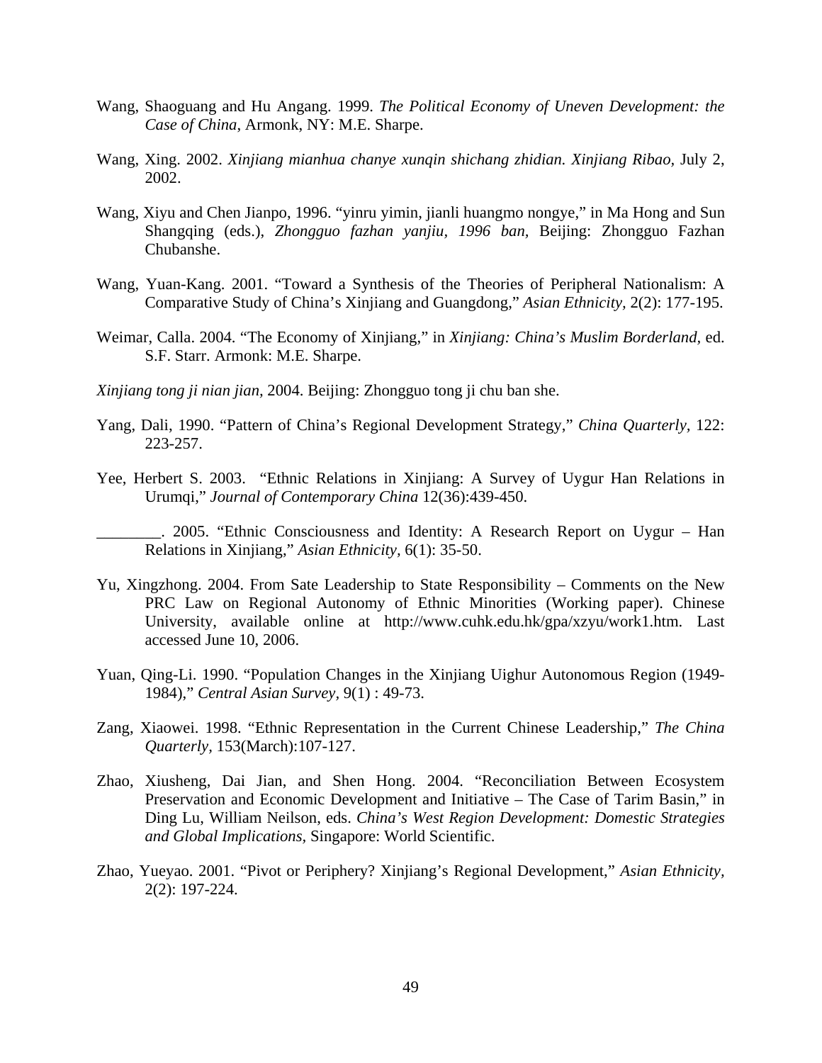Wang, Shaoguang and Hu Angang. 1999. *The Political Economy of Uneven Development: the Case of China*, Armonk, NY: M.E. Sharpe.

Wang, Xing. 2002. *Xinjiang mianhua chanye xunqin shichang zhidian. Xinjiang Ribao,* July 2, 2002.

Wang, Xiyu and Chen Jianpo, 1996. "yinru yimin, jianli huangmo nongye," in Ma Hong and Sun Shangqing (eds.), *Zhongguo fazhan yanjiu, 1996 ban*, Beijing: Zhongguo Fazhan Chubanshe.

Wang, Yuan-Kang. 2001. "Toward a Synthesis of the Theories of Peripheral Nationalism: A Comparative Study of China's Xinjiang and Guangdong," *Asian Ethnicity*, 2(2): 177-195.

Weimar, Calla. 2004. "The Economy of Xinjiang," in *Xinjiang: China's Muslim Borderland*, ed. S.F. Starr. Armonk: M.E. Sharpe.

*Xinjiang tong ji nian jian*, 2004. Beijing: Zhongguo tong ji chu ban she.

Yang, Dali, 1990. "Pattern of China's Regional Development Strategy," *China Quarterly*, 122: 223-257.

Yee, Herbert S. 2003. "Ethnic Relations in Xinjiang: A Survey of Uygur Han Relations in Urumqi," *Journal of Contemporary China* 12(36):439-450.

________. 2005. "Ethnic Consciousness and Identity: A Research Report on Uygur – Han Relations in Xinjiang," *Asian Ethnicity*, 6(1): 35-50.

Yu, Xingzhong. 2004. From Sate Leadership to State Responsibility – Comments on the New PRC Law on Regional Autonomy of Ethnic Minorities (Working paper). Chinese University, available online at http://www.cuhk.edu.hk/gpa/xzyu/work1.htm. Last accessed June 10, 2006.

Yuan, Qing-Li. 1990. "Population Changes in the Xinjiang Uighur Autonomous Region (1949-1984)," *Central Asian Survey*, 9(1) : 49-73.

Zang, Xiaowei. 1998. "Ethnic Representation in the Current Chinese Leadership," *The China Quarterly*, 153(March):107-127.

Zhao, Xiusheng, Dai Jian, and Shen Hong. 2004. "Reconciliation Between Ecosystem Preservation and Economic Development and Initiative – The Case of Tarim Basin," in Ding Lu, William Neilson, eds. *China's West Region Development: Domestic Strategies and Global Implications,* Singapore: World Scientific.

Zhao, Yueyao. 2001. "Pivot or Periphery? Xinjiang's Regional Development," *Asian Ethnicity*, 2(2): 197-224.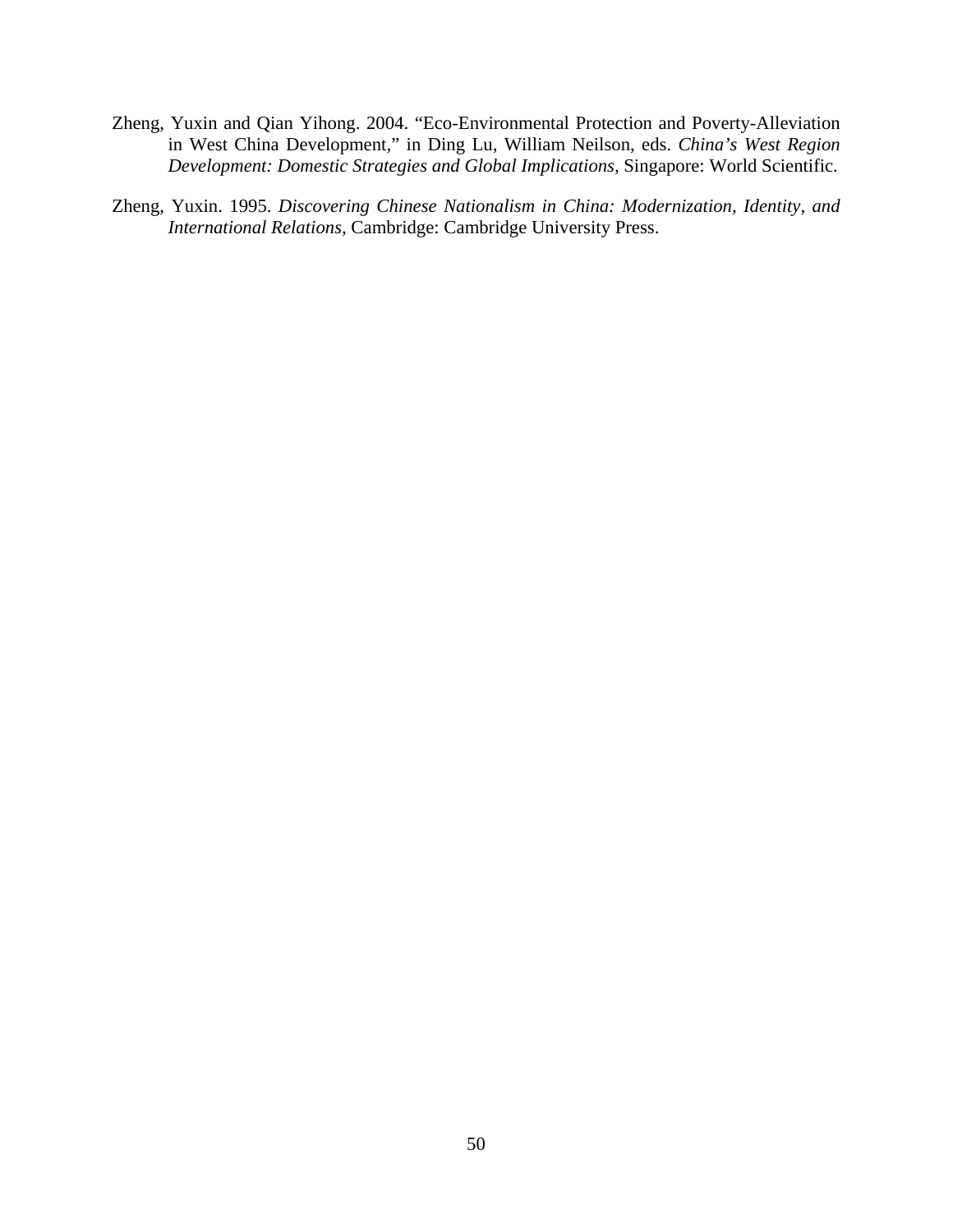Zheng, Yuxin and Qian Yihong. 2004. "Eco-Environmental Protection and Poverty-Alleviation in West China Development," in Ding Lu, William Neilson, eds. *China's West Region Development: Domestic Strategies and Global Implications,* Singapore: World Scientific.

Zheng, Yuxin. 1995. *Discovering Chinese Nationalism in China: Modernization, Identity, and International Relations*, Cambridge: Cambridge University Press.